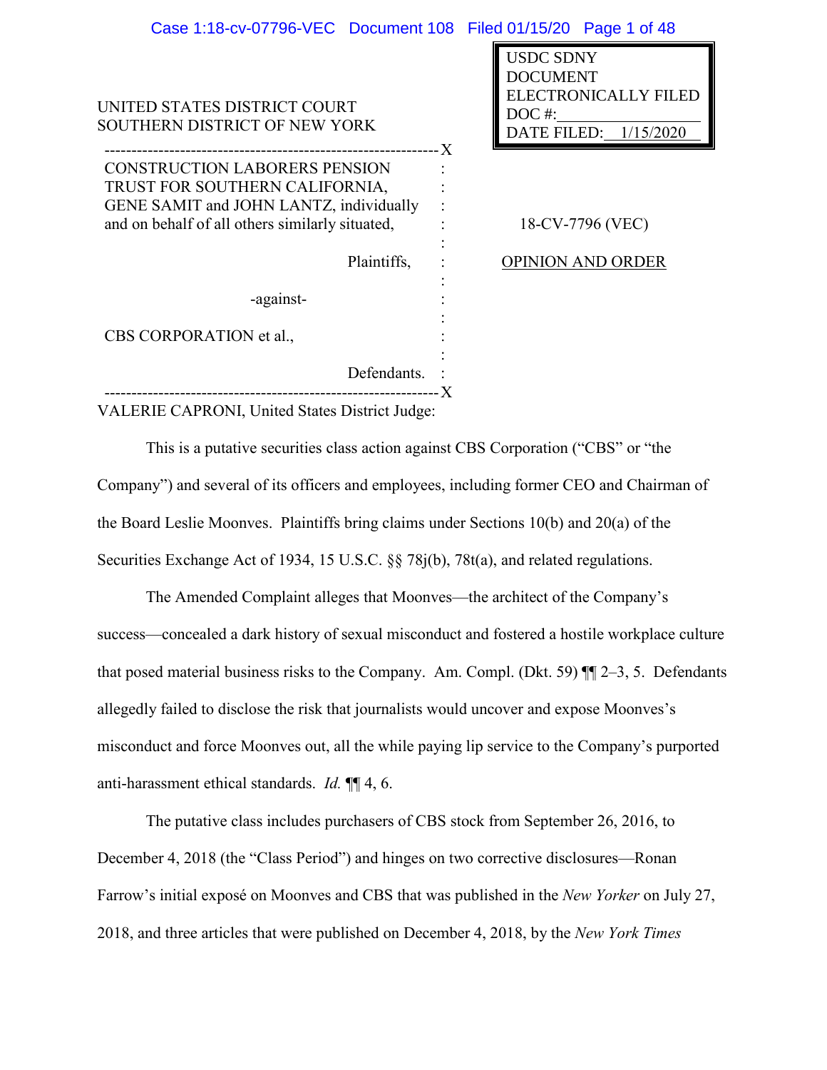USDC SDNY
DOCUMENT
ELECTRONICALLY FILED
DOC #:_______________
DATE FILED: 1/15/2020

UNITED STATES DISTRICT COURT
SOUTHERN DISTRICT OF NEW YORK

CONSTRUCTION LABORERS PENSION TRUST FOR SOUTHERN CALIFORNIA, GENE SAMIT and JOHN LANTZ, individually and on behalf of all others similarly situated,

Plaintiffs,

-against-

CBS CORPORATION et al.,

Defendants.

18-CV-7796 (VEC)

OPINION AND ORDER

VALERIE CAPRONI, United States District Judge:

This is a putative securities class action against CBS Corporation ("CBS" or "the Company") and several of its officers and employees, including former CEO and Chairman of the Board Leslie Moonves. Plaintiffs bring claims under Sections 10(b) and 20(a) of the Securities Exchange Act of 1934, 15 U.S.C. §§ 78j(b), 78t(a), and related regulations.

The Amended Complaint alleges that Moonves—the architect of the Company's success—concealed a dark history of sexual misconduct and fostered a hostile workplace culture that posed material business risks to the Company. Am. Compl. (Dkt. 59) ¶¶ 2–3, 5. Defendants allegedly failed to disclose the risk that journalists would uncover and expose Moonves's misconduct and force Moonves out, all the while paying lip service to the Company's purported anti-harassment ethical standards. *Id.* ¶¶ 4, 6.

The putative class includes purchasers of CBS stock from September 26, 2016, to December 4, 2018 (the "Class Period") and hinges on two corrective disclosures—Ronan Farrow's initial exposé on Moonves and CBS that was published in the *New Yorker* on July 27, 2018, and three articles that were published on December 4, 2018, by the *New York Times*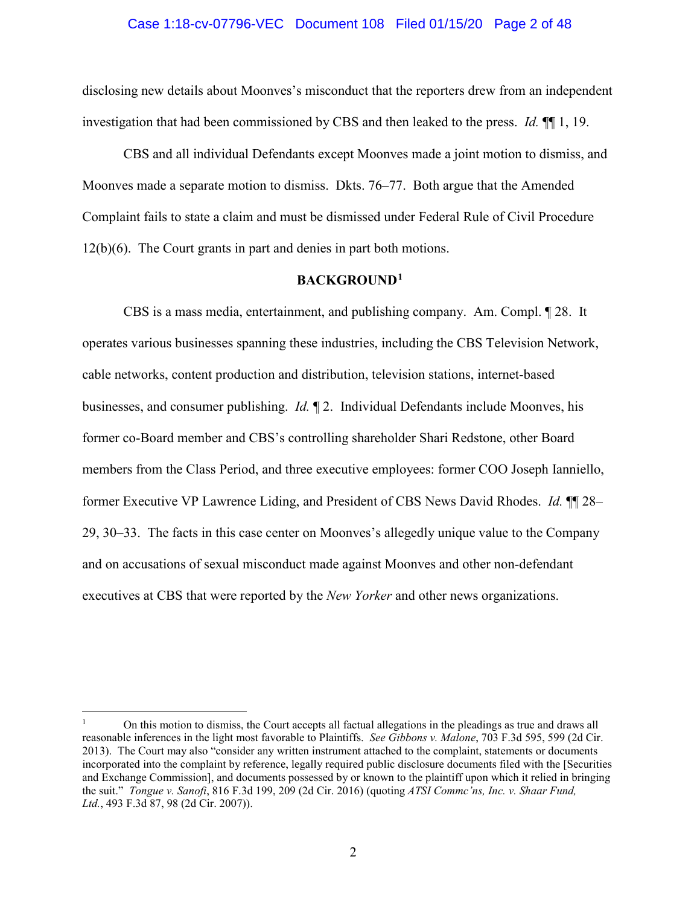disclosing new details about Moonves's misconduct that the reporters drew from an independent investigation that had been commissioned by CBS and then leaked to the press. *Id.* ¶¶ 1, 19.

CBS and all individual Defendants except Moonves made a joint motion to dismiss, and Moonves made a separate motion to dismiss. Dkts. 76–77. Both argue that the Amended Complaint fails to state a claim and must be dismissed under Federal Rule of Civil Procedure 12(b)(6). The Court grants in part and denies in part both motions.

## BACKGROUND[1]

CBS is a mass media, entertainment, and publishing company. Am. Compl. ¶ 28. It operates various businesses spanning these industries, including the CBS Television Network, cable networks, content production and distribution, television stations, internet-based businesses, and consumer publishing. *Id.* ¶ 2. Individual Defendants include Moonves, his former co-Board member and CBS's controlling shareholder Shari Redstone, other Board members from the Class Period, and three executive employees: former COO Joseph Ianniello, former Executive VP Lawrence Liding, and President of CBS News David Rhodes. *Id.* ¶¶ 28–29, 30–33. The facts in this case center on Moonves's allegedly unique value to the Company and on accusations of sexual misconduct made against Moonves and other non-defendant executives at CBS that were reported by the *New Yorker* and other news organizations.

---

[1] On this motion to dismiss, the Court accepts all factual allegations in the pleadings as true and draws all reasonable inferences in the light most favorable to Plaintiffs. *See Gibbons v. Malone*, 703 F.3d 595, 599 (2d Cir. 2013). The Court may also "consider any written instrument attached to the complaint, statements or documents incorporated into the complaint by reference, legally required public disclosure documents filed with the [Securities and Exchange Commission], and documents possessed by or known to the plaintiff upon which it relied in bringing the suit." *Tongue v. Sanofi*, 816 F.3d 199, 209 (2d Cir. 2016) (quoting *ATSI Commc'ns, Inc. v. Shaar Fund, Ltd.*, 493 F.3d 87, 98 (2d Cir. 2007)).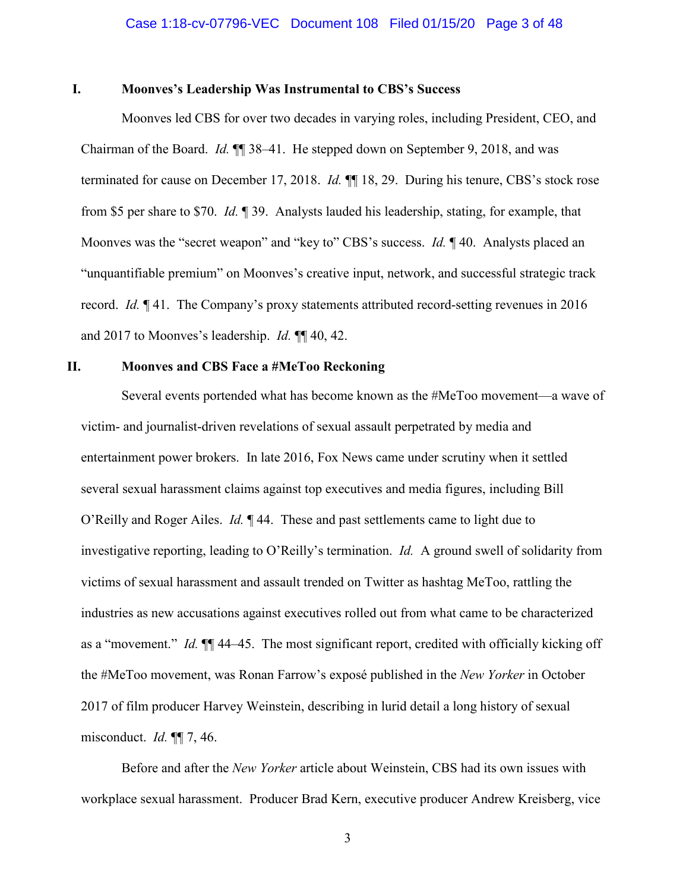## I. Moonves's Leadership Was Instrumental to CBS's Success

Moonves led CBS for over two decades in varying roles, including President, CEO, and Chairman of the Board. *Id.* ¶¶ 38–41. He stepped down on September 9, 2018, and was terminated for cause on December 17, 2018. *Id.* ¶¶ 18, 29. During his tenure, CBS's stock rose from $5 per share to $70. *Id.* ¶ 39. Analysts lauded his leadership, stating, for example, that Moonves was the "secret weapon" and "key to" CBS's success. *Id.* ¶ 40. Analysts placed an "unquantifiable premium" on Moonves's creative input, network, and successful strategic track record. *Id.* ¶ 41. The Company's proxy statements attributed record-setting revenues in 2016 and 2017 to Moonves's leadership. *Id.* ¶¶ 40, 42.

## II. Moonves and CBS Face a #MeToo Reckoning

Several events portended what has become known as the #MeToo movement—a wave of victim- and journalist-driven revelations of sexual assault perpetrated by media and entertainment power brokers. In late 2016, Fox News came under scrutiny when it settled several sexual harassment claims against top executives and media figures, including Bill O'Reilly and Roger Ailes. *Id.* ¶ 44. These and past settlements came to light due to investigative reporting, leading to O'Reilly's termination. *Id.* A ground swell of solidarity from victims of sexual harassment and assault trended on Twitter as hashtag MeToo, rattling the industries as new accusations against executives rolled out from what came to be characterized as a "movement." *Id.* ¶¶ 44–45. The most significant report, credited with officially kicking off the #MeToo movement, was Ronan Farrow's exposé published in the *New Yorker* in October 2017 of film producer Harvey Weinstein, describing in lurid detail a long history of sexual misconduct. *Id.* ¶¶ 7, 46.

Before and after the *New Yorker* article about Weinstein, CBS had its own issues with workplace sexual harassment. Producer Brad Kern, executive producer Andrew Kreisberg, vice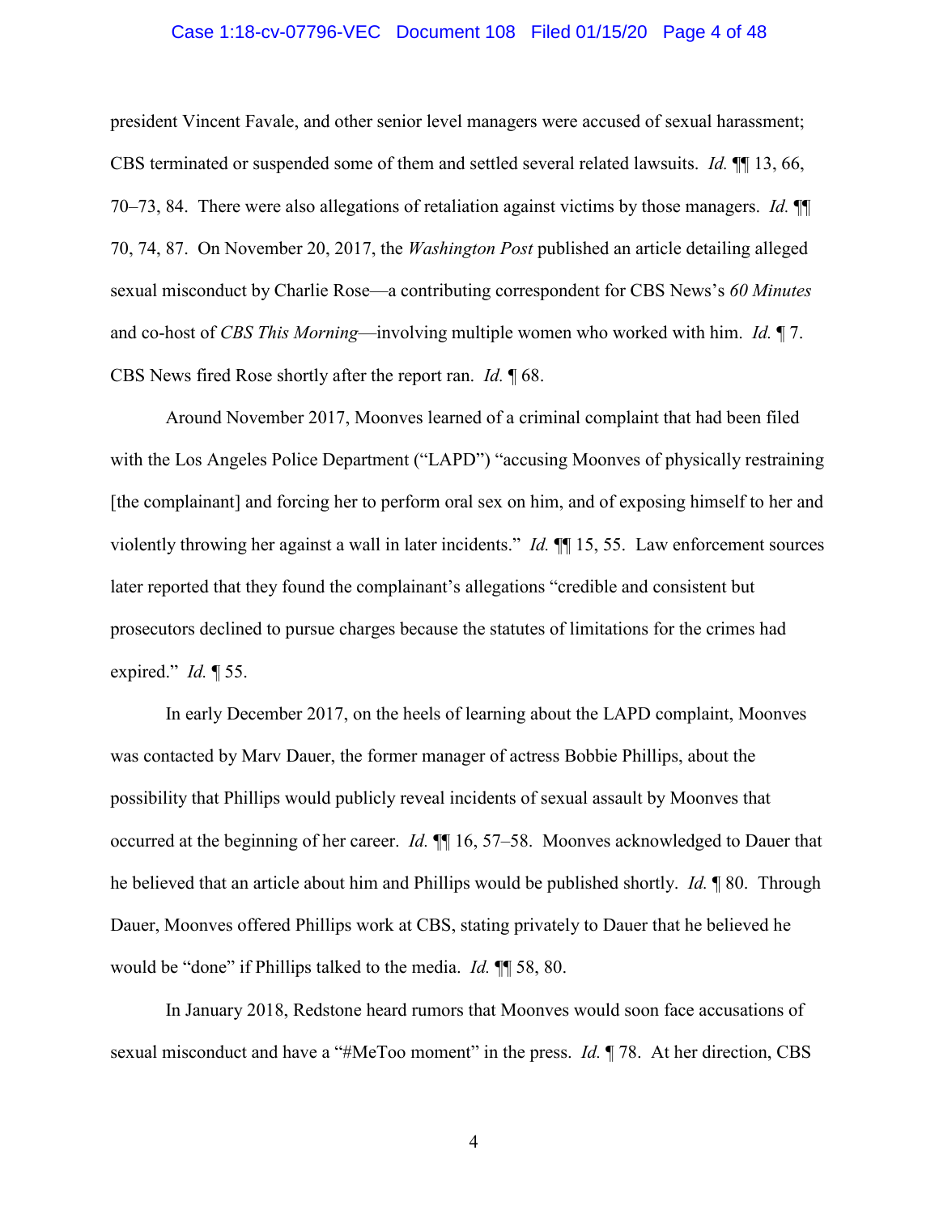president Vincent Favale, and other senior level managers were accused of sexual harassment; CBS terminated or suspended some of them and settled several related lawsuits. *Id.* ¶¶ 13, 66, 70–73, 84. There were also allegations of retaliation against victims by those managers. *Id.* ¶¶ 70, 74, 87. On November 20, 2017, the *Washington Post* published an article detailing alleged sexual misconduct by Charlie Rose—a contributing correspondent for CBS News's *60 Minutes* and co-host of *CBS This Morning*—involving multiple women who worked with him. *Id.* ¶ 7. CBS News fired Rose shortly after the report ran. *Id.* ¶ 68.

Around November 2017, Moonves learned of a criminal complaint that had been filed with the Los Angeles Police Department ("LAPD") "accusing Moonves of physically restraining [the complainant] and forcing her to perform oral sex on him, and of exposing himself to her and violently throwing her against a wall in later incidents." *Id.* ¶¶ 15, 55. Law enforcement sources later reported that they found the complainant's allegations "credible and consistent but prosecutors declined to pursue charges because the statutes of limitations for the crimes had expired." *Id.* ¶ 55.

In early December 2017, on the heels of learning about the LAPD complaint, Moonves was contacted by Marv Dauer, the former manager of actress Bobbie Phillips, about the possibility that Phillips would publicly reveal incidents of sexual assault by Moonves that occurred at the beginning of her career. *Id.* ¶¶ 16, 57–58. Moonves acknowledged to Dauer that he believed that an article about him and Phillips would be published shortly. *Id.* ¶ 80. Through Dauer, Moonves offered Phillips work at CBS, stating privately to Dauer that he believed he would be "done" if Phillips talked to the media. *Id.* ¶¶ 58, 80.

In January 2018, Redstone heard rumors that Moonves would soon face accusations of sexual misconduct and have a "#MeToo moment" in the press. *Id.* ¶ 78. At her direction, CBS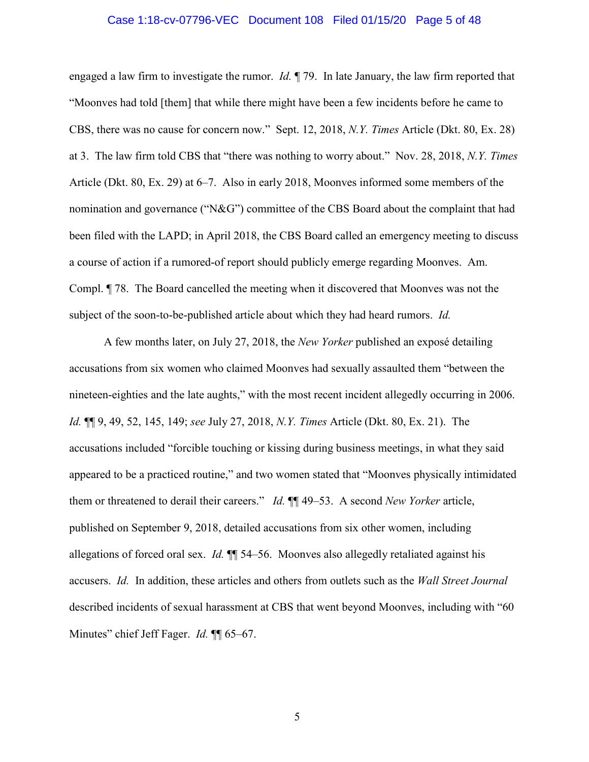engaged a law firm to investigate the rumor. *Id.* ¶ 79. In late January, the law firm reported that "Moonves had told [them] that while there might have been a few incidents before he came to CBS, there was no cause for concern now." Sept. 12, 2018, *N.Y. Times* Article (Dkt. 80, Ex. 28) at 3. The law firm told CBS that "there was nothing to worry about." Nov. 28, 2018, *N.Y. Times* Article (Dkt. 80, Ex. 29) at 6–7. Also in early 2018, Moonves informed some members of the nomination and governance ("N&G") committee of the CBS Board about the complaint that had been filed with the LAPD; in April 2018, the CBS Board called an emergency meeting to discuss a course of action if a rumored-of report should publicly emerge regarding Moonves. Am. Compl. ¶ 78. The Board cancelled the meeting when it discovered that Moonves was not the subject of the soon-to-be-published article about which they had heard rumors. *Id.*

A few months later, on July 27, 2018, the *New Yorker* published an exposé detailing accusations from six women who claimed Moonves had sexually assaulted them "between the nineteen-eighties and the late aughts," with the most recent incident allegedly occurring in 2006. *Id.* ¶¶ 9, 49, 52, 145, 149; *see* July 27, 2018, *N.Y. Times* Article (Dkt. 80, Ex. 21). The accusations included "forcible touching or kissing during business meetings, in what they said appeared to be a practiced routine," and two women stated that "Moonves physically intimidated them or threatened to derail their careers." *Id.* ¶¶ 49–53. A second *New Yorker* article, published on September 9, 2018, detailed accusations from six other women, including allegations of forced oral sex. *Id.* ¶¶ 54–56. Moonves also allegedly retaliated against his accusers. *Id.* In addition, these articles and others from outlets such as the *Wall Street Journal* described incidents of sexual harassment at CBS that went beyond Moonves, including with "60 Minutes" chief Jeff Fager. *Id.* ¶¶ 65–67.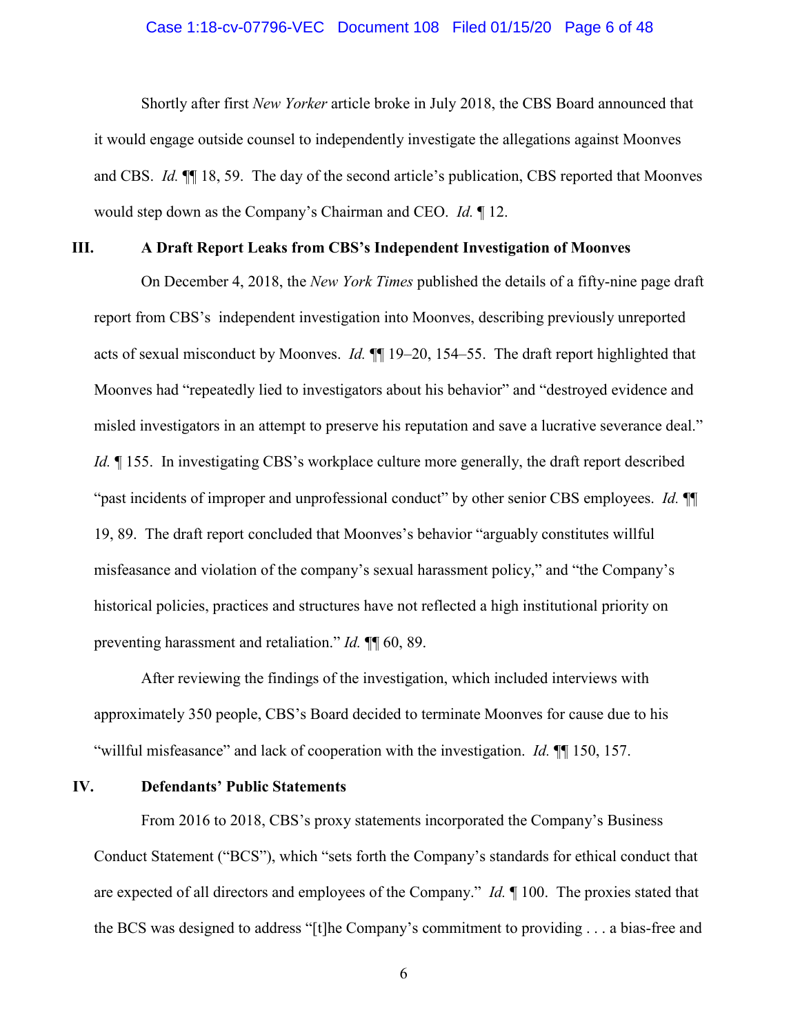Shortly after first *New Yorker* article broke in July 2018, the CBS Board announced that it would engage outside counsel to independently investigate the allegations against Moonves and CBS. *Id.* ¶¶ 18, 59. The day of the second article's publication, CBS reported that Moonves would step down as the Company's Chairman and CEO. *Id.* ¶ 12.

## III. A Draft Report Leaks from CBS's Independent Investigation of Moonves

On December 4, 2018, the *New York Times* published the details of a fifty-nine page draft report from CBS's independent investigation into Moonves, describing previously unreported acts of sexual misconduct by Moonves. *Id.* ¶¶ 19–20, 154–55. The draft report highlighted that Moonves had "repeatedly lied to investigators about his behavior" and "destroyed evidence and misled investigators in an attempt to preserve his reputation and save a lucrative severance deal." *Id.* ¶ 155. In investigating CBS's workplace culture more generally, the draft report described "past incidents of improper and unprofessional conduct" by other senior CBS employees. *Id.* ¶¶ 19, 89. The draft report concluded that Moonves's behavior "arguably constitutes willful misfeasance and violation of the company's sexual harassment policy," and "the Company's historical policies, practices and structures have not reflected a high institutional priority on preventing harassment and retaliation." *Id.* ¶¶ 60, 89.

After reviewing the findings of the investigation, which included interviews with approximately 350 people, CBS's Board decided to terminate Moonves for cause due to his "willful misfeasance" and lack of cooperation with the investigation. *Id.* ¶¶ 150, 157.

## IV. Defendants' Public Statements

From 2016 to 2018, CBS's proxy statements incorporated the Company's Business Conduct Statement ("BCS"), which "sets forth the Company's standards for ethical conduct that are expected of all directors and employees of the Company." *Id.* ¶ 100. The proxies stated that the BCS was designed to address "[t]he Company's commitment to providing . . . a bias-free and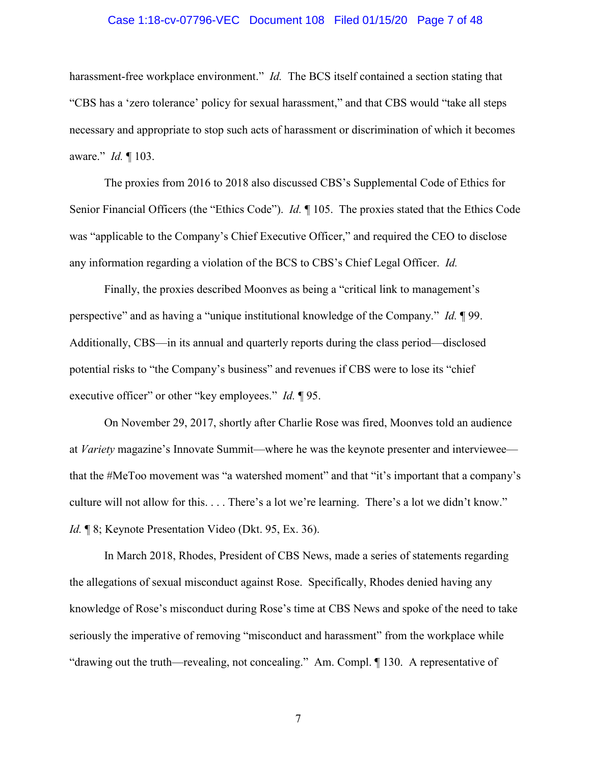harassment-free workplace environment." *Id.* The BCS itself contained a section stating that "CBS has a 'zero tolerance' policy for sexual harassment," and that CBS would "take all steps necessary and appropriate to stop such acts of harassment or discrimination of which it becomes aware." *Id.* ¶ 103.

The proxies from 2016 to 2018 also discussed CBS's Supplemental Code of Ethics for Senior Financial Officers (the "Ethics Code"). *Id.* ¶ 105. The proxies stated that the Ethics Code was "applicable to the Company's Chief Executive Officer," and required the CEO to disclose any information regarding a violation of the BCS to CBS's Chief Legal Officer. *Id.*

Finally, the proxies described Moonves as being a "critical link to management's perspective" and as having a "unique institutional knowledge of the Company." *Id.* ¶ 99. Additionally, CBS—in its annual and quarterly reports during the class period—disclosed potential risks to "the Company's business" and revenues if CBS were to lose its "chief executive officer" or other "key employees." *Id.* ¶ 95.

On November 29, 2017, shortly after Charlie Rose was fired, Moonves told an audience at *Variety* magazine's Innovate Summit—where he was the keynote presenter and interviewee—that the #MeToo movement was "a watershed moment" and that "it's important that a company's culture will not allow for this. . . . There's a lot we're learning. There's a lot we didn't know." *Id.* ¶ 8; Keynote Presentation Video (Dkt. 95, Ex. 36).

In March 2018, Rhodes, President of CBS News, made a series of statements regarding the allegations of sexual misconduct against Rose. Specifically, Rhodes denied having any knowledge of Rose's misconduct during Rose's time at CBS News and spoke of the need to take seriously the imperative of removing "misconduct and harassment" from the workplace while "drawing out the truth—revealing, not concealing." Am. Compl. ¶ 130. A representative of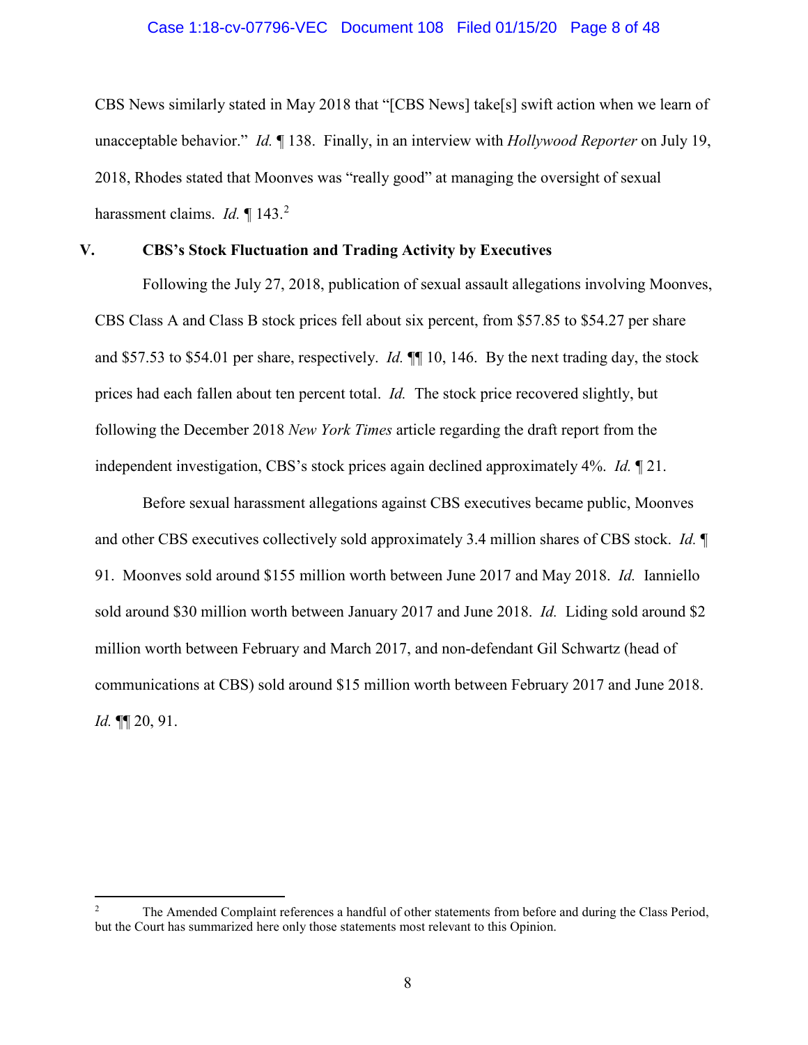CBS News similarly stated in May 2018 that "[CBS News] take[s] swift action when we learn of unacceptable behavior." *Id.* ¶ 138. Finally, in an interview with *Hollywood Reporter* on July 19, 2018, Rhodes stated that Moonves was "really good" at managing the oversight of sexual harassment claims. *Id.* ¶ 143.[2]

## V. CBS's Stock Fluctuation and Trading Activity by Executives

Following the July 27, 2018, publication of sexual assault allegations involving Moonves, CBS Class A and Class B stock prices fell about six percent, from $57.85 to $54.27 per share and $57.53 to $54.01 per share, respectively. *Id.* ¶¶ 10, 146. By the next trading day, the stock prices had each fallen about ten percent total. *Id.* The stock price recovered slightly, but following the December 2018 *New York Times* article regarding the draft report from the independent investigation, CBS's stock prices again declined approximately 4%. *Id.* ¶ 21.

Before sexual harassment allegations against CBS executives became public, Moonves and other CBS executives collectively sold approximately 3.4 million shares of CBS stock. *Id.* ¶ 91. Moonves sold around $155 million worth between June 2017 and May 2018. *Id.* Ianniello sold around $30 million worth between January 2017 and June 2018. *Id.* Liding sold around $2 million worth between February and March 2017, and non-defendant Gil Schwartz (head of communications at CBS) sold around $15 million worth between February 2017 and June 2018. *Id.* ¶¶ 20, 91.

---

[2] The Amended Complaint references a handful of other statements from before and during the Class Period, but the Court has summarized here only those statements most relevant to this Opinion.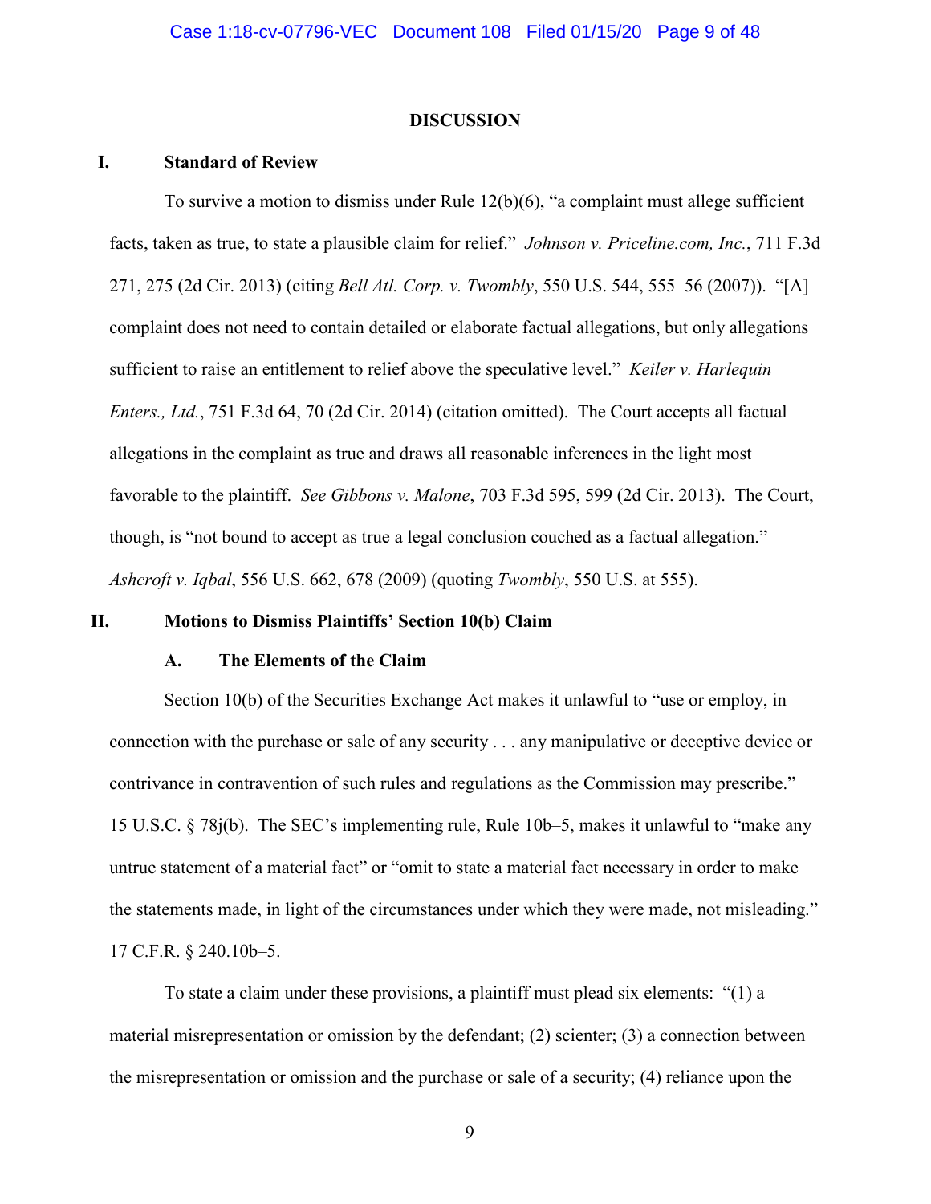# DISCUSSION

## I. Standard of Review

To survive a motion to dismiss under Rule 12(b)(6), "a complaint must allege sufficient facts, taken as true, to state a plausible claim for relief." *Johnson v. Priceline.com, Inc.*, 711 F.3d 271, 275 (2d Cir. 2013) (citing *Bell Atl. Corp. v. Twombly*, 550 U.S. 544, 555–56 (2007)). "[A] complaint does not need to contain detailed or elaborate factual allegations, but only allegations sufficient to raise an entitlement to relief above the speculative level." *Keiler v. Harlequin Enters., Ltd.*, 751 F.3d 64, 70 (2d Cir. 2014) (citation omitted). The Court accepts all factual allegations in the complaint as true and draws all reasonable inferences in the light most favorable to the plaintiff. *See Gibbons v. Malone*, 703 F.3d 595, 599 (2d Cir. 2013). The Court, though, is "not bound to accept as true a legal conclusion couched as a factual allegation." *Ashcroft v. Iqbal*, 556 U.S. 662, 678 (2009) (quoting *Twombly*, 550 U.S. at 555).

## II. Motions to Dismiss Plaintiffs' Section 10(b) Claim

### A. The Elements of the Claim

Section 10(b) of the Securities Exchange Act makes it unlawful to "use or employ, in connection with the purchase or sale of any security . . . any manipulative or deceptive device or contrivance in contravention of such rules and regulations as the Commission may prescribe." 15 U.S.C. § 78j(b). The SEC's implementing rule, Rule 10b–5, makes it unlawful to "make any untrue statement of a material fact" or "omit to state a material fact necessary in order to make the statements made, in light of the circumstances under which they were made, not misleading." 17 C.F.R. § 240.10b–5.

To state a claim under these provisions, a plaintiff must plead six elements: "(1) a material misrepresentation or omission by the defendant; (2) scienter; (3) a connection between the misrepresentation or omission and the purchase or sale of a security; (4) reliance upon the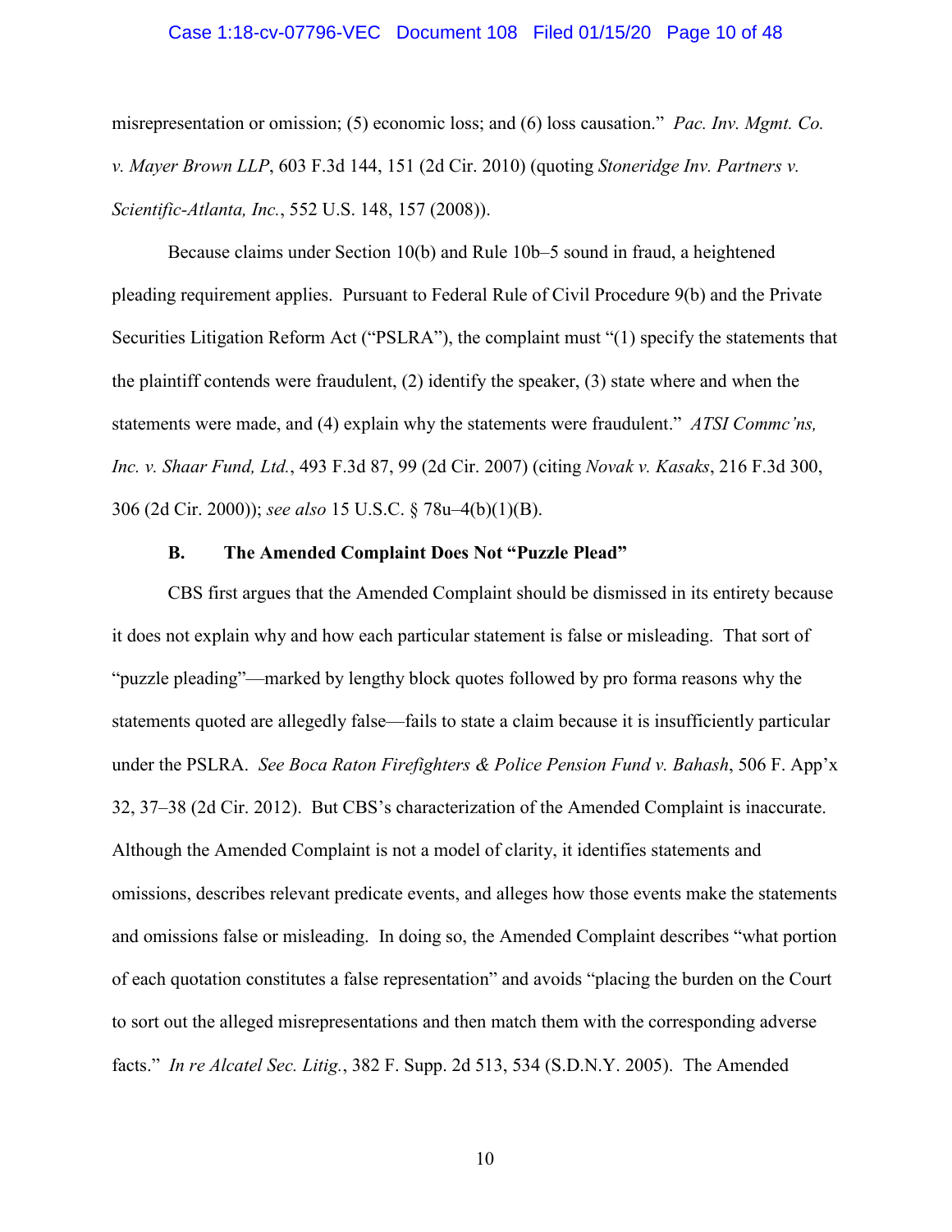misrepresentation or omission; (5) economic loss; and (6) loss causation." *Pac. Inv. Mgmt. Co. v. Mayer Brown LLP*, 603 F.3d 144, 151 (2d Cir. 2010) (quoting *Stoneridge Inv. Partners v. Scientific-Atlanta, Inc.*, 552 U.S. 148, 157 (2008)).

Because claims under Section 10(b) and Rule 10b–5 sound in fraud, a heightened pleading requirement applies. Pursuant to Federal Rule of Civil Procedure 9(b) and the Private Securities Litigation Reform Act ("PSLRA"), the complaint must "(1) specify the statements that the plaintiff contends were fraudulent, (2) identify the speaker, (3) state where and when the statements were made, and (4) explain why the statements were fraudulent." *ATSI Commc'ns, Inc. v. Shaar Fund, Ltd.*, 493 F.3d 87, 99 (2d Cir. 2007) (citing *Novak v. Kasaks*, 216 F.3d 300, 306 (2d Cir. 2000)); *see also* 15 U.S.C. § 78u–4(b)(1)(B).

### B. The Amended Complaint Does Not "Puzzle Plead"

CBS first argues that the Amended Complaint should be dismissed in its entirety because it does not explain why and how each particular statement is false or misleading. That sort of "puzzle pleading"—marked by lengthy block quotes followed by pro forma reasons why the statements quoted are allegedly false—fails to state a claim because it is insufficiently particular under the PSLRA. *See Boca Raton Firefighters & Police Pension Fund v. Bahash*, 506 F. App'x 32, 37–38 (2d Cir. 2012). But CBS's characterization of the Amended Complaint is inaccurate. Although the Amended Complaint is not a model of clarity, it identifies statements and omissions, describes relevant predicate events, and alleges how those events make the statements and omissions false or misleading. In doing so, the Amended Complaint describes "what portion of each quotation constitutes a false representation" and avoids "placing the burden on the Court to sort out the alleged misrepresentations and then match them with the corresponding adverse facts." *In re Alcatel Sec. Litig.*, 382 F. Supp. 2d 513, 534 (S.D.N.Y. 2005). The Amended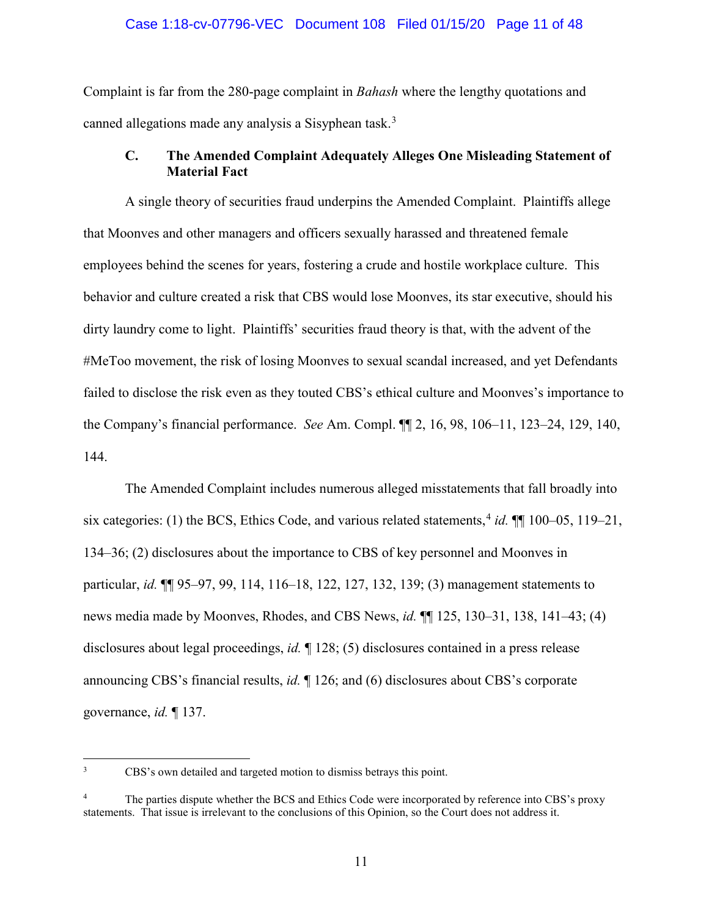Complaint is far from the 280-page complaint in *Bahash* where the lengthy quotations and canned allegations made any analysis a Sisyphean task.[3]

### C. The Amended Complaint Adequately Alleges One Misleading Statement of Material Fact

A single theory of securities fraud underpins the Amended Complaint. Plaintiffs allege that Moonves and other managers and officers sexually harassed and threatened female employees behind the scenes for years, fostering a crude and hostile workplace culture. This behavior and culture created a risk that CBS would lose Moonves, its star executive, should his dirty laundry come to light. Plaintiffs' securities fraud theory is that, with the advent of the #MeToo movement, the risk of losing Moonves to sexual scandal increased, and yet Defendants failed to disclose the risk even as they touted CBS's ethical culture and Moonves's importance to the Company's financial performance. *See* Am. Compl. ¶¶ 2, 16, 98, 106–11, 123–24, 129, 140, 144.

The Amended Complaint includes numerous alleged misstatements that fall broadly into six categories: (1) the BCS, Ethics Code, and various related statements,[4] *id.* ¶¶ 100–05, 119–21, 134–36; (2) disclosures about the importance to CBS of key personnel and Moonves in particular, *id.* ¶¶ 95–97, 99, 114, 116–18, 122, 127, 132, 139; (3) management statements to news media made by Moonves, Rhodes, and CBS News, *id.* ¶¶ 125, 130–31, 138, 141–43; (4) disclosures about legal proceedings, *id.* ¶ 128; (5) disclosures contained in a press release announcing CBS's financial results, *id.* ¶ 126; and (6) disclosures about CBS's corporate governance, *id.* ¶ 137.

---

[3] CBS's own detailed and targeted motion to dismiss betrays this point.

[4] The parties dispute whether the BCS and Ethics Code were incorporated by reference into CBS's proxy statements. That issue is irrelevant to the conclusions of this Opinion, so the Court does not address it.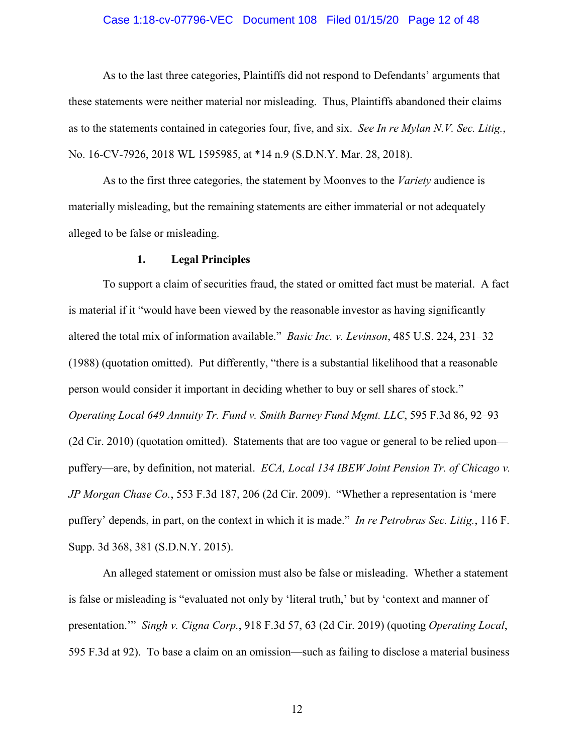As to the last three categories, Plaintiffs did not respond to Defendants' arguments that these statements were neither material nor misleading. Thus, Plaintiffs abandoned their claims as to the statements contained in categories four, five, and six. *See In re Mylan N.V. Sec. Litig.*, No. 16-CV-7926, 2018 WL 1595985, at *14 n.9 (S.D.N.Y. Mar. 28, 2018).

As to the first three categories, the statement by Moonves to the *Variety* audience is materially misleading, but the remaining statements are either immaterial or not adequately alleged to be false or misleading.

#### 1. Legal Principles

To support a claim of securities fraud, the stated or omitted fact must be material. A fact is material if it "would have been viewed by the reasonable investor as having significantly altered the total mix of information available." *Basic Inc. v. Levinson*, 485 U.S. 224, 231–32 (1988) (quotation omitted). Put differently, "there is a substantial likelihood that a reasonable person would consider it important in deciding whether to buy or sell shares of stock." *Operating Local 649 Annuity Tr. Fund v. Smith Barney Fund Mgmt. LLC*, 595 F.3d 86, 92–93 (2d Cir. 2010) (quotation omitted). Statements that are too vague or general to be relied upon—puffery—are, by definition, not material. *ECA, Local 134 IBEW Joint Pension Tr. of Chicago v. JP Morgan Chase Co.*, 553 F.3d 187, 206 (2d Cir. 2009). "Whether a representation is 'mere puffery' depends, in part, on the context in which it is made." *In re Petrobras Sec. Litig.*, 116 F. Supp. 3d 368, 381 (S.D.N.Y. 2015).

An alleged statement or omission must also be false or misleading. Whether a statement is false or misleading is "evaluated not only by 'literal truth,' but by 'context and manner of presentation.'" *Singh v. Cigna Corp.*, 918 F.3d 57, 63 (2d Cir. 2019) (quoting *Operating Local*, 595 F.3d at 92). To base a claim on an omission—such as failing to disclose a material business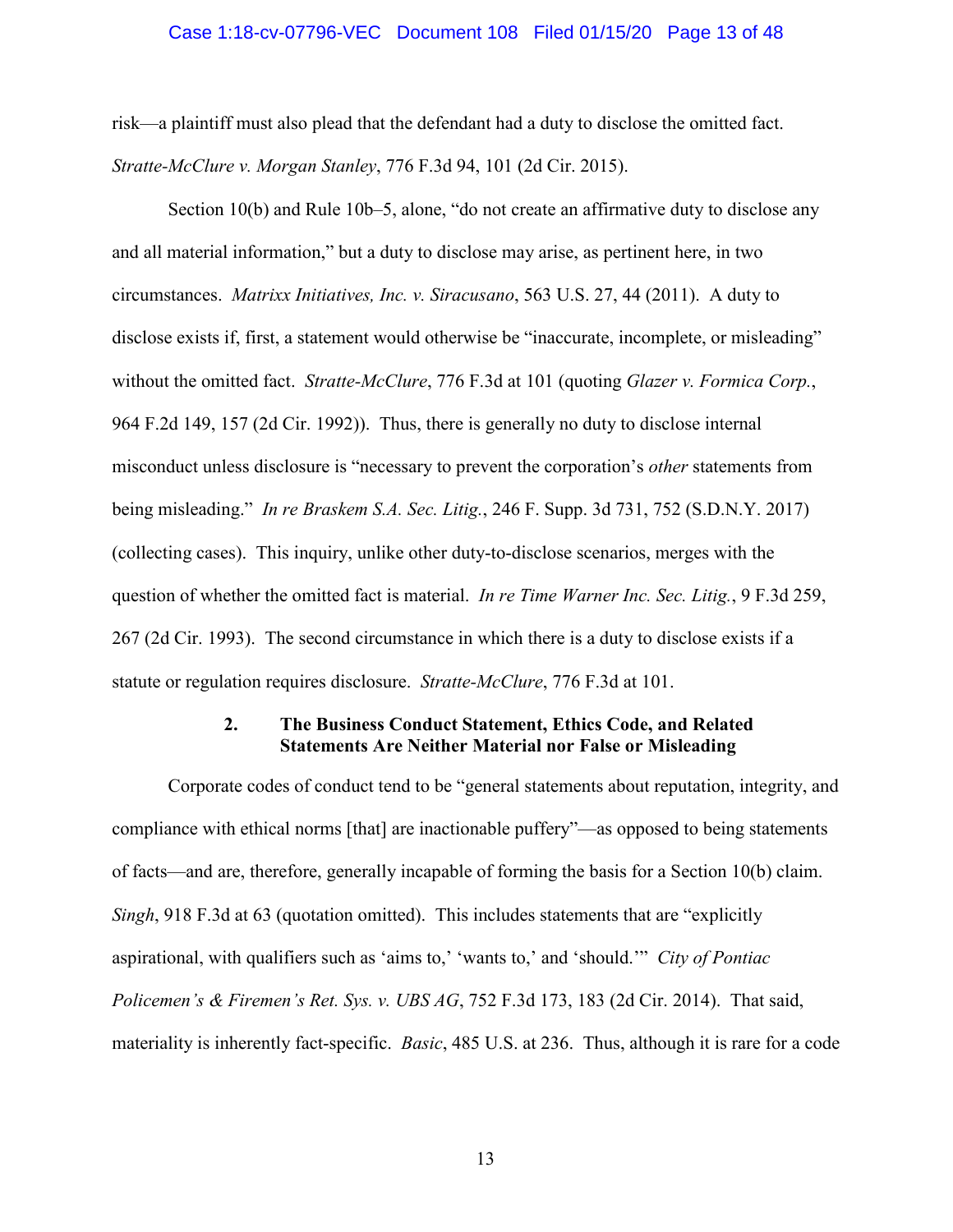risk—a plaintiff must also plead that the defendant had a duty to disclose the omitted fact. *Stratte-McClure v. Morgan Stanley*, 776 F.3d 94, 101 (2d Cir. 2015).

Section 10(b) and Rule 10b–5, alone, "do not create an affirmative duty to disclose any and all material information," but a duty to disclose may arise, as pertinent here, in two circumstances. *Matrixx Initiatives, Inc. v. Siracusano*, 563 U.S. 27, 44 (2011). A duty to disclose exists if, first, a statement would otherwise be "inaccurate, incomplete, or misleading" without the omitted fact. *Stratte-McClure*, 776 F.3d at 101 (quoting *Glazer v. Formica Corp.*, 964 F.2d 149, 157 (2d Cir. 1992)). Thus, there is generally no duty to disclose internal misconduct unless disclosure is "necessary to prevent the corporation's *other* statements from being misleading." *In re Braskem S.A. Sec. Litig.*, 246 F. Supp. 3d 731, 752 (S.D.N.Y. 2017) (collecting cases). This inquiry, unlike other duty-to-disclose scenarios, merges with the question of whether the omitted fact is material. *In re Time Warner Inc. Sec. Litig.*, 9 F.3d 259, 267 (2d Cir. 1993). The second circumstance in which there is a duty to disclose exists if a statute or regulation requires disclosure. *Stratte-McClure*, 776 F.3d at 101.

### 2. The Business Conduct Statement, Ethics Code, and Related Statements Are Neither Material nor False or Misleading

Corporate codes of conduct tend to be "general statements about reputation, integrity, and compliance with ethical norms [that] are inactionable puffery"—as opposed to being statements of facts—and are, therefore, generally incapable of forming the basis for a Section 10(b) claim. *Singh*, 918 F.3d at 63 (quotation omitted). This includes statements that are "explicitly aspirational, with qualifiers such as 'aims to,' 'wants to,' and 'should.'" *City of Pontiac Policemen's & Firemen's Ret. Sys. v. UBS AG*, 752 F.3d 173, 183 (2d Cir. 2014). That said, materiality is inherently fact-specific. *Basic*, 485 U.S. at 236. Thus, although it is rare for a code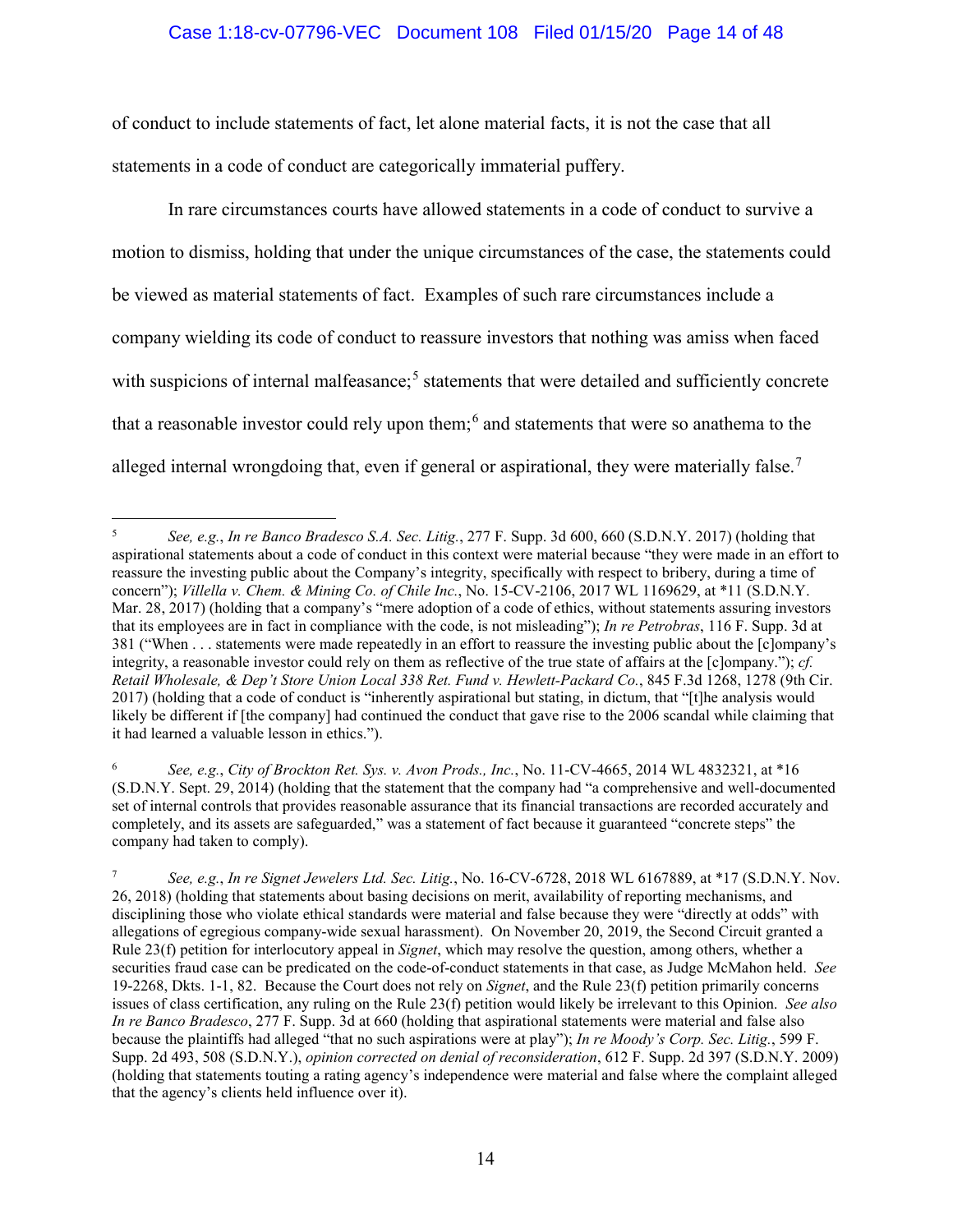of conduct to include statements of fact, let alone material facts, it is not the case that all statements in a code of conduct are categorically immaterial puffery.

In rare circumstances courts have allowed statements in a code of conduct to survive a motion to dismiss, holding that under the unique circumstances of the case, the statements could be viewed as material statements of fact. Examples of such rare circumstances include a company wielding its code of conduct to reassure investors that nothing was amiss when faced with suspicions of internal malfeasance;[5] statements that were detailed and sufficiently concrete that a reasonable investor could rely upon them;[6] and statements that were so anathema to the alleged internal wrongdoing that, even if general or aspirational, they were materially false.[7]

---

[5] *See, e.g.*, *In re Banco Bradesco S.A. Sec. Litig.*, 277 F. Supp. 3d 600, 660 (S.D.N.Y. 2017) (holding that aspirational statements about a code of conduct in this context were material because "they were made in an effort to reassure the investing public about the Company's integrity, specifically with respect to bribery, during a time of concern"); *Villella v. Chem. & Mining Co. of Chile Inc.*, No. 15-CV-2106, 2017 WL 1169629, at *11 (S.D.N.Y. Mar. 28, 2017) (holding that a company's "mere adoption of a code of ethics, without statements assuring investors that its employees are in fact in compliance with the code, is not misleading"); *In re Petrobras*, 116 F. Supp. 3d at 381 ("When . . . statements were made repeatedly in an effort to reassure the investing public about the [c]ompany's integrity, a reasonable investor could rely on them as reflective of the true state of affairs at the [c]ompany."); *cf. Retail Wholesale, & Dep't Store Union Local 338 Ret. Fund v. Hewlett-Packard Co.*, 845 F.3d 1268, 1278 (9th Cir. 2017) (holding that a code of conduct is "inherently aspirational but stating, in dictum, that "[t]he analysis would likely be different if [the company] had continued the conduct that gave rise to the 2006 scandal while claiming that it had learned a valuable lesson in ethics.").

[6] *See, e.g.*, *City of Brockton Ret. Sys. v. Avon Prods., Inc.*, No. 11-CV-4665, 2014 WL 4832321, at *16 (S.D.N.Y. Sept. 29, 2014) (holding that the statement that the company had "a comprehensive and well-documented set of internal controls that provides reasonable assurance that its financial transactions are recorded accurately and completely, and its assets are safeguarded," was a statement of fact because it guaranteed "concrete steps" the company had taken to comply).

[7] *See, e.g.*, *In re Signet Jewelers Ltd. Sec. Litig.*, No. 16-CV-6728, 2018 WL 6167889, at *17 (S.D.N.Y. Nov. 26, 2018) (holding that statements about basing decisions on merit, availability of reporting mechanisms, and disciplining those who violate ethical standards were material and false because they were "directly at odds" with allegations of egregious company-wide sexual harassment). On November 20, 2019, the Second Circuit granted a Rule 23(f) petition for interlocutory appeal in *Signet*, which may resolve the question, among others, whether a securities fraud case can be predicated on the code-of-conduct statements in that case, as Judge McMahon held. *See* 19-2268, Dkts. 1-1, 82. Because the Court does not rely on *Signet*, and the Rule 23(f) petition primarily concerns issues of class certification, any ruling on the Rule 23(f) petition would likely be irrelevant to this Opinion. *See also In re Banco Bradesco*, 277 F. Supp. 3d at 660 (holding that aspirational statements were material and false also because the plaintiffs had alleged "that no such aspirations were at play"); *In re Moody's Corp. Sec. Litig.*, 599 F. Supp. 2d 493, 508 (S.D.N.Y.), *opinion corrected on denial of reconsideration*, 612 F. Supp. 2d 397 (S.D.N.Y. 2009) (holding that statements touting a rating agency's independence were material and false where the complaint alleged that the agency's clients held influence over it).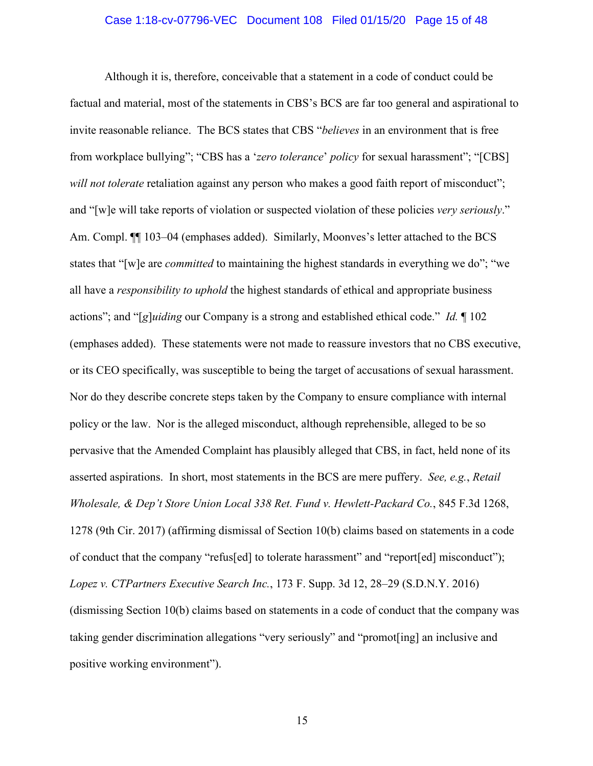Although it is, therefore, conceivable that a statement in a code of conduct could be factual and material, most of the statements in CBS's BCS are far too general and aspirational to invite reasonable reliance. The BCS states that CBS "*believes* in an environment that is free from workplace bullying"; "CBS has a '*zero tolerance*' *policy* for sexual harassment"; "[CBS] *will not tolerate* retaliation against any person who makes a good faith report of misconduct"; and "[w]e will take reports of violation or suspected violation of these policies *very seriously*." Am. Compl. ¶¶ 103–04 (emphases added). Similarly, Moonves's letter attached to the BCS states that "[w]e are *committed* to maintaining the highest standards in everything we do"; "we all have a *responsibility to uphold* the highest standards of ethical and appropriate business actions"; and "[*g*]*uiding* our Company is a strong and established ethical code." *Id.* ¶ 102 (emphases added). These statements were not made to reassure investors that no CBS executive, or its CEO specifically, was susceptible to being the target of accusations of sexual harassment. Nor do they describe concrete steps taken by the Company to ensure compliance with internal policy or the law. Nor is the alleged misconduct, although reprehensible, alleged to be so pervasive that the Amended Complaint has plausibly alleged that CBS, in fact, held none of its asserted aspirations. In short, most statements in the BCS are mere puffery. *See, e.g.*, *Retail Wholesale, & Dep't Store Union Local 338 Ret. Fund v. Hewlett-Packard Co.*, 845 F.3d 1268, 1278 (9th Cir. 2017) (affirming dismissal of Section 10(b) claims based on statements in a code of conduct that the company "refus[ed] to tolerate harassment" and "report[ed] misconduct"); *Lopez v. CTPartners Executive Search Inc.*, 173 F. Supp. 3d 12, 28–29 (S.D.N.Y. 2016) (dismissing Section 10(b) claims based on statements in a code of conduct that the company was taking gender discrimination allegations "very seriously" and "promot[ing] an inclusive and positive working environment").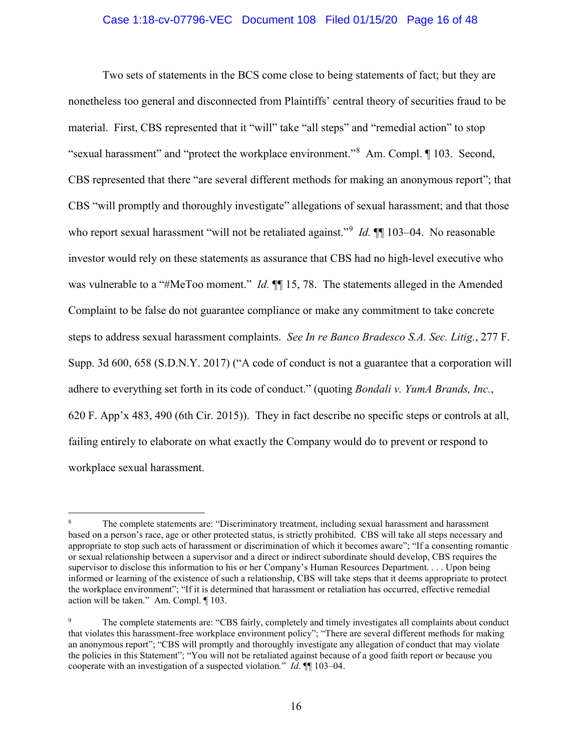Two sets of statements in the BCS come close to being statements of fact; but they are nonetheless too general and disconnected from Plaintiffs' central theory of securities fraud to be material. First, CBS represented that it "will" take "all steps" and "remedial action" to stop "sexual harassment" and "protect the workplace environment."[8] Am. Compl. ¶ 103. Second, CBS represented that there "are several different methods for making an anonymous report"; that CBS "will promptly and thoroughly investigate" allegations of sexual harassment; and that those who report sexual harassment "will not be retaliated against."[9] *Id.* ¶¶ 103–04. No reasonable investor would rely on these statements as assurance that CBS had no high-level executive who was vulnerable to a "#MeToo moment." *Id.* ¶¶ 15, 78. The statements alleged in the Amended Complaint to be false do not guarantee compliance or make any commitment to take concrete steps to address sexual harassment complaints. *See In re Banco Bradesco S.A. Sec. Litig.*, 277 F. Supp. 3d 600, 658 (S.D.N.Y. 2017) ("A code of conduct is not a guarantee that a corporation will adhere to everything set forth in its code of conduct." (quoting *Bondali v. YumA Brands, Inc.*, 620 F. App'x 483, 490 (6th Cir. 2015)). They in fact describe no specific steps or controls at all, failing entirely to elaborate on what exactly the Company would do to prevent or respond to workplace sexual harassment.

---

[8] The complete statements are: "Discriminatory treatment, including sexual harassment and harassment based on a person's race, age or other protected status, is strictly prohibited. CBS will take all steps necessary and appropriate to stop such acts of harassment or discrimination of which it becomes aware"; "If a consenting romantic or sexual relationship between a supervisor and a direct or indirect subordinate should develop, CBS requires the supervisor to disclose this information to his or her Company's Human Resources Department. . . . Upon being informed or learning of the existence of such a relationship, CBS will take steps that it deems appropriate to protect the workplace environment"; "If it is determined that harassment or retaliation has occurred, effective remedial action will be taken." Am. Compl. ¶ 103.

[9] The complete statements are: "CBS fairly, completely and timely investigates all complaints about conduct that violates this harassment-free workplace environment policy"; "There are several different methods for making an anonymous report"; "CBS will promptly and thoroughly investigate any allegation of conduct that may violate the policies in this Statement"; "You will not be retaliated against because of a good faith report or because you cooperate with an investigation of a suspected violation." *Id.* ¶¶ 103–04.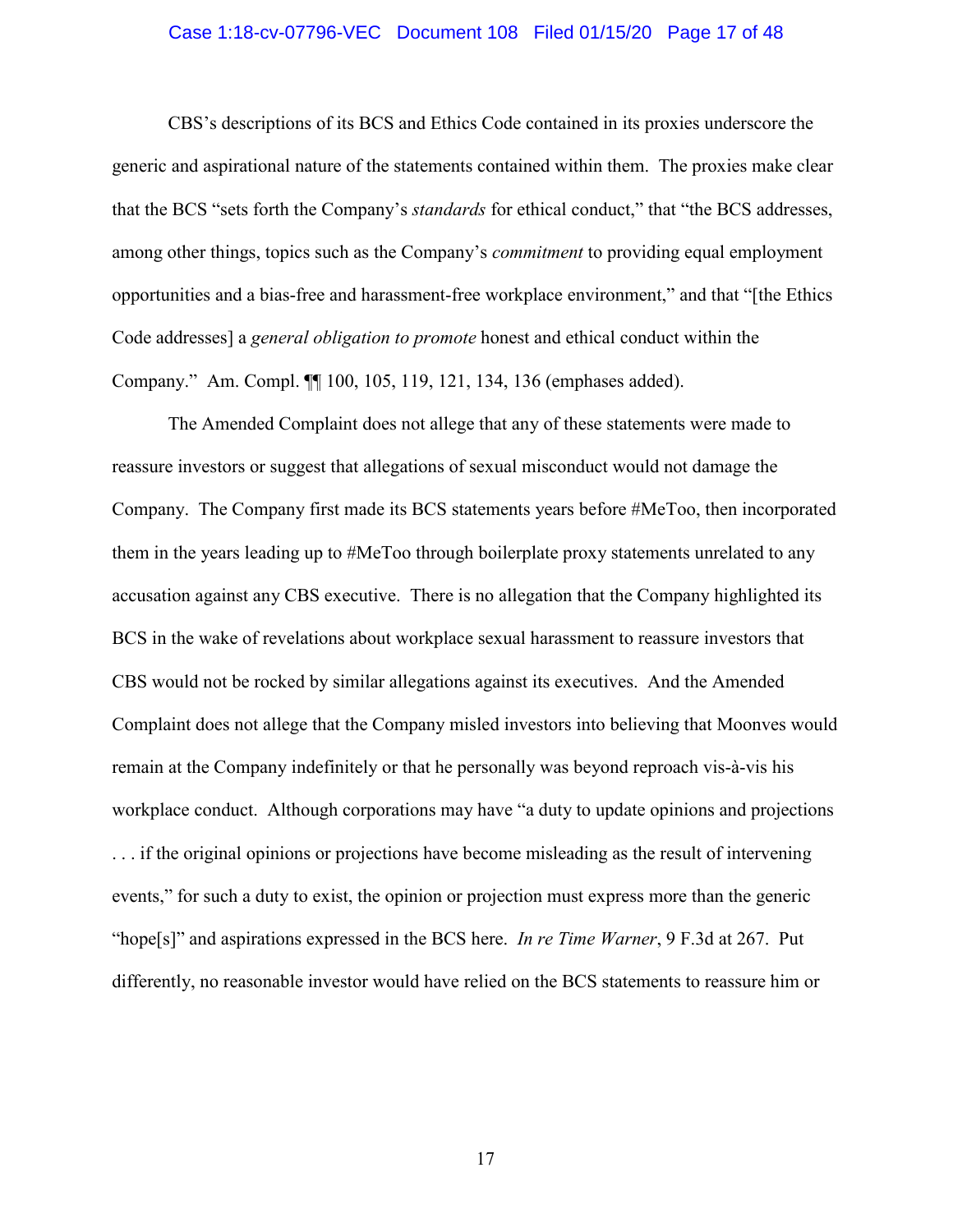CBS's descriptions of its BCS and Ethics Code contained in its proxies underscore the generic and aspirational nature of the statements contained within them. The proxies make clear that the BCS "sets forth the Company's *standards* for ethical conduct," that "the BCS addresses, among other things, topics such as the Company's *commitment* to providing equal employment opportunities and a bias-free and harassment-free workplace environment," and that "[the Ethics Code addresses] a *general obligation to promote* honest and ethical conduct within the Company." Am. Compl. ¶¶ 100, 105, 119, 121, 134, 136 (emphases added).

The Amended Complaint does not allege that any of these statements were made to reassure investors or suggest that allegations of sexual misconduct would not damage the Company. The Company first made its BCS statements years before #MeToo, then incorporated them in the years leading up to #MeToo through boilerplate proxy statements unrelated to any accusation against any CBS executive. There is no allegation that the Company highlighted its BCS in the wake of revelations about workplace sexual harassment to reassure investors that CBS would not be rocked by similar allegations against its executives. And the Amended Complaint does not allege that the Company misled investors into believing that Moonves would remain at the Company indefinitely or that he personally was beyond reproach vis-à-vis his workplace conduct. Although corporations may have "a duty to update opinions and projections . . . if the original opinions or projections have become misleading as the result of intervening events," for such a duty to exist, the opinion or projection must express more than the generic "hope[s]" and aspirations expressed in the BCS here. *In re Time Warner*, 9 F.3d at 267. Put differently, no reasonable investor would have relied on the BCS statements to reassure him or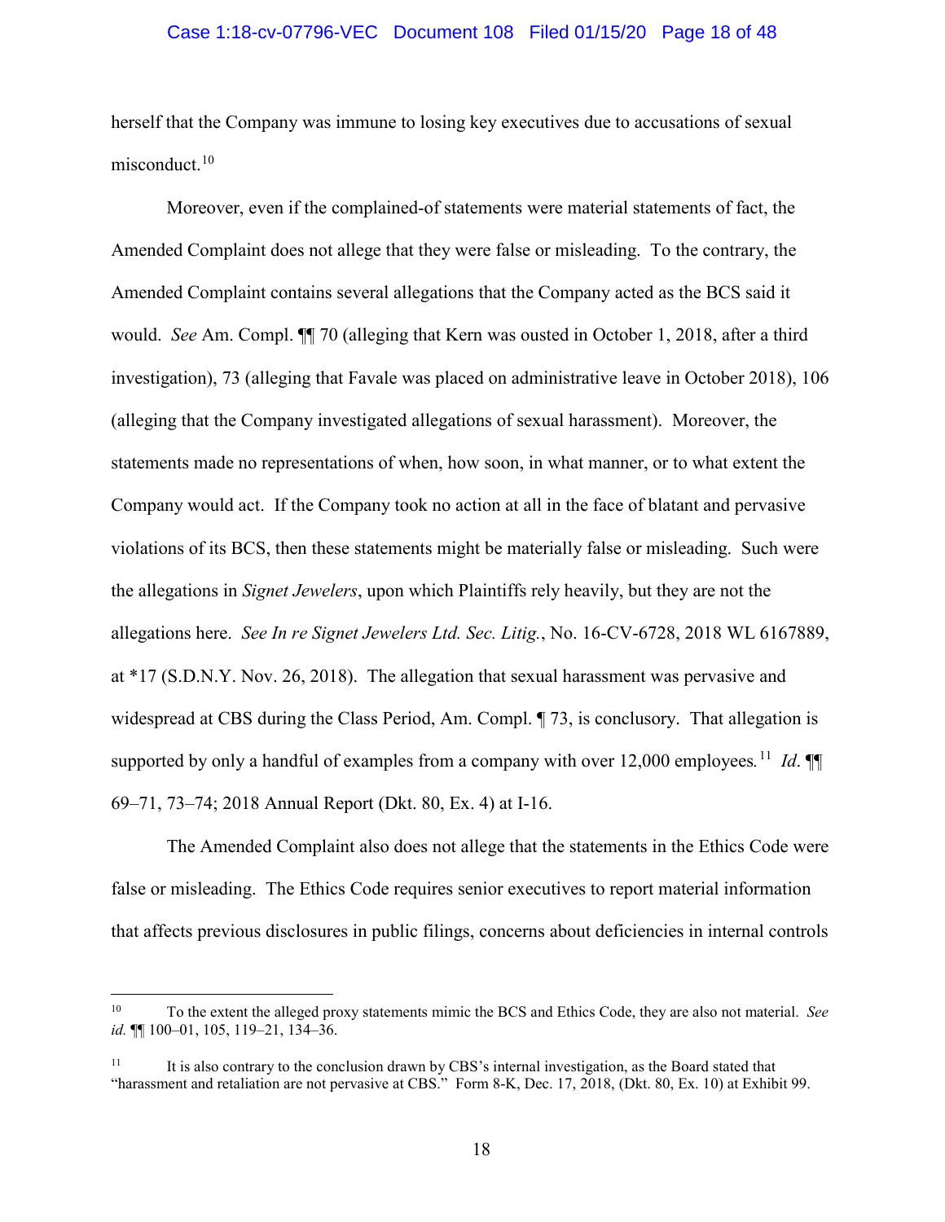herself that the Company was immune to losing key executives due to accusations of sexual misconduct.[10]

Moreover, even if the complained-of statements were material statements of fact, the Amended Complaint does not allege that they were false or misleading. To the contrary, the Amended Complaint contains several allegations that the Company acted as the BCS said it would. *See* Am. Compl. ¶¶ 70 (alleging that Kern was ousted in October 1, 2018, after a third investigation), 73 (alleging that Favale was placed on administrative leave in October 2018), 106 (alleging that the Company investigated allegations of sexual harassment). Moreover, the statements made no representations of when, how soon, in what manner, or to what extent the Company would act. If the Company took no action at all in the face of blatant and pervasive violations of its BCS, then these statements might be materially false or misleading. Such were the allegations in *Signet Jewelers*, upon which Plaintiffs rely heavily, but they are not the allegations here. *See In re Signet Jewelers Ltd. Sec. Litig.*, No. 16-CV-6728, 2018 WL 6167889, at *17 (S.D.N.Y. Nov. 26, 2018). The allegation that sexual harassment was pervasive and widespread at CBS during the Class Period, Am. Compl. ¶ 73, is conclusory. That allegation is supported by only a handful of examples from a company with over 12,000 employees.[11] *Id*. ¶¶ 69–71, 73–74; 2018 Annual Report (Dkt. 80, Ex. 4) at I-16.

The Amended Complaint also does not allege that the statements in the Ethics Code were false or misleading. The Ethics Code requires senior executives to report material information that affects previous disclosures in public filings, concerns about deficiencies in internal controls

---

[10] To the extent the alleged proxy statements mimic the BCS and Ethics Code, they are also not material. *See id.* ¶¶ 100–01, 105, 119–21, 134–36.

[11] It is also contrary to the conclusion drawn by CBS's internal investigation, as the Board stated that "harassment and retaliation are not pervasive at CBS." Form 8-K, Dec. 17, 2018, (Dkt. 80, Ex. 10) at Exhibit 99.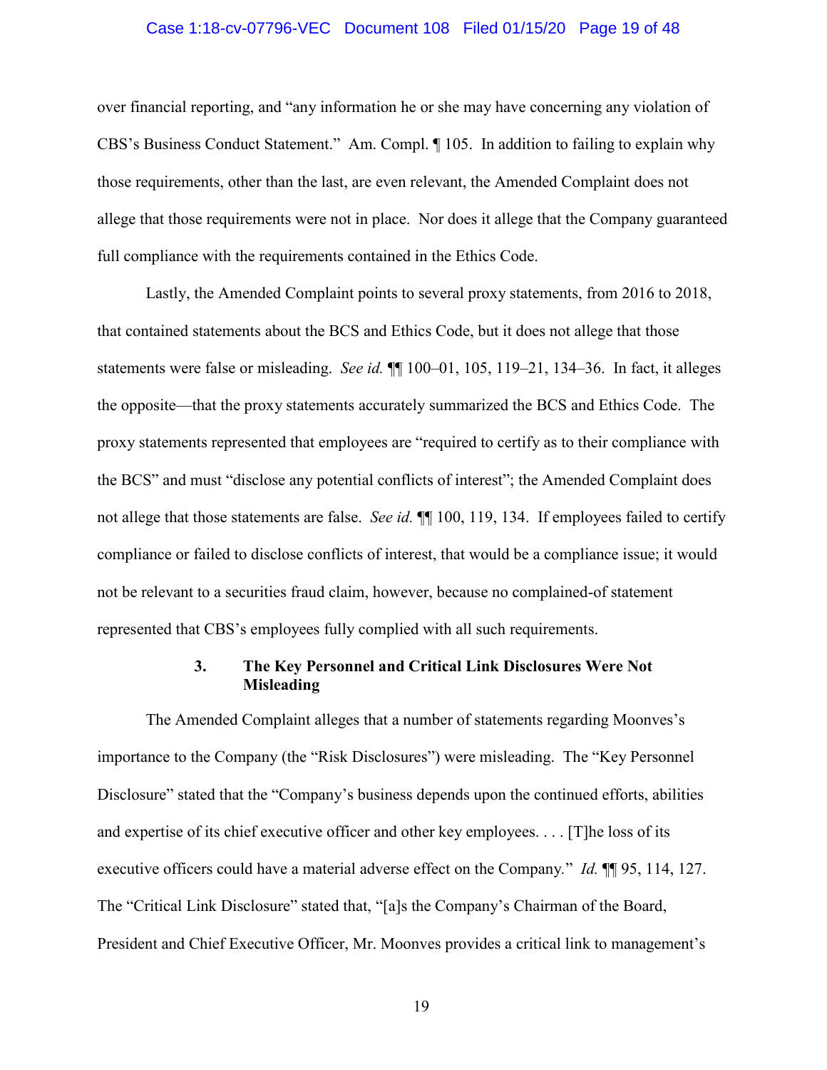over financial reporting, and "any information he or she may have concerning any violation of CBS's Business Conduct Statement." Am. Compl. ¶ 105. In addition to failing to explain why those requirements, other than the last, are even relevant, the Amended Complaint does not allege that those requirements were not in place. Nor does it allege that the Company guaranteed full compliance with the requirements contained in the Ethics Code.

Lastly, the Amended Complaint points to several proxy statements, from 2016 to 2018, that contained statements about the BCS and Ethics Code, but it does not allege that those statements were false or misleading. *See id.* ¶¶ 100–01, 105, 119–21, 134–36. In fact, it alleges the opposite—that the proxy statements accurately summarized the BCS and Ethics Code. The proxy statements represented that employees are "required to certify as to their compliance with the BCS" and must "disclose any potential conflicts of interest"; the Amended Complaint does not allege that those statements are false. *See id.* ¶¶ 100, 119, 134. If employees failed to certify compliance or failed to disclose conflicts of interest, that would be a compliance issue; it would not be relevant to a securities fraud claim, however, because no complained-of statement represented that CBS's employees fully complied with all such requirements.

### 3. The Key Personnel and Critical Link Disclosures Were Not Misleading

The Amended Complaint alleges that a number of statements regarding Moonves's importance to the Company (the "Risk Disclosures") were misleading. The "Key Personnel Disclosure" stated that the "Company's business depends upon the continued efforts, abilities and expertise of its chief executive officer and other key employees. . . . [T]he loss of its executive officers could have a material adverse effect on the Company." *Id.* ¶¶ 95, 114, 127. The "Critical Link Disclosure" stated that, "[a]s the Company's Chairman of the Board, President and Chief Executive Officer, Mr. Moonves provides a critical link to management's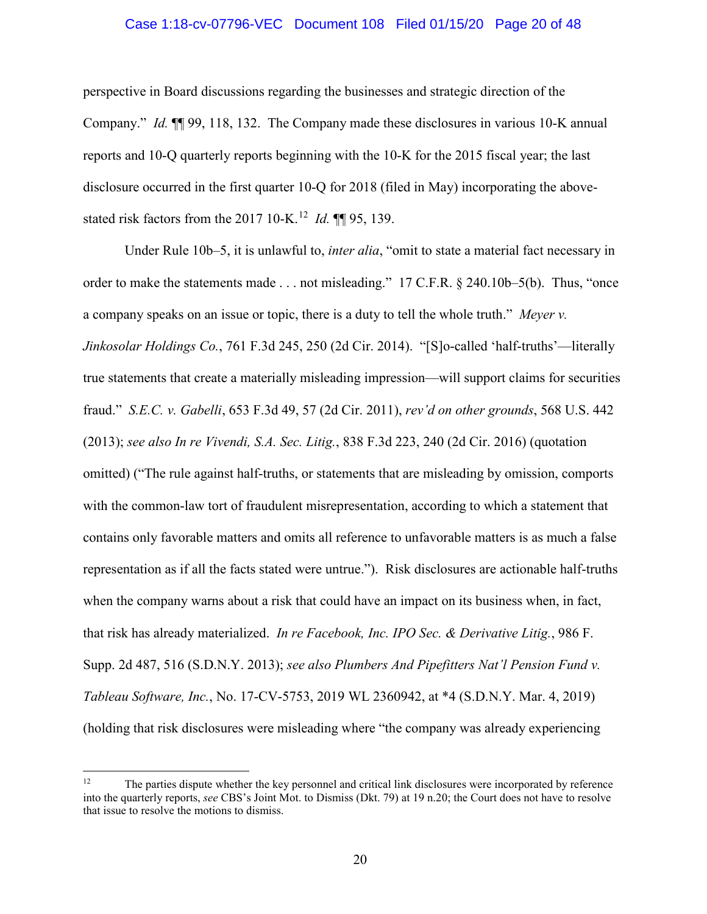perspective in Board discussions regarding the businesses and strategic direction of the Company." *Id.* ¶¶ 99, 118, 132. The Company made these disclosures in various 10-K annual reports and 10-Q quarterly reports beginning with the 10-K for the 2015 fiscal year; the last disclosure occurred in the first quarter 10-Q for 2018 (filed in May) incorporating the above-stated risk factors from the 2017 10-K.[12] *Id.* ¶¶ 95, 139.

Under Rule 10b–5, it is unlawful to, *inter alia*, "omit to state a material fact necessary in order to make the statements made . . . not misleading." 17 C.F.R. § 240.10b–5(b). Thus, "once a company speaks on an issue or topic, there is a duty to tell the whole truth." *Meyer v. Jinkosolar Holdings Co.*, 761 F.3d 245, 250 (2d Cir. 2014). "[S]o-called 'half-truths'—literally true statements that create a materially misleading impression—will support claims for securities fraud." *S.E.C. v. Gabelli*, 653 F.3d 49, 57 (2d Cir. 2011), *rev'd on other grounds*, 568 U.S. 442 (2013); *see also In re Vivendi, S.A. Sec. Litig.*, 838 F.3d 223, 240 (2d Cir. 2016) (quotation omitted) ("The rule against half-truths, or statements that are misleading by omission, comports with the common-law tort of fraudulent misrepresentation, according to which a statement that contains only favorable matters and omits all reference to unfavorable matters is as much a false representation as if all the facts stated were untrue."). Risk disclosures are actionable half-truths when the company warns about a risk that could have an impact on its business when, in fact, that risk has already materialized. *In re Facebook, Inc. IPO Sec. & Derivative Litig.*, 986 F. Supp. 2d 487, 516 (S.D.N.Y. 2013); *see also Plumbers And Pipefitters Nat'l Pension Fund v. Tableau Software, Inc.*, No. 17-CV-5753, 2019 WL 2360942, at *4 (S.D.N.Y. Mar. 4, 2019) (holding that risk disclosures were misleading where "the company was already experiencing

---

[12] The parties dispute whether the key personnel and critical link disclosures were incorporated by reference into the quarterly reports, *see* CBS's Joint Mot. to Dismiss (Dkt. 79) at 19 n.20; the Court does not have to resolve that issue to resolve the motions to dismiss.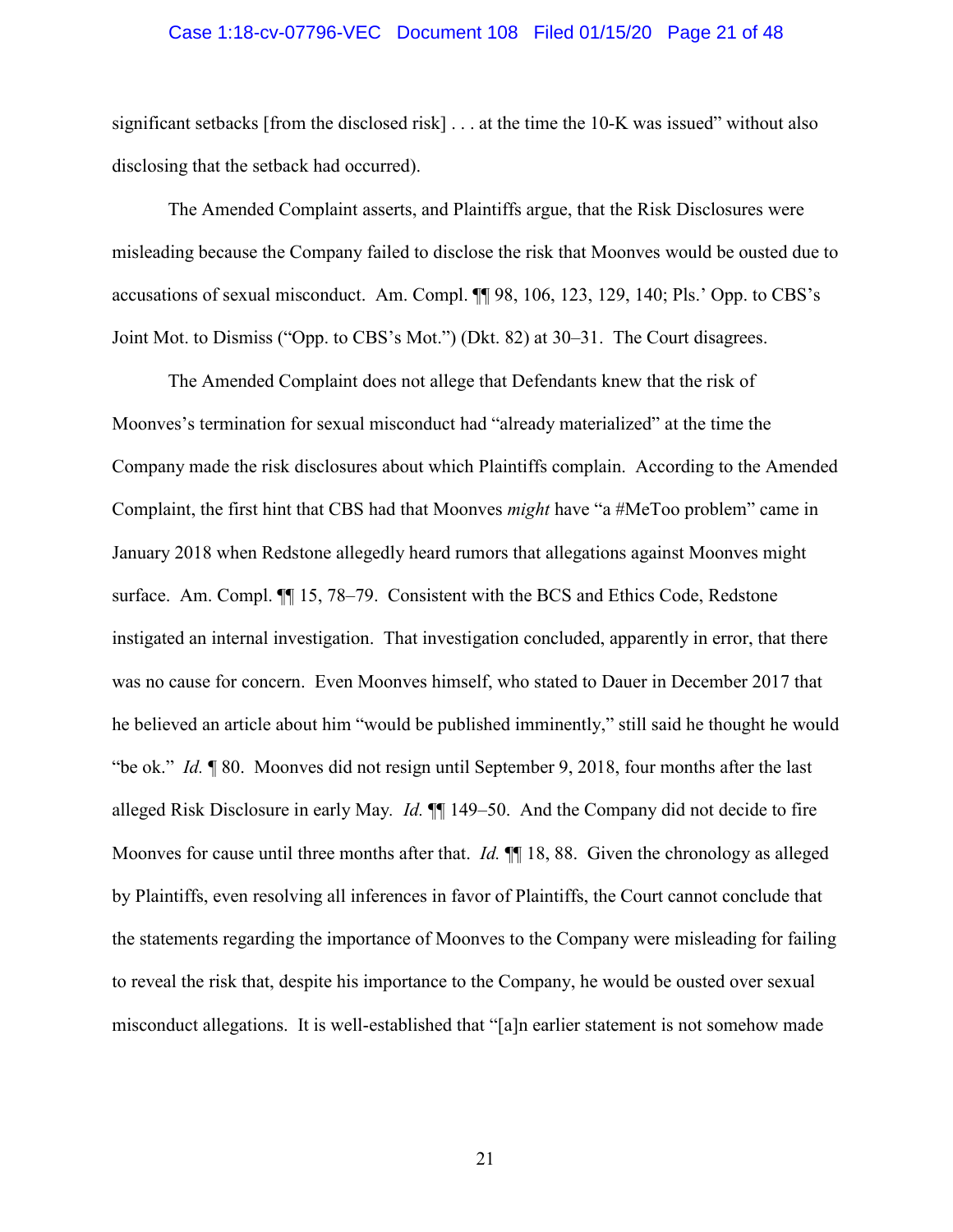significant setbacks [from the disclosed risk] . . . at the time the 10-K was issued" without also disclosing that the setback had occurred).

The Amended Complaint asserts, and Plaintiffs argue, that the Risk Disclosures were misleading because the Company failed to disclose the risk that Moonves would be ousted due to accusations of sexual misconduct. Am. Compl. ¶¶ 98, 106, 123, 129, 140; Pls.' Opp. to CBS's Joint Mot. to Dismiss ("Opp. to CBS's Mot.") (Dkt. 82) at 30–31. The Court disagrees.

The Amended Complaint does not allege that Defendants knew that the risk of Moonves's termination for sexual misconduct had "already materialized" at the time the Company made the risk disclosures about which Plaintiffs complain. According to the Amended Complaint, the first hint that CBS had that Moonves *might* have "a #MeToo problem" came in January 2018 when Redstone allegedly heard rumors that allegations against Moonves might surface. Am. Compl. ¶¶ 15, 78–79. Consistent with the BCS and Ethics Code, Redstone instigated an internal investigation. That investigation concluded, apparently in error, that there was no cause for concern. Even Moonves himself, who stated to Dauer in December 2017 that he believed an article about him "would be published imminently," still said he thought he would "be ok." *Id.* ¶ 80. Moonves did not resign until September 9, 2018, four months after the last alleged Risk Disclosure in early May. *Id.* ¶¶ 149–50. And the Company did not decide to fire Moonves for cause until three months after that. *Id.* ¶¶ 18, 88. Given the chronology as alleged by Plaintiffs, even resolving all inferences in favor of Plaintiffs, the Court cannot conclude that the statements regarding the importance of Moonves to the Company were misleading for failing to reveal the risk that, despite his importance to the Company, he would be ousted over sexual misconduct allegations. It is well-established that "[a]n earlier statement is not somehow made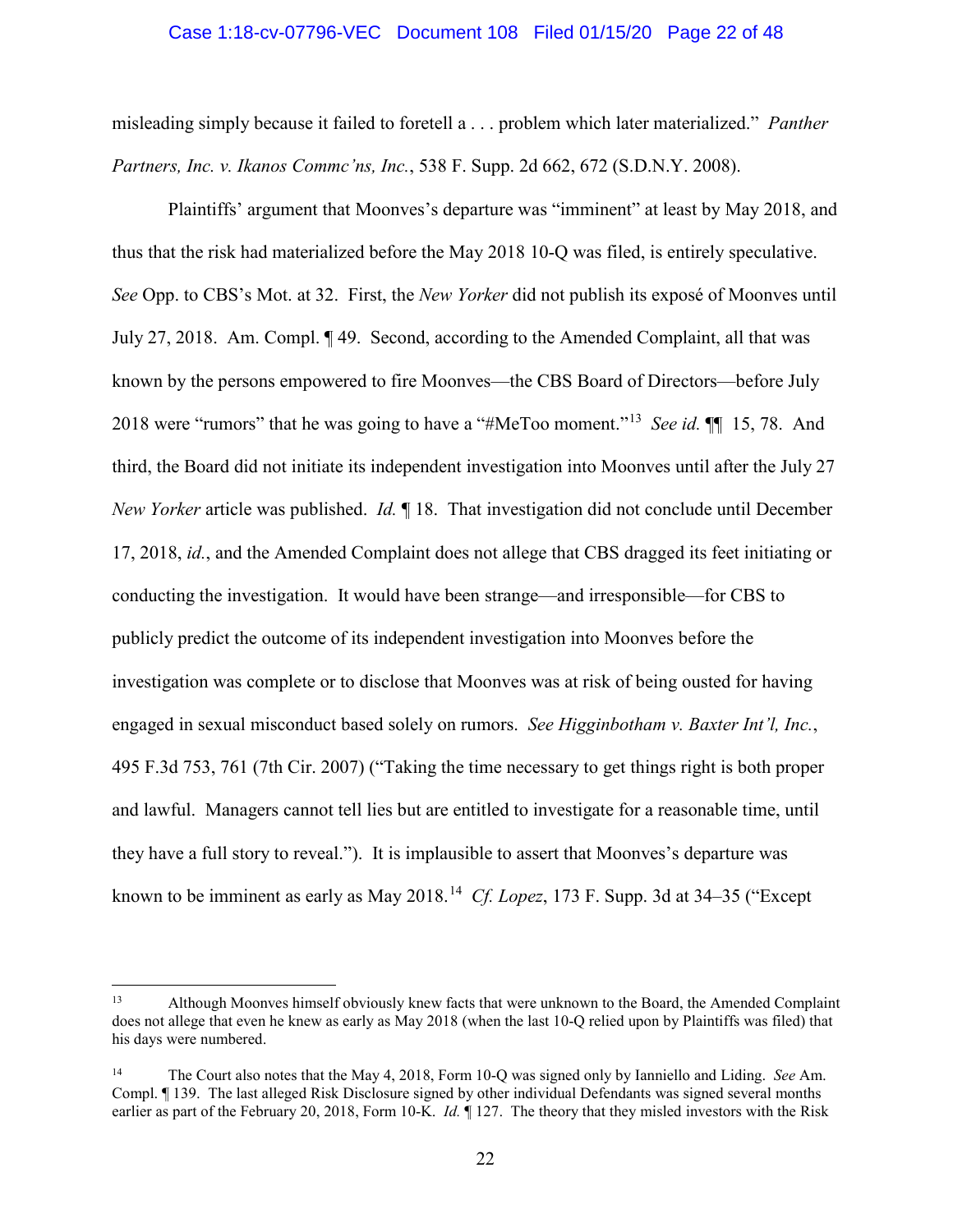misleading simply because it failed to foretell a . . . problem which later materialized." *Panther Partners, Inc. v. Ikanos Commc'ns, Inc.*, 538 F. Supp. 2d 662, 672 (S.D.N.Y. 2008).

Plaintiffs' argument that Moonves's departure was "imminent" at least by May 2018, and thus that the risk had materialized before the May 2018 10-Q was filed, is entirely speculative. *See* Opp. to CBS's Mot. at 32. First, the *New Yorker* did not publish its exposé of Moonves until July 27, 2018. Am. Compl. ¶ 49. Second, according to the Amended Complaint, all that was known by the persons empowered to fire Moonves—the CBS Board of Directors—before July 2018 were "rumors" that he was going to have a "#MeToo moment."[13] *See id.* ¶¶ 15, 78. And third, the Board did not initiate its independent investigation into Moonves until after the July 27 *New Yorker* article was published. *Id.* ¶ 18. That investigation did not conclude until December 17, 2018, *id.*, and the Amended Complaint does not allege that CBS dragged its feet initiating or conducting the investigation. It would have been strange—and irresponsible—for CBS to publicly predict the outcome of its independent investigation into Moonves before the investigation was complete or to disclose that Moonves was at risk of being ousted for having engaged in sexual misconduct based solely on rumors. *See Higginbotham v. Baxter Int'l, Inc.*, 495 F.3d 753, 761 (7th Cir. 2007) ("Taking the time necessary to get things right is both proper and lawful. Managers cannot tell lies but are entitled to investigate for a reasonable time, until they have a full story to reveal."). It is implausible to assert that Moonves's departure was known to be imminent as early as May 2018.[14] *Cf. Lopez*, 173 F. Supp. 3d at 34–35 ("Except

---

[13] Although Moonves himself obviously knew facts that were unknown to the Board, the Amended Complaint does not allege that even he knew as early as May 2018 (when the last 10-Q relied upon by Plaintiffs was filed) that his days were numbered.

[14] The Court also notes that the May 4, 2018, Form 10-Q was signed only by Ianniello and Liding. *See* Am. Compl. ¶ 139. The last alleged Risk Disclosure signed by other individual Defendants was signed several months earlier as part of the February 20, 2018, Form 10-K. *Id.* ¶ 127. The theory that they misled investors with the Risk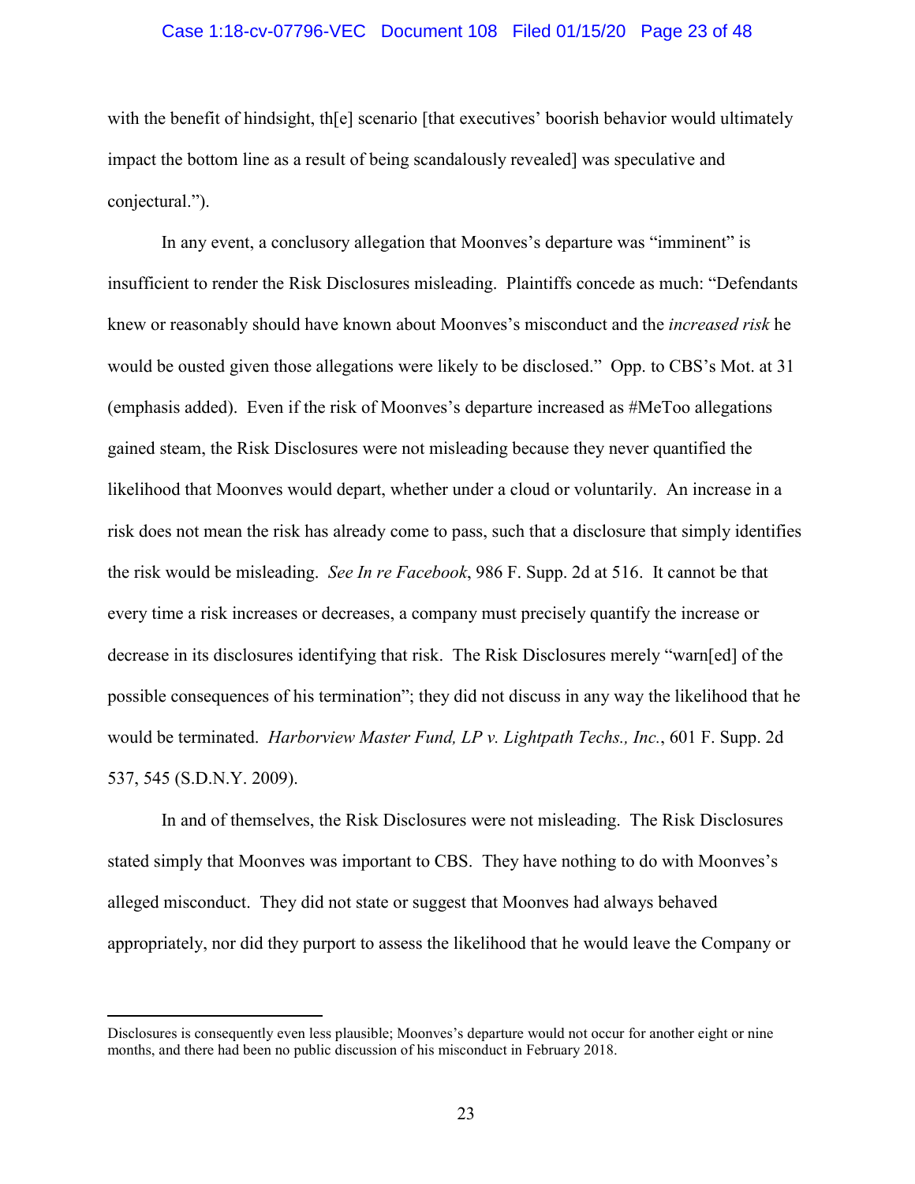with the benefit of hindsight, th[e] scenario [that executives' boorish behavior would ultimately impact the bottom line as a result of being scandalously revealed] was speculative and conjectural.").

In any event, a conclusory allegation that Moonves's departure was "imminent" is insufficient to render the Risk Disclosures misleading. Plaintiffs concede as much: "Defendants knew or reasonably should have known about Moonves's misconduct and the *increased risk* he would be ousted given those allegations were likely to be disclosed." Opp. to CBS's Mot. at 31 (emphasis added). Even if the risk of Moonves's departure increased as #MeToo allegations gained steam, the Risk Disclosures were not misleading because they never quantified the likelihood that Moonves would depart, whether under a cloud or voluntarily. An increase in a risk does not mean the risk has already come to pass, such that a disclosure that simply identifies the risk would be misleading. *See In re Facebook*, 986 F. Supp. 2d at 516. It cannot be that every time a risk increases or decreases, a company must precisely quantify the increase or decrease in its disclosures identifying that risk. The Risk Disclosures merely "warn[ed] of the possible consequences of his termination"; they did not discuss in any way the likelihood that he would be terminated. *Harborview Master Fund, LP v. Lightpath Techs., Inc.*, 601 F. Supp. 2d 537, 545 (S.D.N.Y. 2009).

In and of themselves, the Risk Disclosures were not misleading. The Risk Disclosures stated simply that Moonves was important to CBS. They have nothing to do with Moonves's alleged misconduct. They did not state or suggest that Moonves had always behaved appropriately, nor did they purport to assess the likelihood that he would leave the Company or

---

Disclosures is consequently even less plausible; Moonves's departure would not occur for another eight or nine months, and there had been no public discussion of his misconduct in February 2018.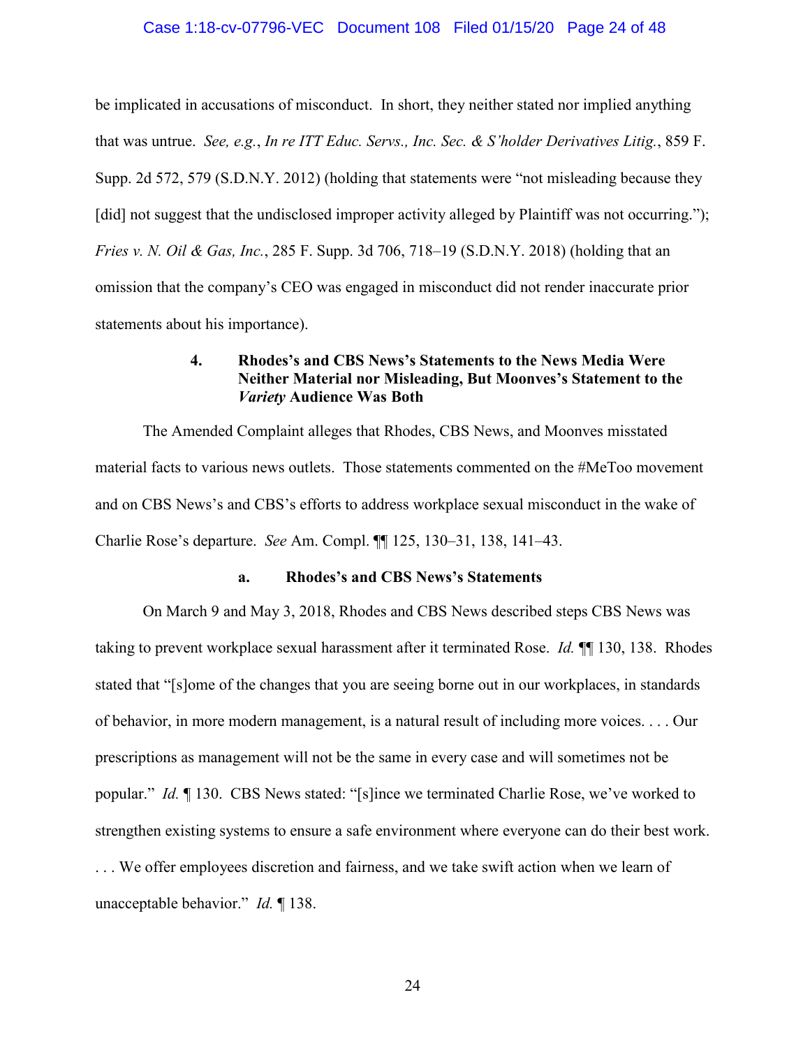be implicated in accusations of misconduct. In short, they neither stated nor implied anything that was untrue. *See, e.g.*, *In re ITT Educ. Servs., Inc. Sec. & S'holder Derivatives Litig.*, 859 F. Supp. 2d 572, 579 (S.D.N.Y. 2012) (holding that statements were "not misleading because they [did] not suggest that the undisclosed improper activity alleged by Plaintiff was not occurring."); *Fries v. N. Oil & Gas, Inc.*, 285 F. Supp. 3d 706, 718–19 (S.D.N.Y. 2018) (holding that an omission that the company's CEO was engaged in misconduct did not render inaccurate prior statements about his importance).

#### 4. Rhodes's and CBS News's Statements to the News Media Were Neither Material nor Misleading, But Moonves's Statement to the *Variety* Audience Was Both

The Amended Complaint alleges that Rhodes, CBS News, and Moonves misstated material facts to various news outlets. Those statements commented on the #MeToo movement and on CBS News's and CBS's efforts to address workplace sexual misconduct in the wake of Charlie Rose's departure. *See* Am. Compl. ¶¶ 125, 130–31, 138, 141–43.

##### a. Rhodes's and CBS News's Statements

On March 9 and May 3, 2018, Rhodes and CBS News described steps CBS News was taking to prevent workplace sexual harassment after it terminated Rose. *Id.* ¶¶ 130, 138. Rhodes stated that "[s]ome of the changes that you are seeing borne out in our workplaces, in standards of behavior, in more modern management, is a natural result of including more voices. . . . Our prescriptions as management will not be the same in every case and will sometimes not be popular." *Id.* ¶ 130. CBS News stated: "[s]ince we terminated Charlie Rose, we've worked to strengthen existing systems to ensure a safe environment where everyone can do their best work. . . . We offer employees discretion and fairness, and we take swift action when we learn of unacceptable behavior." *Id.* ¶ 138.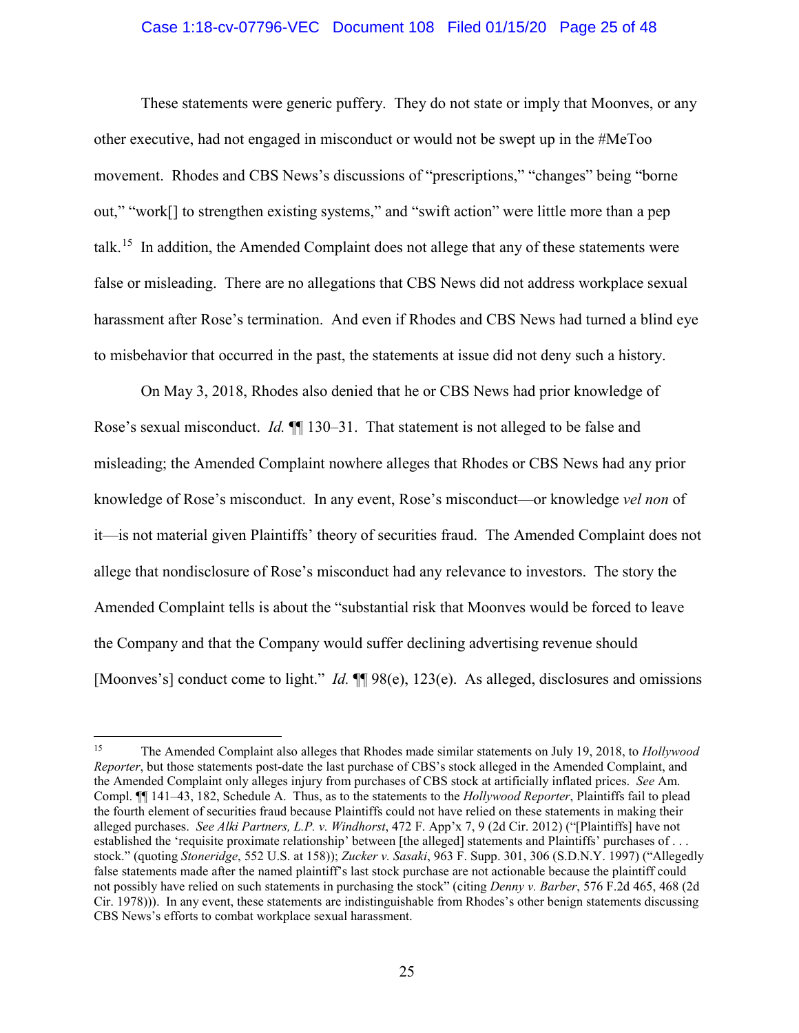These statements were generic puffery. They do not state or imply that Moonves, or any other executive, had not engaged in misconduct or would not be swept up in the #MeToo movement. Rhodes and CBS News's discussions of "prescriptions," "changes" being "borne out," "work[] to strengthen existing systems," and "swift action" were little more than a pep talk.[15] In addition, the Amended Complaint does not allege that any of these statements were false or misleading. There are no allegations that CBS News did not address workplace sexual harassment after Rose's termination. And even if Rhodes and CBS News had turned a blind eye to misbehavior that occurred in the past, the statements at issue did not deny such a history.

On May 3, 2018, Rhodes also denied that he or CBS News had prior knowledge of Rose's sexual misconduct. *Id.* ¶¶ 130–31. That statement is not alleged to be false and misleading; the Amended Complaint nowhere alleges that Rhodes or CBS News had any prior knowledge of Rose's misconduct. In any event, Rose's misconduct—or knowledge *vel non* of it—is not material given Plaintiffs' theory of securities fraud. The Amended Complaint does not allege that nondisclosure of Rose's misconduct had any relevance to investors. The story the Amended Complaint tells is about the "substantial risk that Moonves would be forced to leave the Company and that the Company would suffer declining advertising revenue should [Moonves's] conduct come to light." *Id.* ¶¶ 98(e), 123(e). As alleged, disclosures and omissions

---

[15] The Amended Complaint also alleges that Rhodes made similar statements on July 19, 2018, to *Hollywood Reporter*, but those statements post-date the last purchase of CBS's stock alleged in the Amended Complaint, and the Amended Complaint only alleges injury from purchases of CBS stock at artificially inflated prices. *See* Am. Compl. ¶¶ 141–43, 182, Schedule A. Thus, as to the statements to the *Hollywood Reporter*, Plaintiffs fail to plead the fourth element of securities fraud because Plaintiffs could not have relied on these statements in making their alleged purchases. *See Alki Partners, L.P. v. Windhorst*, 472 F. App'x 7, 9 (2d Cir. 2012) ("[Plaintiffs] have not established the 'requisite proximate relationship' between [the alleged] statements and Plaintiffs' purchases of . . . stock." (quoting *Stoneridge*, 552 U.S. at 158)); *Zucker v. Sasaki*, 963 F. Supp. 301, 306 (S.D.N.Y. 1997) ("Allegedly false statements made after the named plaintiff's last stock purchase are not actionable because the plaintiff could not possibly have relied on such statements in purchasing the stock" (citing *Denny v. Barber*, 576 F.2d 465, 468 (2d Cir. 1978))). In any event, these statements are indistinguishable from Rhodes's other benign statements discussing CBS News's efforts to combat workplace sexual harassment.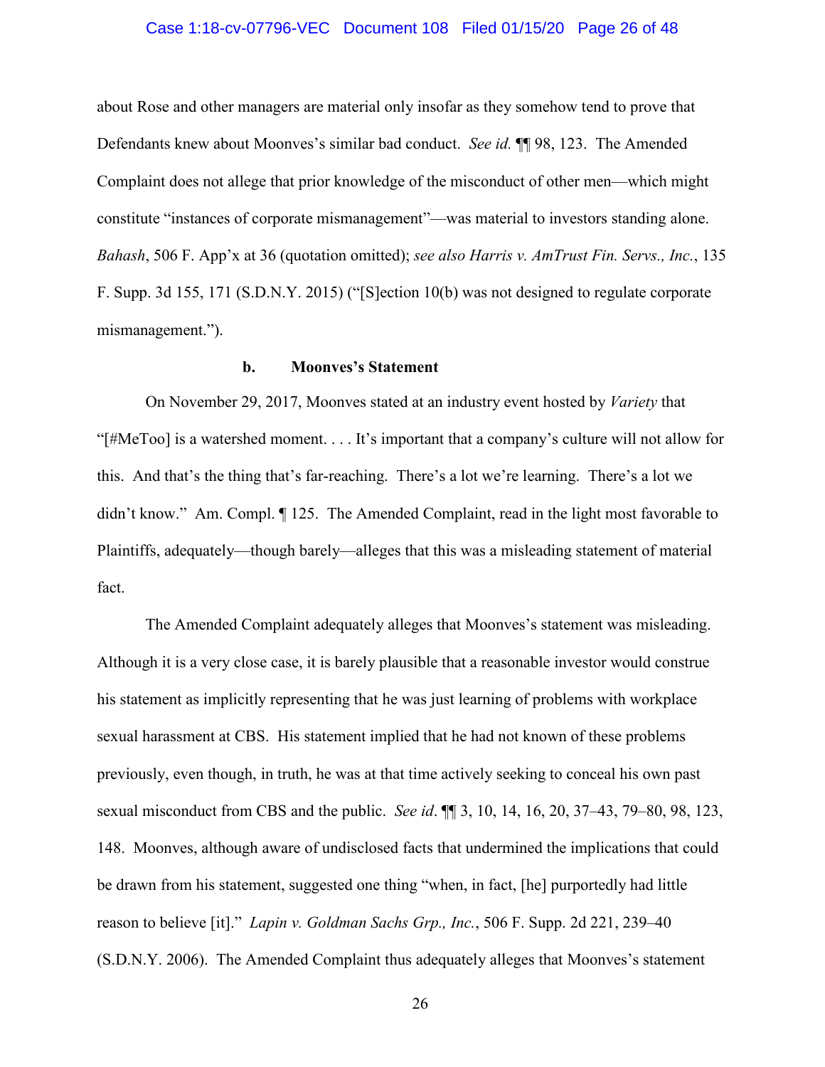about Rose and other managers are material only insofar as they somehow tend to prove that Defendants knew about Moonves's similar bad conduct. *See id.* ¶¶ 98, 123. The Amended Complaint does not allege that prior knowledge of the misconduct of other men—which might constitute "instances of corporate mismanagement"—was material to investors standing alone. *Bahash*, 506 F. App'x at 36 (quotation omitted); *see also Harris v. AmTrust Fin. Servs., Inc.*, 135 F. Supp. 3d 155, 171 (S.D.N.Y. 2015) ("[S]ection 10(b) was not designed to regulate corporate mismanagement.").

**b. Moonves's Statement**

On November 29, 2017, Moonves stated at an industry event hosted by *Variety* that "[#MeToo] is a watershed moment. . . . It's important that a company's culture will not allow for this. And that's the thing that's far-reaching. There's a lot we're learning. There's a lot we didn't know." Am. Compl. ¶ 125. The Amended Complaint, read in the light most favorable to Plaintiffs, adequately—though barely—alleges that this was a misleading statement of material fact.

The Amended Complaint adequately alleges that Moonves's statement was misleading. Although it is a very close case, it is barely plausible that a reasonable investor would construe his statement as implicitly representing that he was just learning of problems with workplace sexual harassment at CBS. His statement implied that he had not known of these problems previously, even though, in truth, he was at that time actively seeking to conceal his own past sexual misconduct from CBS and the public. *See id*. ¶¶ 3, 10, 14, 16, 20, 37–43, 79–80, 98, 123, 148. Moonves, although aware of undisclosed facts that undermined the implications that could be drawn from his statement, suggested one thing "when, in fact, [he] purportedly had little reason to believe [it]." *Lapin v. Goldman Sachs Grp., Inc.*, 506 F. Supp. 2d 221, 239–40 (S.D.N.Y. 2006). The Amended Complaint thus adequately alleges that Moonves's statement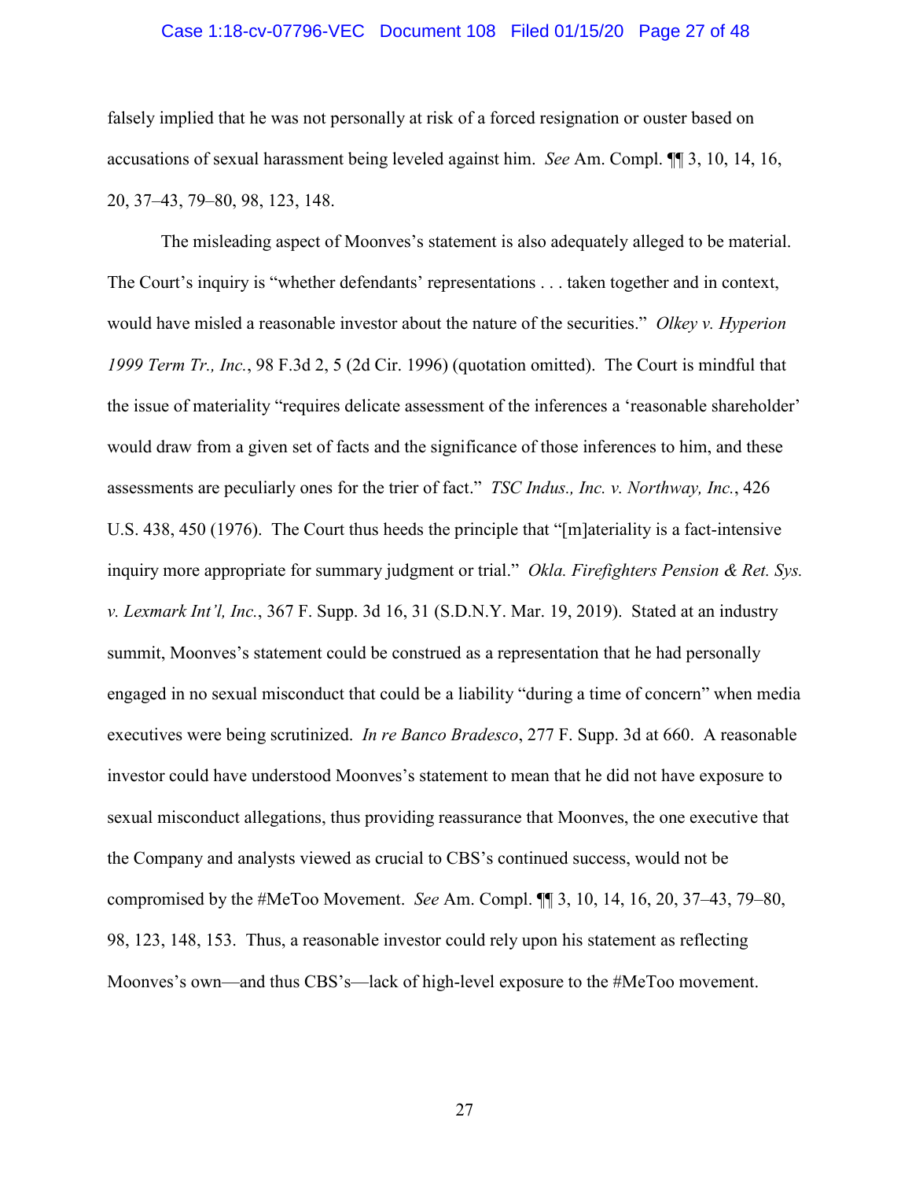falsely implied that he was not personally at risk of a forced resignation or ouster based on accusations of sexual harassment being leveled against him. *See* Am. Compl. ¶¶ 3, 10, 14, 16, 20, 37–43, 79–80, 98, 123, 148.

The misleading aspect of Moonves's statement is also adequately alleged to be material. The Court's inquiry is "whether defendants' representations . . . taken together and in context, would have misled a reasonable investor about the nature of the securities." *Olkey v. Hyperion 1999 Term Tr., Inc.*, 98 F.3d 2, 5 (2d Cir. 1996) (quotation omitted). The Court is mindful that the issue of materiality "requires delicate assessment of the inferences a 'reasonable shareholder' would draw from a given set of facts and the significance of those inferences to him, and these assessments are peculiarly ones for the trier of fact." *TSC Indus., Inc. v. Northway, Inc.*, 426 U.S. 438, 450 (1976). The Court thus heeds the principle that "[m]ateriality is a fact-intensive inquiry more appropriate for summary judgment or trial." *Okla. Firefighters Pension & Ret. Sys. v. Lexmark Int'l, Inc.*, 367 F. Supp. 3d 16, 31 (S.D.N.Y. Mar. 19, 2019). Stated at an industry summit, Moonves's statement could be construed as a representation that he had personally engaged in no sexual misconduct that could be a liability "during a time of concern" when media executives were being scrutinized. *In re Banco Bradesco*, 277 F. Supp. 3d at 660. A reasonable investor could have understood Moonves's statement to mean that he did not have exposure to sexual misconduct allegations, thus providing reassurance that Moonves, the one executive that the Company and analysts viewed as crucial to CBS's continued success, would not be compromised by the #MeToo Movement. *See* Am. Compl. ¶¶ 3, 10, 14, 16, 20, 37–43, 79–80, 98, 123, 148, 153. Thus, a reasonable investor could rely upon his statement as reflecting Moonves's own—and thus CBS's—lack of high-level exposure to the #MeToo movement.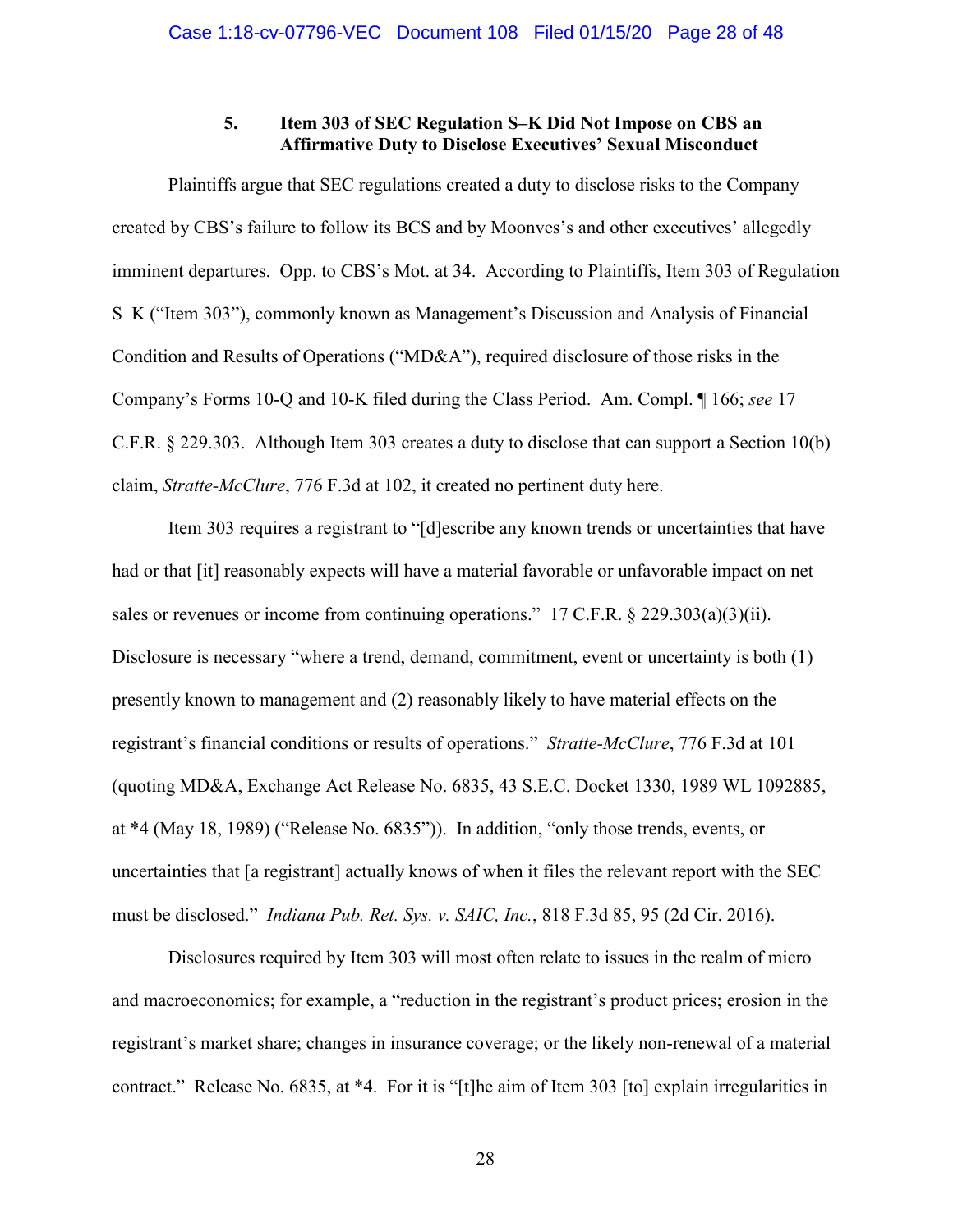### 5. Item 303 of SEC Regulation S–K Did Not Impose on CBS an Affirmative Duty to Disclose Executives' Sexual Misconduct

Plaintiffs argue that SEC regulations created a duty to disclose risks to the Company created by CBS's failure to follow its BCS and by Moonves's and other executives' allegedly imminent departures. Opp. to CBS's Mot. at 34. According to Plaintiffs, Item 303 of Regulation S–K ("Item 303"), commonly known as Management's Discussion and Analysis of Financial Condition and Results of Operations ("MD&A"), required disclosure of those risks in the Company's Forms 10-Q and 10-K filed during the Class Period. Am. Compl. ¶ 166; *see* 17 C.F.R. § 229.303. Although Item 303 creates a duty to disclose that can support a Section 10(b) claim, *Stratte-McClure*, 776 F.3d at 102, it created no pertinent duty here.

Item 303 requires a registrant to "[d]escribe any known trends or uncertainties that have had or that [it] reasonably expects will have a material favorable or unfavorable impact on net sales or revenues or income from continuing operations." 17 C.F.R. § 229.303(a)(3)(ii). Disclosure is necessary "where a trend, demand, commitment, event or uncertainty is both (1) presently known to management and (2) reasonably likely to have material effects on the registrant's financial conditions or results of operations." *Stratte-McClure*, 776 F.3d at 101 (quoting MD&A, Exchange Act Release No. 6835, 43 S.E.C. Docket 1330, 1989 WL 1092885, at *4 (May 18, 1989) ("Release No. 6835")). In addition, "only those trends, events, or uncertainties that [a registrant] actually knows of when it files the relevant report with the SEC must be disclosed." *Indiana Pub. Ret. Sys. v. SAIC, Inc.*, 818 F.3d 85, 95 (2d Cir. 2016).

Disclosures required by Item 303 will most often relate to issues in the realm of micro and macroeconomics; for example, a "reduction in the registrant's product prices; erosion in the registrant's market share; changes in insurance coverage; or the likely non-renewal of a material contract." Release No. 6835, at *4. For it is "[t]he aim of Item 303 [to] explain irregularities in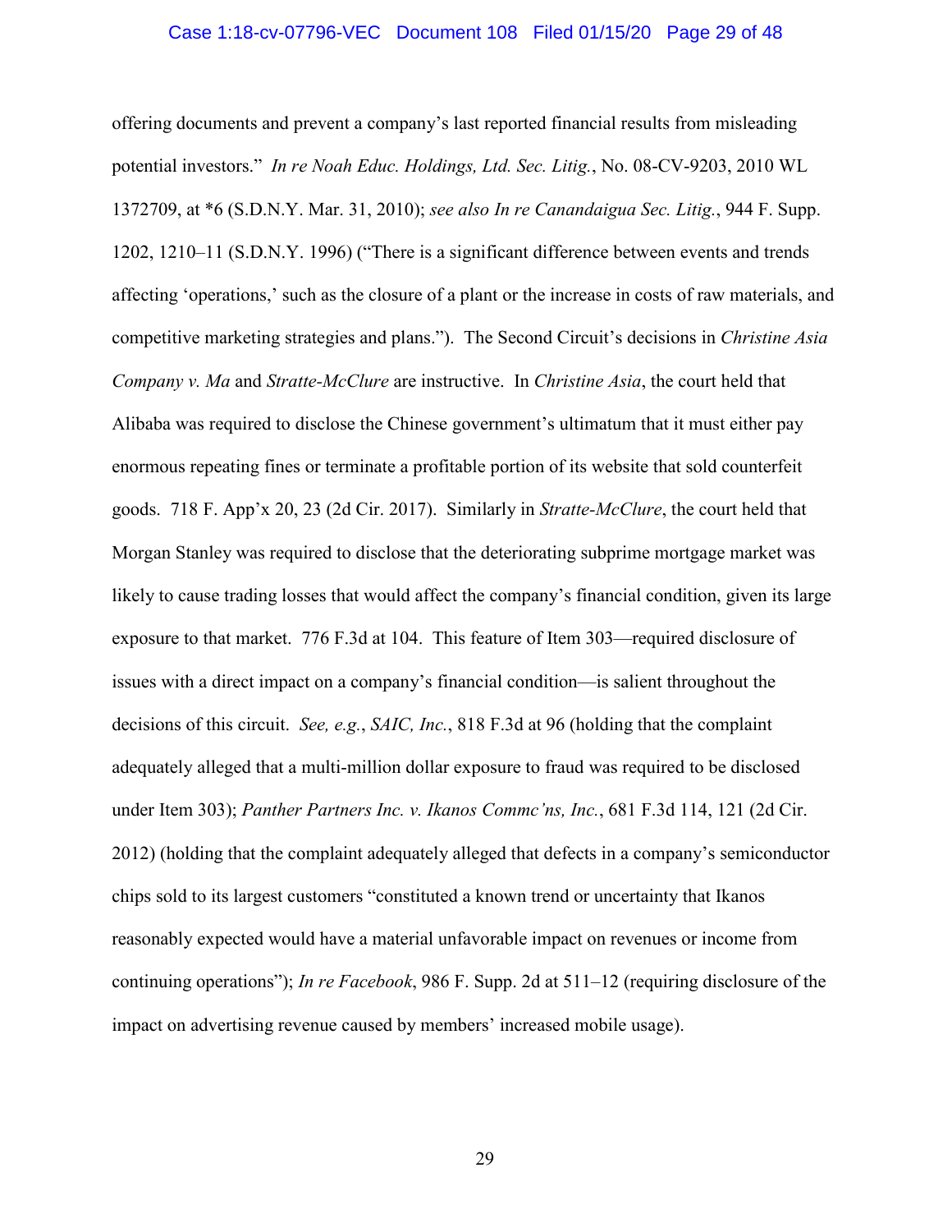offering documents and prevent a company's last reported financial results from misleading potential investors." *In re Noah Educ. Holdings, Ltd. Sec. Litig.*, No. 08-CV-9203, 2010 WL 1372709, at *6 (S.D.N.Y. Mar. 31, 2010); *see also In re Canandaigua Sec. Litig.*, 944 F. Supp. 1202, 1210–11 (S.D.N.Y. 1996) ("There is a significant difference between events and trends affecting 'operations,' such as the closure of a plant or the increase in costs of raw materials, and competitive marketing strategies and plans."). The Second Circuit's decisions in *Christine Asia Company v. Ma* and *Stratte-McClure* are instructive. In *Christine Asia*, the court held that Alibaba was required to disclose the Chinese government's ultimatum that it must either pay enormous repeating fines or terminate a profitable portion of its website that sold counterfeit goods. 718 F. App'x 20, 23 (2d Cir. 2017). Similarly in *Stratte-McClure*, the court held that Morgan Stanley was required to disclose that the deteriorating subprime mortgage market was likely to cause trading losses that would affect the company's financial condition, given its large exposure to that market. 776 F.3d at 104. This feature of Item 303—required disclosure of issues with a direct impact on a company's financial condition—is salient throughout the decisions of this circuit. *See, e.g.*, *SAIC, Inc.*, 818 F.3d at 96 (holding that the complaint adequately alleged that a multi-million dollar exposure to fraud was required to be disclosed under Item 303); *Panther Partners Inc. v. Ikanos Commc'ns, Inc.*, 681 F.3d 114, 121 (2d Cir. 2012) (holding that the complaint adequately alleged that defects in a company's semiconductor chips sold to its largest customers "constituted a known trend or uncertainty that Ikanos reasonably expected would have a material unfavorable impact on revenues or income from continuing operations"); *In re Facebook*, 986 F. Supp. 2d at 511–12 (requiring disclosure of the impact on advertising revenue caused by members' increased mobile usage).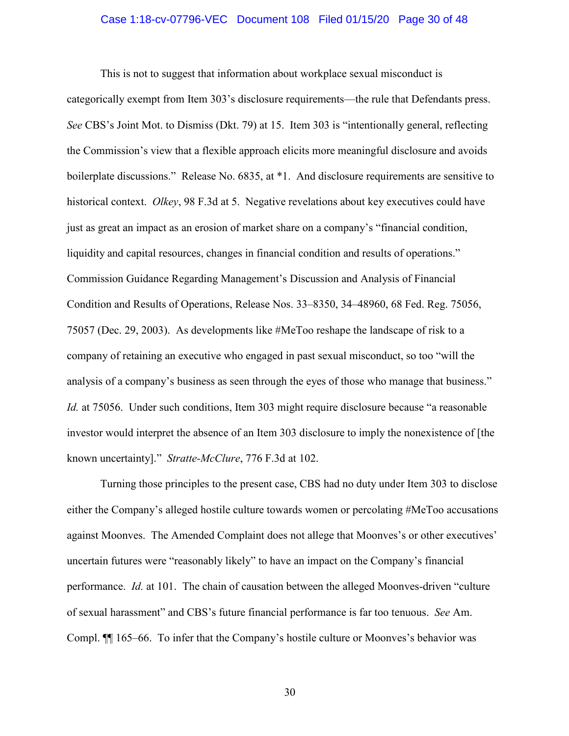This is not to suggest that information about workplace sexual misconduct is categorically exempt from Item 303's disclosure requirements—the rule that Defendants press. *See* CBS's Joint Mot. to Dismiss (Dkt. 79) at 15. Item 303 is "intentionally general, reflecting the Commission's view that a flexible approach elicits more meaningful disclosure and avoids boilerplate discussions." Release No. 6835, at *1. And disclosure requirements are sensitive to historical context. *Olkey*, 98 F.3d at 5. Negative revelations about key executives could have just as great an impact as an erosion of market share on a company's "financial condition, liquidity and capital resources, changes in financial condition and results of operations." Commission Guidance Regarding Management's Discussion and Analysis of Financial Condition and Results of Operations, Release Nos. 33–8350, 34–48960, 68 Fed. Reg. 75056, 75057 (Dec. 29, 2003). As developments like #MeToo reshape the landscape of risk to a company of retaining an executive who engaged in past sexual misconduct, so too "will the analysis of a company's business as seen through the eyes of those who manage that business." *Id.* at 75056. Under such conditions, Item 303 might require disclosure because "a reasonable investor would interpret the absence of an Item 303 disclosure to imply the nonexistence of [the known uncertainty]." *Stratte-McClure*, 776 F.3d at 102.

Turning those principles to the present case, CBS had no duty under Item 303 to disclose either the Company's alleged hostile culture towards women or percolating #MeToo accusations against Moonves. The Amended Complaint does not allege that Moonves's or other executives' uncertain futures were "reasonably likely" to have an impact on the Company's financial performance. *Id.* at 101. The chain of causation between the alleged Moonves-driven "culture of sexual harassment" and CBS's future financial performance is far too tenuous. *See* Am. Compl. ¶¶ 165–66. To infer that the Company's hostile culture or Moonves's behavior was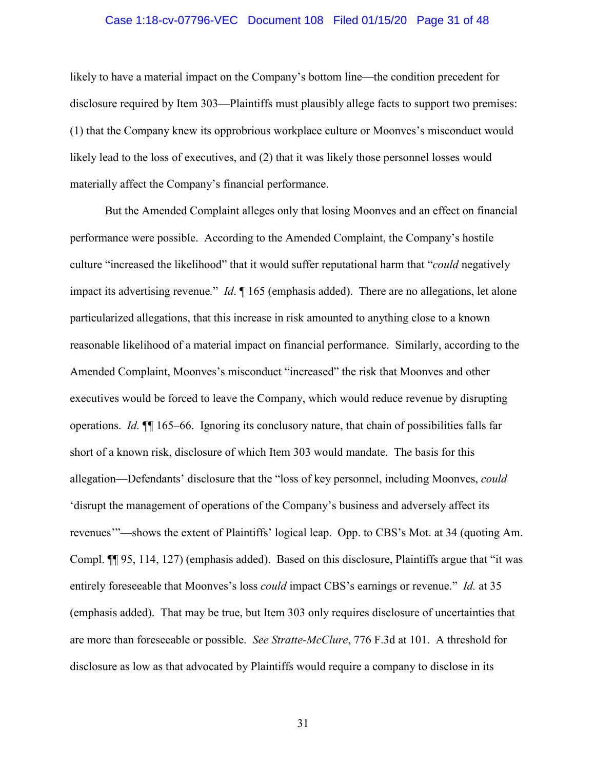likely to have a material impact on the Company's bottom line—the condition precedent for disclosure required by Item 303—Plaintiffs must plausibly allege facts to support two premises: (1) that the Company knew its opprobrious workplace culture or Moonves's misconduct would likely lead to the loss of executives, and (2) that it was likely those personnel losses would materially affect the Company's financial performance.

But the Amended Complaint alleges only that losing Moonves and an effect on financial performance were possible. According to the Amended Complaint, the Company's hostile culture "increased the likelihood" that it would suffer reputational harm that "*could* negatively impact its advertising revenue." *Id*. ¶ 165 (emphasis added). There are no allegations, let alone particularized allegations, that this increase in risk amounted to anything close to a known reasonable likelihood of a material impact on financial performance. Similarly, according to the Amended Complaint, Moonves's misconduct "increased" the risk that Moonves and other executives would be forced to leave the Company, which would reduce revenue by disrupting operations. *Id.* ¶¶ 165–66. Ignoring its conclusory nature, that chain of possibilities falls far short of a known risk, disclosure of which Item 303 would mandate. The basis for this allegation—Defendants' disclosure that the "loss of key personnel, including Moonves, *could* 'disrupt the management of operations of the Company's business and adversely affect its revenues'"—shows the extent of Plaintiffs' logical leap. Opp. to CBS's Mot. at 34 (quoting Am. Compl. ¶¶ 95, 114, 127) (emphasis added). Based on this disclosure, Plaintiffs argue that "it was entirely foreseeable that Moonves's loss *could* impact CBS's earnings or revenue." *Id.* at 35 (emphasis added). That may be true, but Item 303 only requires disclosure of uncertainties that are more than foreseeable or possible. *See Stratte-McClure*, 776 F.3d at 101. A threshold for disclosure as low as that advocated by Plaintiffs would require a company to disclose in its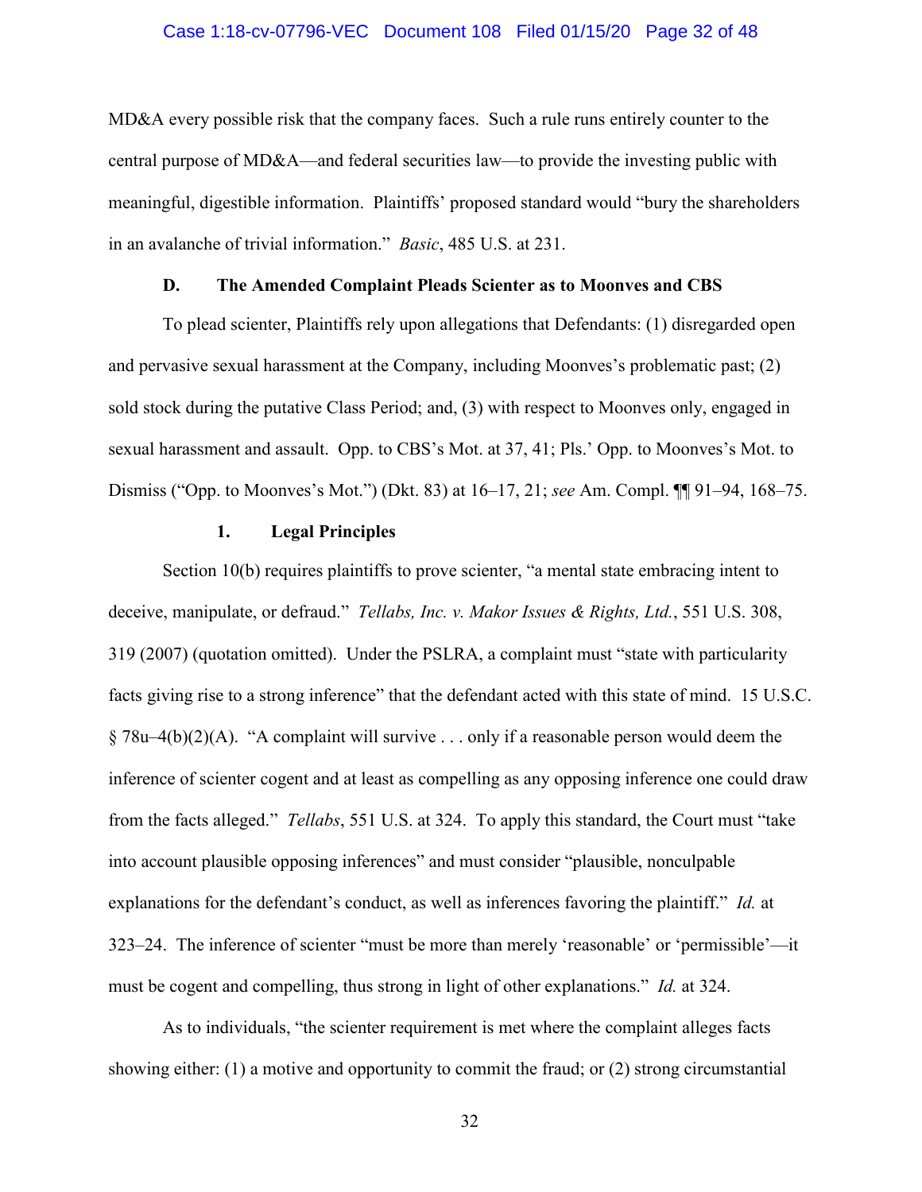MD&A every possible risk that the company faces. Such a rule runs entirely counter to the central purpose of MD&A—and federal securities law—to provide the investing public with meaningful, digestible information. Plaintiffs' proposed standard would "bury the shareholders in an avalanche of trivial information." *Basic*, 485 U.S. at 231.

### D. The Amended Complaint Pleads Scienter as to Moonves and CBS

To plead scienter, Plaintiffs rely upon allegations that Defendants: (1) disregarded open and pervasive sexual harassment at the Company, including Moonves's problematic past; (2) sold stock during the putative Class Period; and, (3) with respect to Moonves only, engaged in sexual harassment and assault. Opp. to CBS's Mot. at 37, 41; Pls.' Opp. to Moonves's Mot. to Dismiss ("Opp. to Moonves's Mot.") (Dkt. 83) at 16–17, 21; *see* Am. Compl. ¶¶ 91–94, 168–75.

#### 1. Legal Principles

Section 10(b) requires plaintiffs to prove scienter, "a mental state embracing intent to deceive, manipulate, or defraud." *Tellabs, Inc. v. Makor Issues & Rights, Ltd.*, 551 U.S. 308, 319 (2007) (quotation omitted). Under the PSLRA, a complaint must "state with particularity facts giving rise to a strong inference" that the defendant acted with this state of mind. 15 U.S.C. § 78u–4(b)(2)(A). "A complaint will survive . . . only if a reasonable person would deem the inference of scienter cogent and at least as compelling as any opposing inference one could draw from the facts alleged." *Tellabs*, 551 U.S. at 324. To apply this standard, the Court must "take into account plausible opposing inferences" and must consider "plausible, nonculpable explanations for the defendant's conduct, as well as inferences favoring the plaintiff." *Id.* at 323–24. The inference of scienter "must be more than merely 'reasonable' or 'permissible'—it must be cogent and compelling, thus strong in light of other explanations." *Id.* at 324.

As to individuals, "the scienter requirement is met where the complaint alleges facts showing either: (1) a motive and opportunity to commit the fraud; or (2) strong circumstantial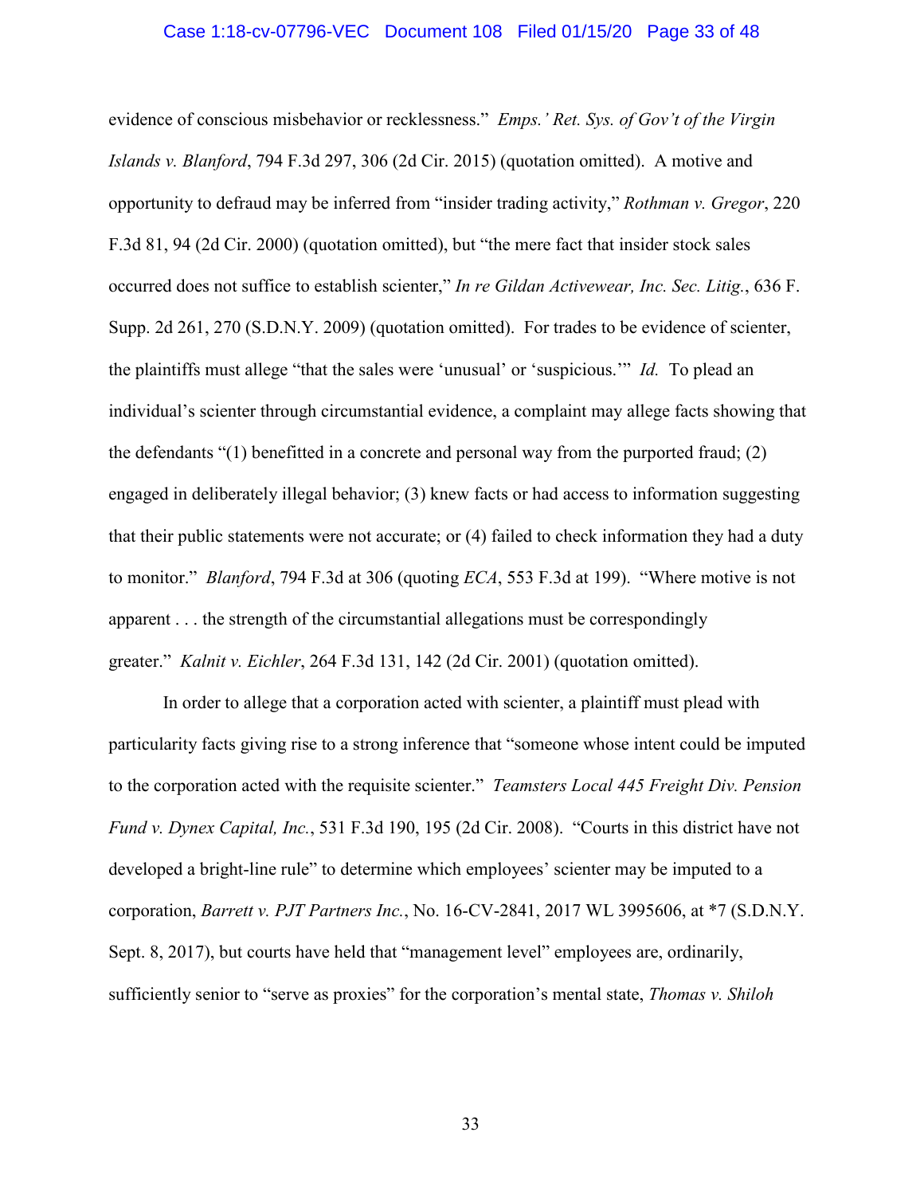evidence of conscious misbehavior or recklessness." *Emps.' Ret. Sys. of Gov't of the Virgin Islands v. Blanford*, 794 F.3d 297, 306 (2d Cir. 2015) (quotation omitted). A motive and opportunity to defraud may be inferred from "insider trading activity," *Rothman v. Gregor*, 220 F.3d 81, 94 (2d Cir. 2000) (quotation omitted), but "the mere fact that insider stock sales occurred does not suffice to establish scienter," *In re Gildan Activewear, Inc. Sec. Litig.*, 636 F. Supp. 2d 261, 270 (S.D.N.Y. 2009) (quotation omitted). For trades to be evidence of scienter, the plaintiffs must allege "that the sales were 'unusual' or 'suspicious.'" *Id.* To plead an individual's scienter through circumstantial evidence, a complaint may allege facts showing that the defendants "(1) benefitted in a concrete and personal way from the purported fraud; (2) engaged in deliberately illegal behavior; (3) knew facts or had access to information suggesting that their public statements were not accurate; or (4) failed to check information they had a duty to monitor." *Blanford*, 794 F.3d at 306 (quoting *ECA*, 553 F.3d at 199). "Where motive is not apparent . . . the strength of the circumstantial allegations must be correspondingly greater." *Kalnit v. Eichler*, 264 F.3d 131, 142 (2d Cir. 2001) (quotation omitted).

In order to allege that a corporation acted with scienter, a plaintiff must plead with particularity facts giving rise to a strong inference that "someone whose intent could be imputed to the corporation acted with the requisite scienter." *Teamsters Local 445 Freight Div. Pension Fund v. Dynex Capital, Inc.*, 531 F.3d 190, 195 (2d Cir. 2008). "Courts in this district have not developed a bright-line rule" to determine which employees' scienter may be imputed to a corporation, *Barrett v. PJT Partners Inc.*, No. 16-CV-2841, 2017 WL 3995606, at *7 (S.D.N.Y. Sept. 8, 2017), but courts have held that "management level" employees are, ordinarily, sufficiently senior to "serve as proxies" for the corporation's mental state, *Thomas v. Shiloh*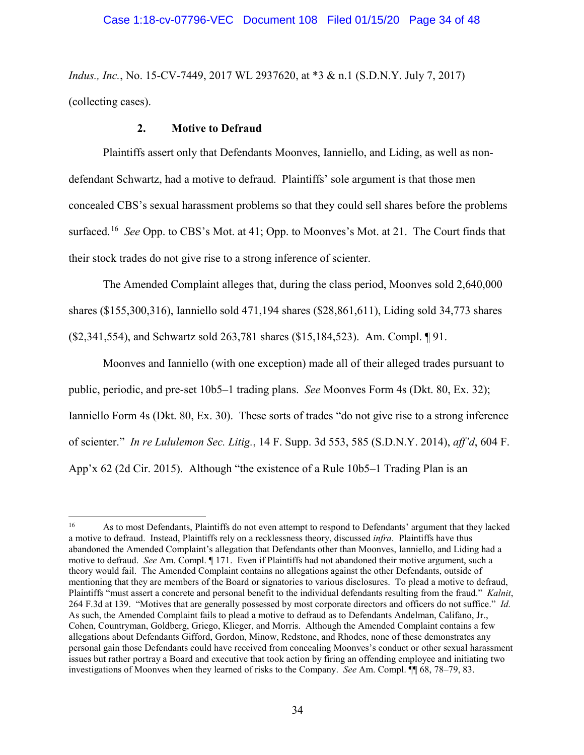*Indus., Inc.*, No. 15-CV-7449, 2017 WL 2937620, at *3 & n.1 (S.D.N.Y. July 7, 2017) (collecting cases).

### 2. Motive to Defraud

Plaintiffs assert only that Defendants Moonves, Ianniello, and Liding, as well as non-defendant Schwartz, had a motive to defraud. Plaintiffs' sole argument is that those men concealed CBS's sexual harassment problems so that they could sell shares before the problems surfaced.[16] *See* Opp. to CBS's Mot. at 41; Opp. to Moonves's Mot. at 21. The Court finds that their stock trades do not give rise to a strong inference of scienter.

The Amended Complaint alleges that, during the class period, Moonves sold 2,640,000 shares ($155,300,316), Ianniello sold 471,194 shares ($28,861,611), Liding sold 34,773 shares ($2,341,554), and Schwartz sold 263,781 shares ($15,184,523). Am. Compl. ¶ 91.

Moonves and Ianniello (with one exception) made all of their alleged trades pursuant to public, periodic, and pre-set 10b5–1 trading plans. *See* Moonves Form 4s (Dkt. 80, Ex. 32); Ianniello Form 4s (Dkt. 80, Ex. 30). These sorts of trades "do not give rise to a strong inference of scienter." *In re Lululemon Sec. Litig.*, 14 F. Supp. 3d 553, 585 (S.D.N.Y. 2014), *aff'd*, 604 F. App'x 62 (2d Cir. 2015). Although "the existence of a Rule 10b5–1 Trading Plan is an

---

[16] As to most Defendants, Plaintiffs do not even attempt to respond to Defendants' argument that they lacked a motive to defraud. Instead, Plaintiffs rely on a recklessness theory, discussed *infra*. Plaintiffs have thus abandoned the Amended Complaint's allegation that Defendants other than Moonves, Ianniello, and Liding had a motive to defraud. *See* Am. Compl. ¶ 171. Even if Plaintiffs had not abandoned their motive argument, such a theory would fail. The Amended Complaint contains no allegations against the other Defendants, outside of mentioning that they are members of the Board or signatories to various disclosures. To plead a motive to defraud, Plaintiffs "must assert a concrete and personal benefit to the individual defendants resulting from the fraud." *Kalnit*, 264 F.3d at 139. "Motives that are generally possessed by most corporate directors and officers do not suffice." *Id.* As such, the Amended Complaint fails to plead a motive to defraud as to Defendants Andelman, Califano, Jr., Cohen, Countryman, Goldberg, Griego, Klieger, and Morris. Although the Amended Complaint contains a few allegations about Defendants Gifford, Gordon, Minow, Redstone, and Rhodes, none of these demonstrates any personal gain those Defendants could have received from concealing Moonves's conduct or other sexual harassment issues but rather portray a Board and executive that took action by firing an offending employee and initiating two investigations of Moonves when they learned of risks to the Company. *See* Am. Compl. ¶¶ 68, 78–79, 83.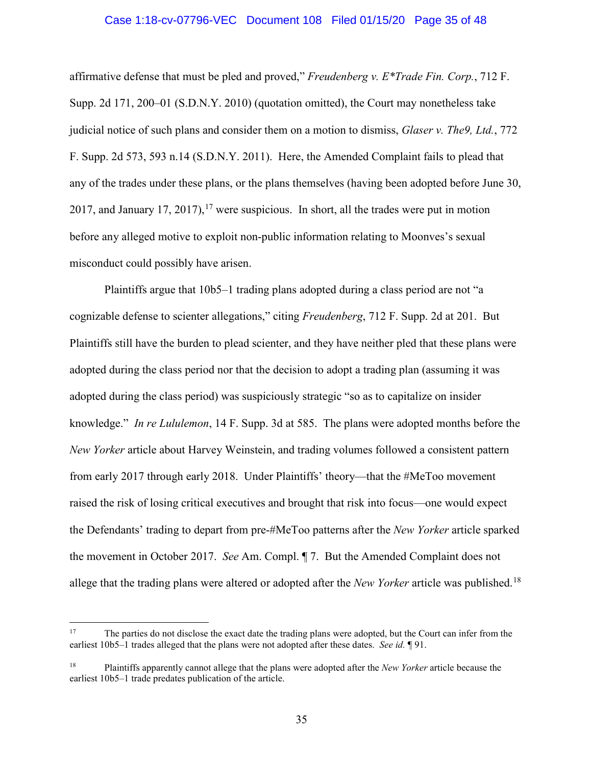affirmative defense that must be pled and proved," *Freudenberg v. E*Trade Fin. Corp.*, 712 F. Supp. 2d 171, 200–01 (S.D.N.Y. 2010) (quotation omitted), the Court may nonetheless take judicial notice of such plans and consider them on a motion to dismiss, *Glaser v. The9, Ltd.*, 772 F. Supp. 2d 573, 593 n.14 (S.D.N.Y. 2011). Here, the Amended Complaint fails to plead that any of the trades under these plans, or the plans themselves (having been adopted before June 30, 2017, and January 17, 2017),[17] were suspicious. In short, all the trades were put in motion before any alleged motive to exploit non-public information relating to Moonves's sexual misconduct could possibly have arisen.

Plaintiffs argue that 10b5–1 trading plans adopted during a class period are not "a cognizable defense to scienter allegations," citing *Freudenberg*, 712 F. Supp. 2d at 201. But Plaintiffs still have the burden to plead scienter, and they have neither pled that these plans were adopted during the class period nor that the decision to adopt a trading plan (assuming it was adopted during the class period) was suspiciously strategic "so as to capitalize on insider knowledge." *In re Lululemon*, 14 F. Supp. 3d at 585. The plans were adopted months before the *New Yorker* article about Harvey Weinstein, and trading volumes followed a consistent pattern from early 2017 through early 2018. Under Plaintiffs' theory—that the #MeToo movement raised the risk of losing critical executives and brought that risk into focus—one would expect the Defendants' trading to depart from pre-#MeToo patterns after the *New Yorker* article sparked the movement in October 2017. *See* Am. Compl. ¶ 7. But the Amended Complaint does not allege that the trading plans were altered or adopted after the *New Yorker* article was published.[18]

---

[17] The parties do not disclose the exact date the trading plans were adopted, but the Court can infer from the earliest 10b5–1 trades alleged that the plans were not adopted after these dates. *See id.* ¶ 91.

[18] Plaintiffs apparently cannot allege that the plans were adopted after the *New Yorker* article because the earliest 10b5–1 trade predates publication of the article.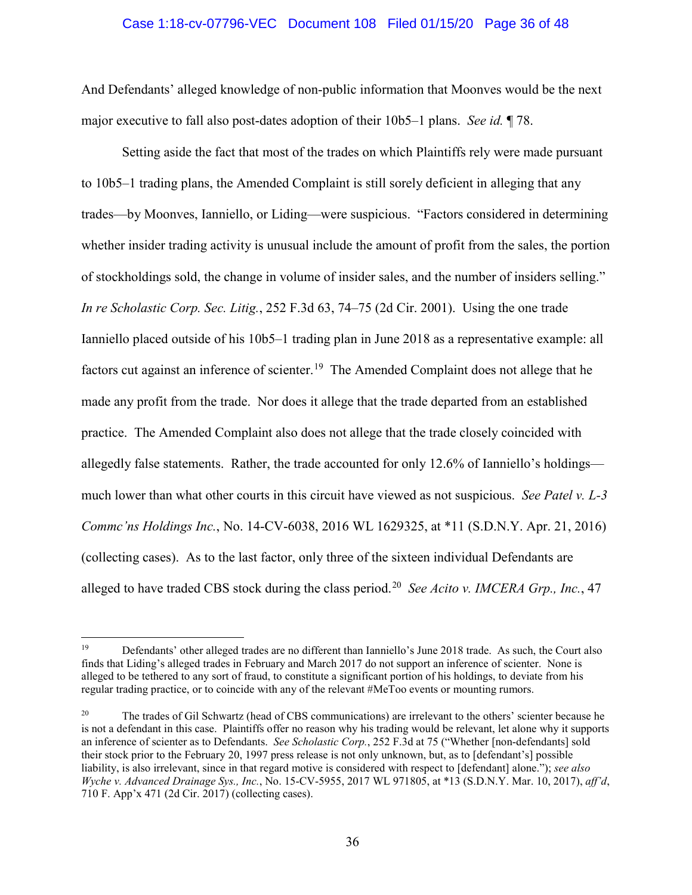And Defendants' alleged knowledge of non-public information that Moonves would be the next major executive to fall also post-dates adoption of their 10b5–1 plans. *See id.* ¶ 78.

Setting aside the fact that most of the trades on which Plaintiffs rely were made pursuant to 10b5–1 trading plans, the Amended Complaint is still sorely deficient in alleging that any trades—by Moonves, Ianniello, or Liding—were suspicious. "Factors considered in determining whether insider trading activity is unusual include the amount of profit from the sales, the portion of stockholdings sold, the change in volume of insider sales, and the number of insiders selling." *In re Scholastic Corp. Sec. Litig.*, 252 F.3d 63, 74–75 (2d Cir. 2001). Using the one trade Ianniello placed outside of his 10b5–1 trading plan in June 2018 as a representative example: all factors cut against an inference of scienter.[19] The Amended Complaint does not allege that he made any profit from the trade. Nor does it allege that the trade departed from an established practice. The Amended Complaint also does not allege that the trade closely coincided with allegedly false statements. Rather, the trade accounted for only 12.6% of Ianniello's holdings—much lower than what other courts in this circuit have viewed as not suspicious. *See Patel v. L-3 Commc'ns Holdings Inc.*, No. 14-CV-6038, 2016 WL 1629325, at *11 (S.D.N.Y. Apr. 21, 2016) (collecting cases). As to the last factor, only three of the sixteen individual Defendants are alleged to have traded CBS stock during the class period.[20] *See Acito v. IMCERA Grp., Inc.*, 47

---

[19] Defendants' other alleged trades are no different than Ianniello's June 2018 trade. As such, the Court also finds that Liding's alleged trades in February and March 2017 do not support an inference of scienter. None is alleged to be tethered to any sort of fraud, to constitute a significant portion of his holdings, to deviate from his regular trading practice, or to coincide with any of the relevant #MeToo events or mounting rumors.

[20] The trades of Gil Schwartz (head of CBS communications) are irrelevant to the others' scienter because he is not a defendant in this case. Plaintiffs offer no reason why his trading would be relevant, let alone why it supports an inference of scienter as to Defendants. *See Scholastic Corp.*, 252 F.3d at 75 ("Whether [non-defendants] sold their stock prior to the February 20, 1997 press release is not only unknown, but, as to [defendant's] possible liability, is also irrelevant, since in that regard motive is considered with respect to [defendant] alone."); *see also Wyche v. Advanced Drainage Sys., Inc.*, No. 15-CV-5955, 2017 WL 971805, at *13 (S.D.N.Y. Mar. 10, 2017), *aff'd*, 710 F. App'x 471 (2d Cir. 2017) (collecting cases).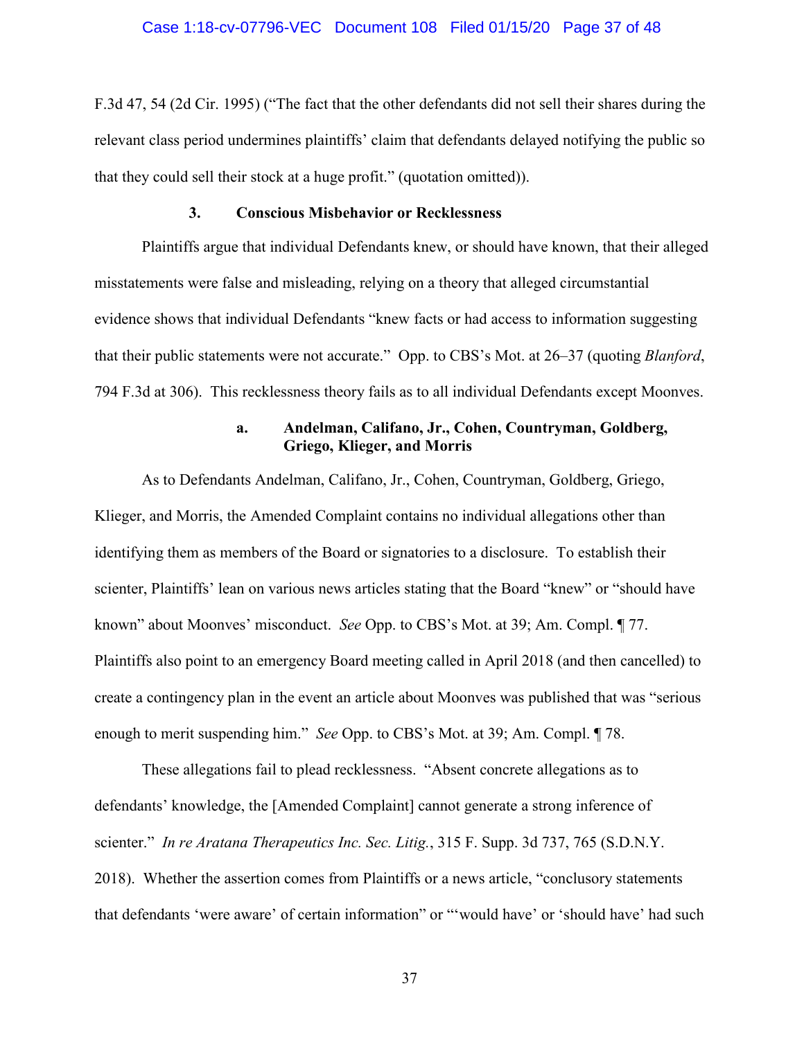F.3d 47, 54 (2d Cir. 1995) ("The fact that the other defendants did not sell their shares during the relevant class period undermines plaintiffs' claim that defendants delayed notifying the public so that they could sell their stock at a huge profit." (quotation omitted)).

### 3. Conscious Misbehavior or Recklessness

Plaintiffs argue that individual Defendants knew, or should have known, that their alleged misstatements were false and misleading, relying on a theory that alleged circumstantial evidence shows that individual Defendants "knew facts or had access to information suggesting that their public statements were not accurate." Opp. to CBS's Mot. at 26–37 (quoting *Blanford*, 794 F.3d at 306). This recklessness theory fails as to all individual Defendants except Moonves.

#### a. Andelman, Califano, Jr., Cohen, Countryman, Goldberg, Griego, Klieger, and Morris

As to Defendants Andelman, Califano, Jr., Cohen, Countryman, Goldberg, Griego, Klieger, and Morris, the Amended Complaint contains no individual allegations other than identifying them as members of the Board or signatories to a disclosure. To establish their scienter, Plaintiffs' lean on various news articles stating that the Board "knew" or "should have known" about Moonves' misconduct. *See* Opp. to CBS's Mot. at 39; Am. Compl. ¶ 77. Plaintiffs also point to an emergency Board meeting called in April 2018 (and then cancelled) to create a contingency plan in the event an article about Moonves was published that was "serious enough to merit suspending him." *See* Opp. to CBS's Mot. at 39; Am. Compl. ¶ 78.

These allegations fail to plead recklessness. "Absent concrete allegations as to defendants' knowledge, the [Amended Complaint] cannot generate a strong inference of scienter." *In re Aratana Therapeutics Inc. Sec. Litig.*, 315 F. Supp. 3d 737, 765 (S.D.N.Y. 2018). Whether the assertion comes from Plaintiffs or a news article, "conclusory statements that defendants 'were aware' of certain information" or "'would have' or 'should have' had such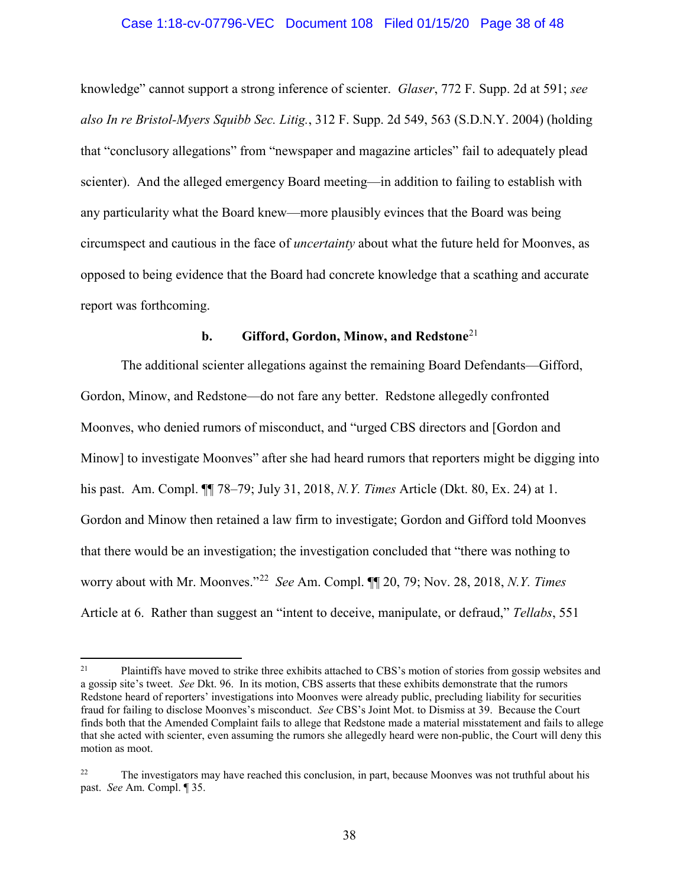knowledge" cannot support a strong inference of scienter. *Glaser*, 772 F. Supp. 2d at 591; *see also In re Bristol-Myers Squibb Sec. Litig.*, 312 F. Supp. 2d 549, 563 (S.D.N.Y. 2004) (holding that "conclusory allegations" from "newspaper and magazine articles" fail to adequately plead scienter). And the alleged emergency Board meeting—in addition to failing to establish with any particularity what the Board knew—more plausibly evinces that the Board was being circumspect and cautious in the face of *uncertainty* about what the future held for Moonves, as opposed to being evidence that the Board had concrete knowledge that a scathing and accurate report was forthcoming.

**b. Gifford, Gordon, Minow, and Redstone**[21]

The additional scienter allegations against the remaining Board Defendants—Gifford, Gordon, Minow, and Redstone—do not fare any better. Redstone allegedly confronted Moonves, who denied rumors of misconduct, and "urged CBS directors and [Gordon and Minow] to investigate Moonves" after she had heard rumors that reporters might be digging into his past. Am. Compl. ¶¶ 78–79; July 31, 2018, *N.Y. Times* Article (Dkt. 80, Ex. 24) at 1. Gordon and Minow then retained a law firm to investigate; Gordon and Gifford told Moonves that there would be an investigation; the investigation concluded that "there was nothing to worry about with Mr. Moonves."[22] *See* Am. Compl. ¶¶ 20, 79; Nov. 28, 2018, *N.Y. Times* Article at 6. Rather than suggest an "intent to deceive, manipulate, or defraud," *Tellabs*, 551

---

[21] Plaintiffs have moved to strike three exhibits attached to CBS's motion of stories from gossip websites and a gossip site's tweet. *See* Dkt. 96. In its motion, CBS asserts that these exhibits demonstrate that the rumors Redstone heard of reporters' investigations into Moonves were already public, precluding liability for securities fraud for failing to disclose Moonves's misconduct. *See* CBS's Joint Mot. to Dismiss at 39. Because the Court finds both that the Amended Complaint fails to allege that Redstone made a material misstatement and fails to allege that she acted with scienter, even assuming the rumors she allegedly heard were non-public, the Court will deny this motion as moot.

[22] The investigators may have reached this conclusion, in part, because Moonves was not truthful about his past. *See* Am. Compl. ¶ 35.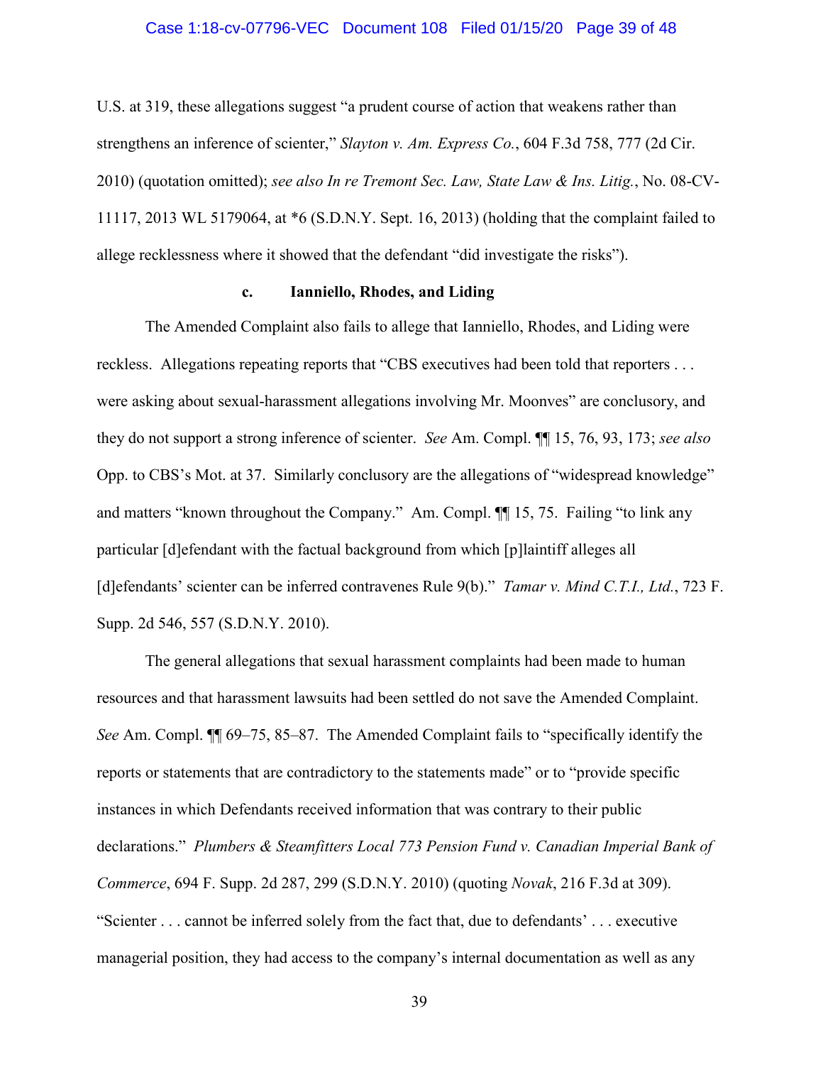U.S. at 319, these allegations suggest "a prudent course of action that weakens rather than strengthens an inference of scienter," *Slayton v. Am. Express Co.*, 604 F.3d 758, 777 (2d Cir. 2010) (quotation omitted); *see also In re Tremont Sec. Law, State Law & Ins. Litig.*, No. 08-CV-11117, 2013 WL 5179064, at *6 (S.D.N.Y. Sept. 16, 2013) (holding that the complaint failed to allege recklessness where it showed that the defendant "did investigate the risks").

#### c. Ianniello, Rhodes, and Liding

The Amended Complaint also fails to allege that Ianniello, Rhodes, and Liding were reckless. Allegations repeating reports that "CBS executives had been told that reporters . . . were asking about sexual-harassment allegations involving Mr. Moonves" are conclusory, and they do not support a strong inference of scienter. *See* Am. Compl. ¶¶ 15, 76, 93, 173; *see also* Opp. to CBS's Mot. at 37. Similarly conclusory are the allegations of "widespread knowledge" and matters "known throughout the Company." Am. Compl. ¶¶ 15, 75. Failing "to link any particular [d]efendant with the factual background from which [p]laintiff alleges all [d]efendants' scienter can be inferred contravenes Rule 9(b)." *Tamar v. Mind C.T.I., Ltd.*, 723 F. Supp. 2d 546, 557 (S.D.N.Y. 2010).

The general allegations that sexual harassment complaints had been made to human resources and that harassment lawsuits had been settled do not save the Amended Complaint. *See* Am. Compl. ¶¶ 69–75, 85–87. The Amended Complaint fails to "specifically identify the reports or statements that are contradictory to the statements made" or to "provide specific instances in which Defendants received information that was contrary to their public declarations." *Plumbers & Steamfitters Local 773 Pension Fund v. Canadian Imperial Bank of Commerce*, 694 F. Supp. 2d 287, 299 (S.D.N.Y. 2010) (quoting *Novak*, 216 F.3d at 309). "Scienter . . . cannot be inferred solely from the fact that, due to defendants' . . . executive managerial position, they had access to the company's internal documentation as well as any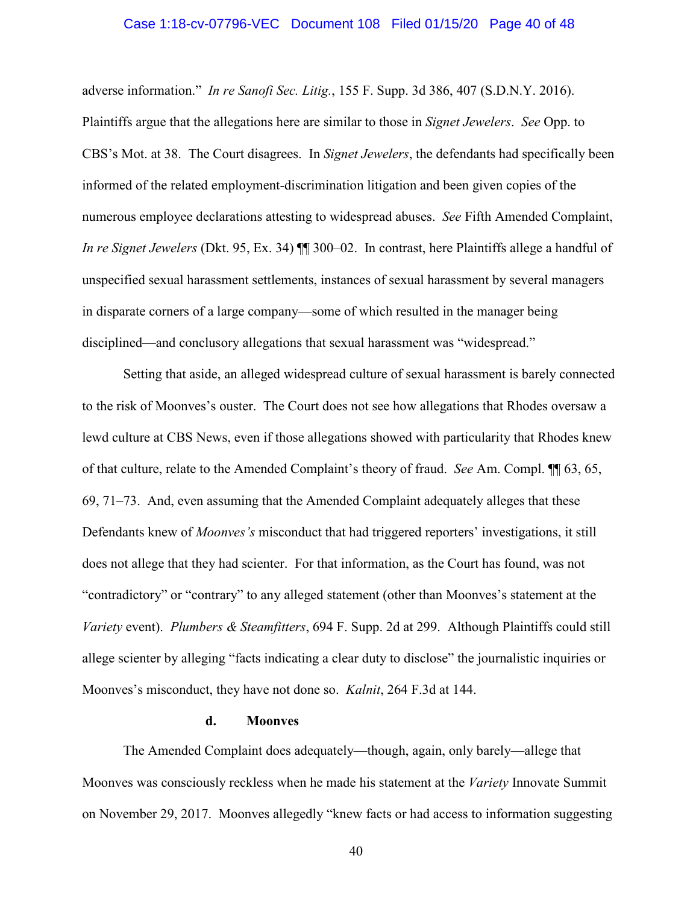adverse information." *In re Sanofi Sec. Litig.*, 155 F. Supp. 3d 386, 407 (S.D.N.Y. 2016). Plaintiffs argue that the allegations here are similar to those in *Signet Jewelers*. *See* Opp. to CBS's Mot. at 38. The Court disagrees. In *Signet Jewelers*, the defendants had specifically been informed of the related employment-discrimination litigation and been given copies of the numerous employee declarations attesting to widespread abuses. *See* Fifth Amended Complaint, *In re Signet Jewelers* (Dkt. 95, Ex. 34) ¶¶ 300–02. In contrast, here Plaintiffs allege a handful of unspecified sexual harassment settlements, instances of sexual harassment by several managers in disparate corners of a large company—some of which resulted in the manager being disciplined—and conclusory allegations that sexual harassment was "widespread."

Setting that aside, an alleged widespread culture of sexual harassment is barely connected to the risk of Moonves's ouster. The Court does not see how allegations that Rhodes oversaw a lewd culture at CBS News, even if those allegations showed with particularity that Rhodes knew of that culture, relate to the Amended Complaint's theory of fraud. *See* Am. Compl. ¶¶ 63, 65, 69, 71–73. And, even assuming that the Amended Complaint adequately alleges that these Defendants knew of *Moonves's* misconduct that had triggered reporters' investigations, it still does not allege that they had scienter. For that information, as the Court has found, was not "contradictory" or "contrary" to any alleged statement (other than Moonves's statement at the *Variety* event). *Plumbers & Steamfitters*, 694 F. Supp. 2d at 299. Although Plaintiffs could still allege scienter by alleging "facts indicating a clear duty to disclose" the journalistic inquiries or Moonves's misconduct, they have not done so. *Kalnit*, 264 F.3d at 144.

**d. Moonves**

The Amended Complaint does adequately—though, again, only barely—allege that Moonves was consciously reckless when he made his statement at the *Variety* Innovate Summit on November 29, 2017. Moonves allegedly "knew facts or had access to information suggesting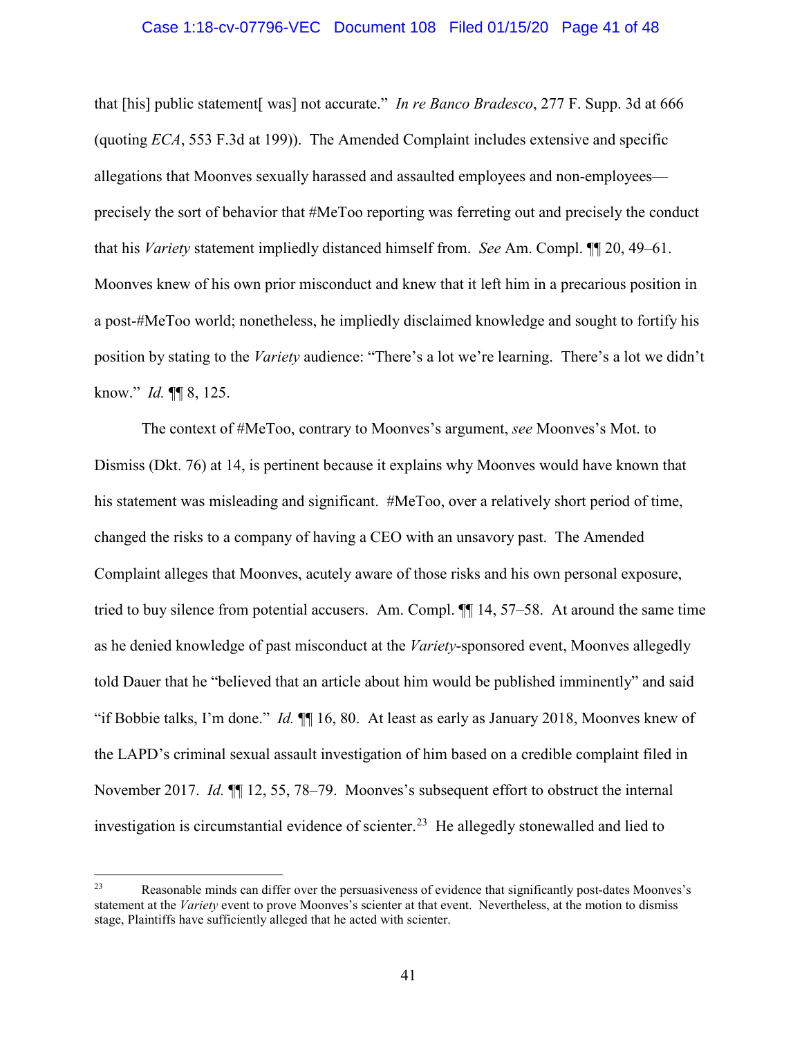that [his] public statement[ was] not accurate." *In re Banco Bradesco*, 277 F. Supp. 3d at 666 (quoting *ECA*, 553 F.3d at 199)). The Amended Complaint includes extensive and specific allegations that Moonves sexually harassed and assaulted employees and non-employees—precisely the sort of behavior that #MeToo reporting was ferreting out and precisely the conduct that his *Variety* statement impliedly distanced himself from. *See* Am. Compl. ¶¶ 20, 49–61. Moonves knew of his own prior misconduct and knew that it left him in a precarious position in a post-#MeToo world; nonetheless, he impliedly disclaimed knowledge and sought to fortify his position by stating to the *Variety* audience: "There's a lot we're learning. There's a lot we didn't know." *Id.* ¶¶ 8, 125.

The context of #MeToo, contrary to Moonves's argument, *see* Moonves's Mot. to Dismiss (Dkt. 76) at 14, is pertinent because it explains why Moonves would have known that his statement was misleading and significant. #MeToo, over a relatively short period of time, changed the risks to a company of having a CEO with an unsavory past. The Amended Complaint alleges that Moonves, acutely aware of those risks and his own personal exposure, tried to buy silence from potential accusers. Am. Compl. ¶¶ 14, 57–58. At around the same time as he denied knowledge of past misconduct at the *Variety*-sponsored event, Moonves allegedly told Dauer that he "believed that an article about him would be published imminently" and said "if Bobbie talks, I'm done." *Id.* ¶¶ 16, 80. At least as early as January 2018, Moonves knew of the LAPD's criminal sexual assault investigation of him based on a credible complaint filed in November 2017. *Id.* ¶¶ 12, 55, 78–79. Moonves's subsequent effort to obstruct the internal investigation is circumstantial evidence of scienter.[23] He allegedly stonewalled and lied to

[23] Reasonable minds can differ over the persuasiveness of evidence that significantly post-dates Moonves's statement at the *Variety* event to prove Moonves's scienter at that event. Nevertheless, at the motion to dismiss stage, Plaintiffs have sufficiently alleged that he acted with scienter.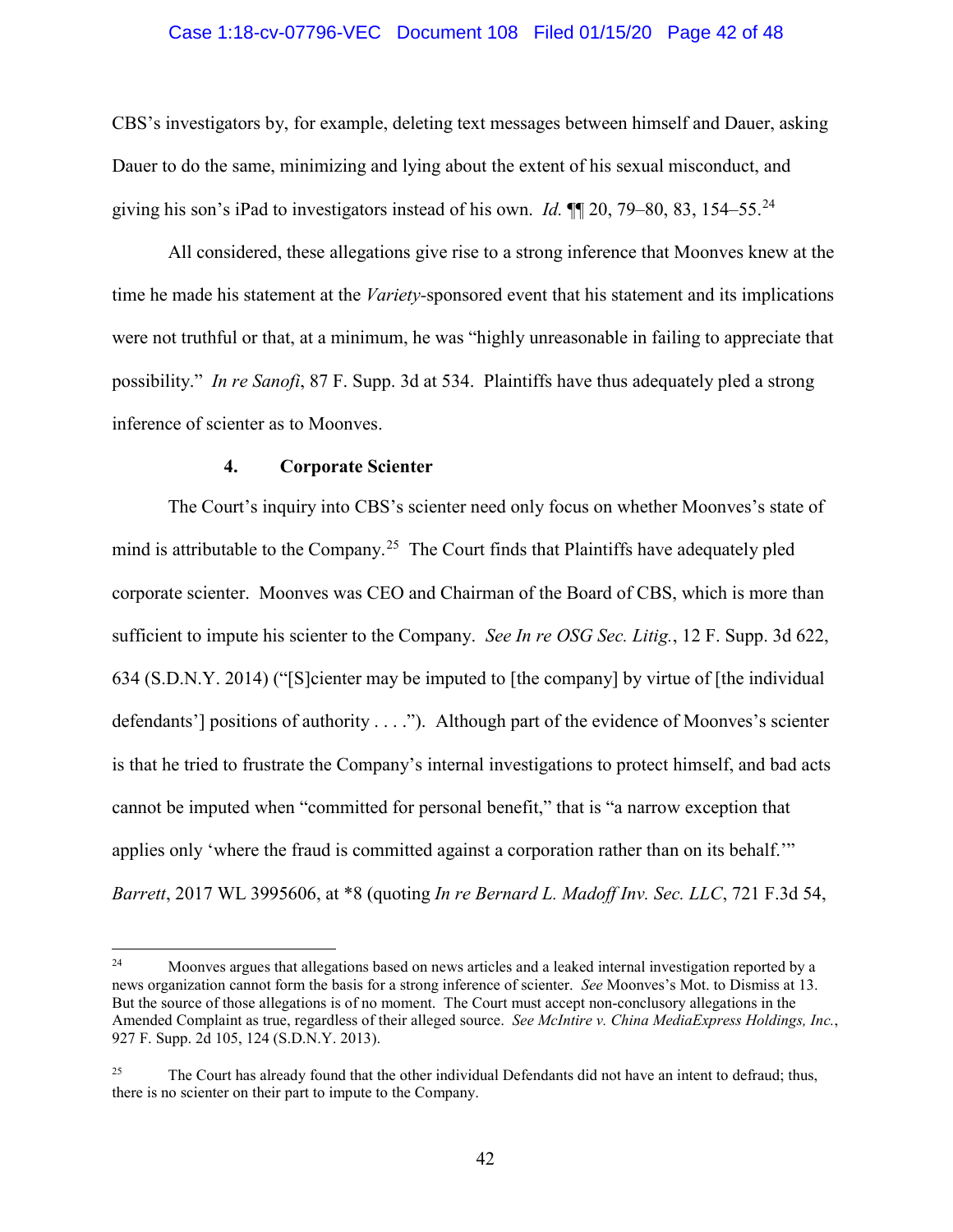CBS's investigators by, for example, deleting text messages between himself and Dauer, asking Dauer to do the same, minimizing and lying about the extent of his sexual misconduct, and giving his son's iPad to investigators instead of his own. *Id.* ¶¶ 20, 79–80, 83, 154–55.[24]

All considered, these allegations give rise to a strong inference that Moonves knew at the time he made his statement at the *Variety*-sponsored event that his statement and its implications were not truthful or that, at a minimum, he was "highly unreasonable in failing to appreciate that possibility." *In re Sanofi*, 87 F. Supp. 3d at 534. Plaintiffs have thus adequately pled a strong inference of scienter as to Moonves.

#### 4. Corporate Scienter

The Court's inquiry into CBS's scienter need only focus on whether Moonves's state of mind is attributable to the Company.[25] The Court finds that Plaintiffs have adequately pled corporate scienter. Moonves was CEO and Chairman of the Board of CBS, which is more than sufficient to impute his scienter to the Company. *See In re OSG Sec. Litig.*, 12 F. Supp. 3d 622, 634 (S.D.N.Y. 2014) ("[S]cienter may be imputed to [the company] by virtue of [the individual defendants'] positions of authority . . . ."). Although part of the evidence of Moonves's scienter is that he tried to frustrate the Company's internal investigations to protect himself, and bad acts cannot be imputed when "committed for personal benefit," that is "a narrow exception that applies only 'where the fraud is committed against a corporation rather than on its behalf.'" *Barrett*, 2017 WL 3995606, at *8 (quoting *In re Bernard L. Madoff Inv. Sec. LLC*, 721 F.3d 54,

---

[24] Moonves argues that allegations based on news articles and a leaked internal investigation reported by a news organization cannot form the basis for a strong inference of scienter. *See* Moonves's Mot. to Dismiss at 13. But the source of those allegations is of no moment. The Court must accept non-conclusory allegations in the Amended Complaint as true, regardless of their alleged source. *See McIntire v. China MediaExpress Holdings, Inc.*, 927 F. Supp. 2d 105, 124 (S.D.N.Y. 2013).

[25] The Court has already found that the other individual Defendants did not have an intent to defraud; thus, there is no scienter on their part to impute to the Company.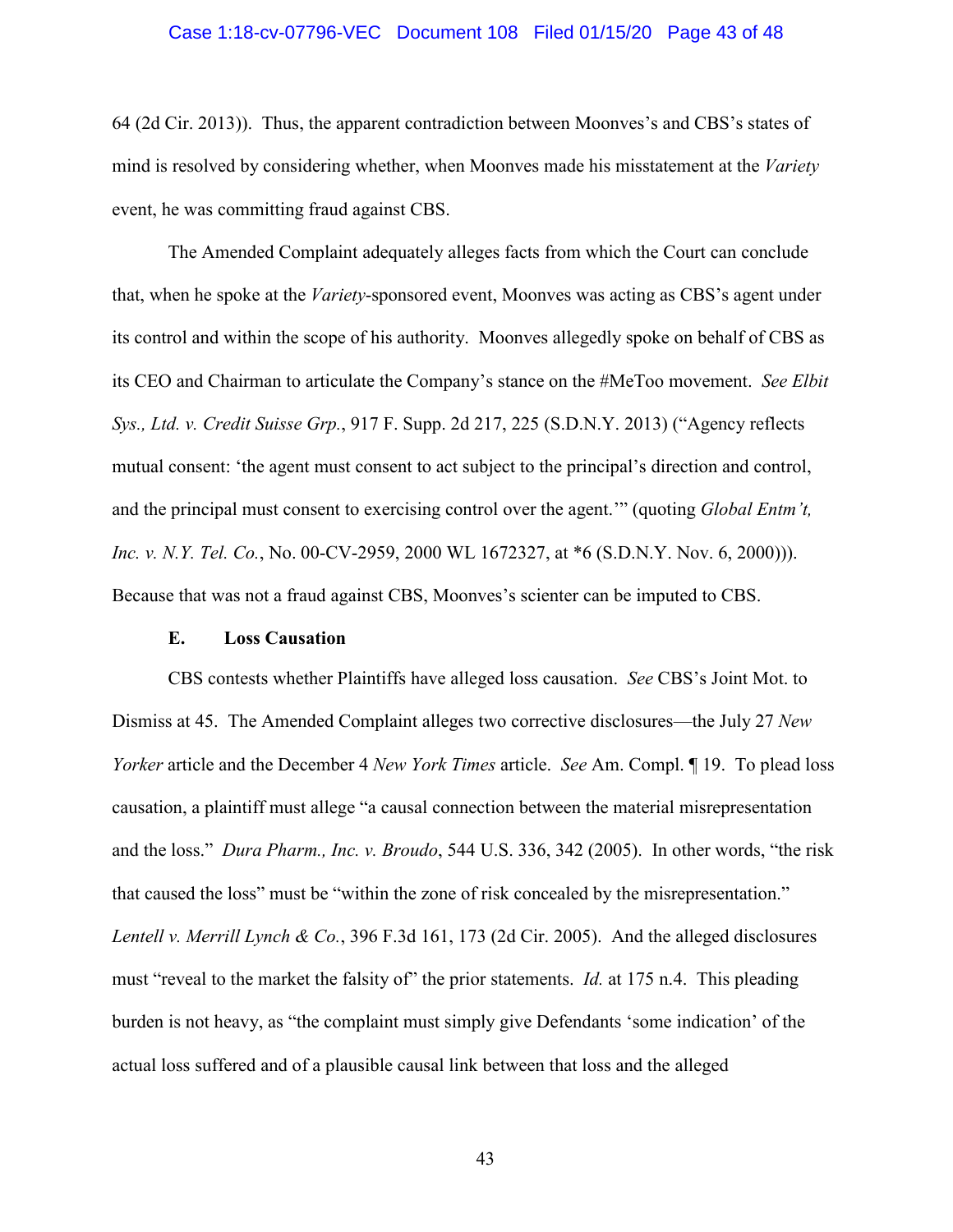64 (2d Cir. 2013)). Thus, the apparent contradiction between Moonves's and CBS's states of mind is resolved by considering whether, when Moonves made his misstatement at the *Variety* event, he was committing fraud against CBS.

The Amended Complaint adequately alleges facts from which the Court can conclude that, when he spoke at the *Variety*-sponsored event, Moonves was acting as CBS's agent under its control and within the scope of his authority. Moonves allegedly spoke on behalf of CBS as its CEO and Chairman to articulate the Company's stance on the #MeToo movement. *See Elbit Sys., Ltd. v. Credit Suisse Grp.*, 917 F. Supp. 2d 217, 225 (S.D.N.Y. 2013) ("Agency reflects mutual consent: 'the agent must consent to act subject to the principal's direction and control, and the principal must consent to exercising control over the agent.'" (quoting *Global Entm't, Inc. v. N.Y. Tel. Co.*, No. 00-CV-2959, 2000 WL 1672327, at *6 (S.D.N.Y. Nov. 6, 2000))). Because that was not a fraud against CBS, Moonves's scienter can be imputed to CBS.

### E. Loss Causation

CBS contests whether Plaintiffs have alleged loss causation. *See* CBS's Joint Mot. to Dismiss at 45. The Amended Complaint alleges two corrective disclosures—the July 27 *New Yorker* article and the December 4 *New York Times* article. *See* Am. Compl. ¶ 19. To plead loss causation, a plaintiff must allege "a causal connection between the material misrepresentation and the loss." *Dura Pharm., Inc. v. Broudo*, 544 U.S. 336, 342 (2005). In other words, "the risk that caused the loss" must be "within the zone of risk concealed by the misrepresentation." *Lentell v. Merrill Lynch & Co.*, 396 F.3d 161, 173 (2d Cir. 2005). And the alleged disclosures must "reveal to the market the falsity of" the prior statements. *Id.* at 175 n.4. This pleading burden is not heavy, as "the complaint must simply give Defendants 'some indication' of the actual loss suffered and of a plausible causal link between that loss and the alleged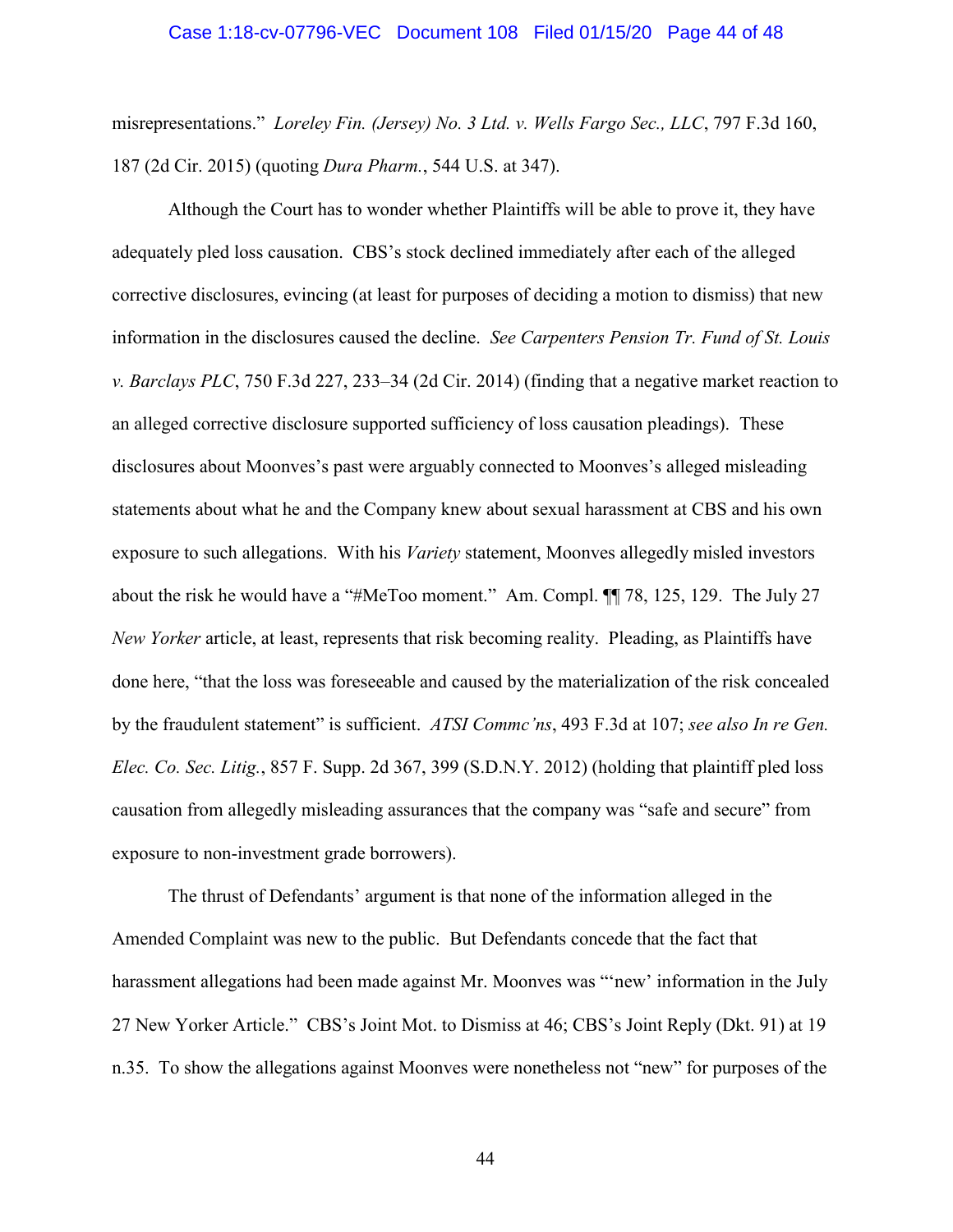misrepresentations." *Loreley Fin. (Jersey) No. 3 Ltd. v. Wells Fargo Sec., LLC*, 797 F.3d 160, 187 (2d Cir. 2015) (quoting *Dura Pharm.*, 544 U.S. at 347).

Although the Court has to wonder whether Plaintiffs will be able to prove it, they have adequately pled loss causation. CBS's stock declined immediately after each of the alleged corrective disclosures, evincing (at least for purposes of deciding a motion to dismiss) that new information in the disclosures caused the decline. *See Carpenters Pension Tr. Fund of St. Louis v. Barclays PLC*, 750 F.3d 227, 233–34 (2d Cir. 2014) (finding that a negative market reaction to an alleged corrective disclosure supported sufficiency of loss causation pleadings). These disclosures about Moonves's past were arguably connected to Moonves's alleged misleading statements about what he and the Company knew about sexual harassment at CBS and his own exposure to such allegations. With his *Variety* statement, Moonves allegedly misled investors about the risk he would have a "#MeToo moment." Am. Compl. ¶¶ 78, 125, 129. The July 27 *New Yorker* article, at least, represents that risk becoming reality. Pleading, as Plaintiffs have done here, "that the loss was foreseeable and caused by the materialization of the risk concealed by the fraudulent statement" is sufficient. *ATSI Commc'ns*, 493 F.3d at 107; *see also In re Gen. Elec. Co. Sec. Litig.*, 857 F. Supp. 2d 367, 399 (S.D.N.Y. 2012) (holding that plaintiff pled loss causation from allegedly misleading assurances that the company was "safe and secure" from exposure to non-investment grade borrowers).

The thrust of Defendants' argument is that none of the information alleged in the Amended Complaint was new to the public. But Defendants concede that the fact that harassment allegations had been made against Mr. Moonves was "'new' information in the July 27 New Yorker Article." CBS's Joint Mot. to Dismiss at 46; CBS's Joint Reply (Dkt. 91) at 19 n.35. To show the allegations against Moonves were nonetheless not "new" for purposes of the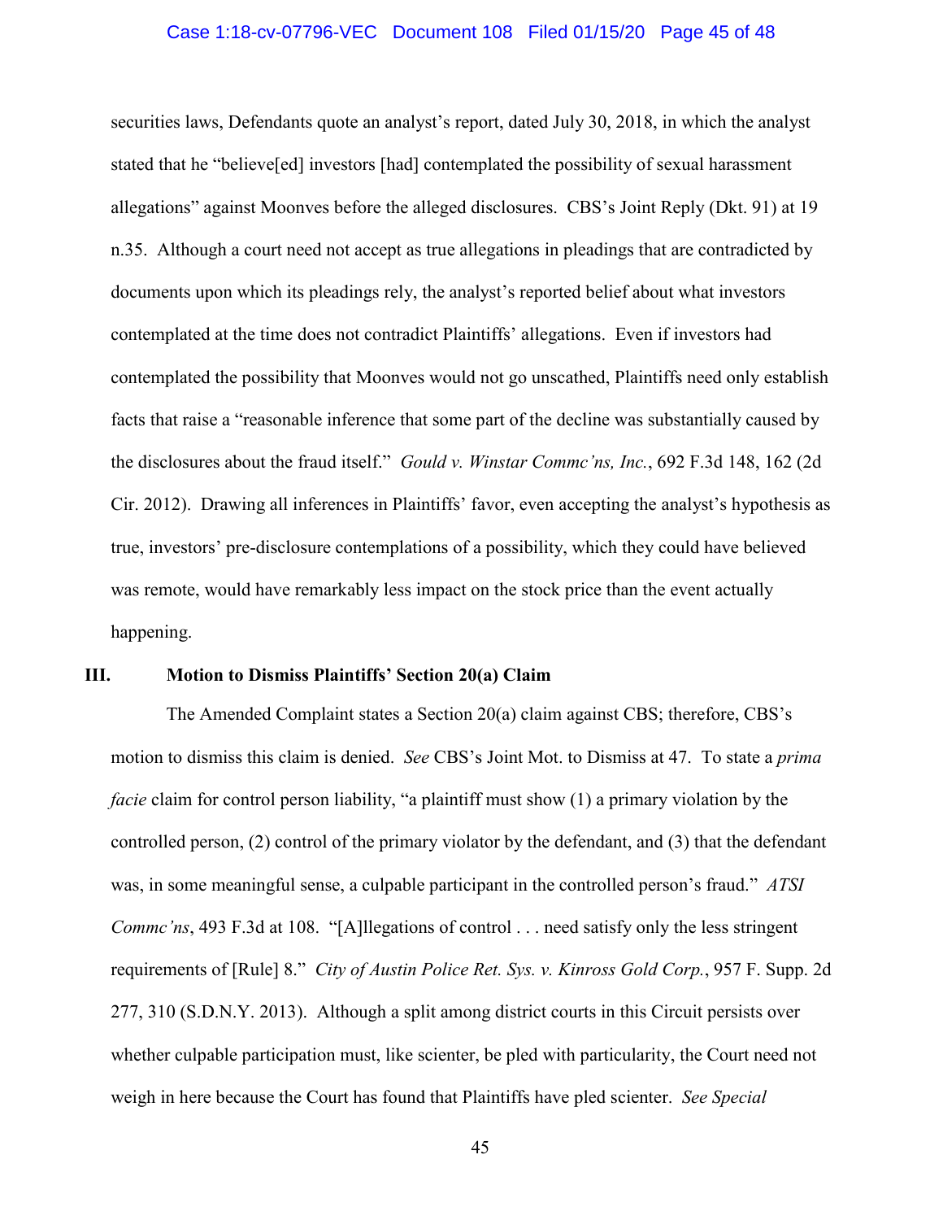securities laws, Defendants quote an analyst's report, dated July 30, 2018, in which the analyst stated that he "believe[ed] investors [had] contemplated the possibility of sexual harassment allegations" against Moonves before the alleged disclosures. CBS's Joint Reply (Dkt. 91) at 19 n.35. Although a court need not accept as true allegations in pleadings that are contradicted by documents upon which its pleadings rely, the analyst's reported belief about what investors contemplated at the time does not contradict Plaintiffs' allegations. Even if investors had contemplated the possibility that Moonves would not go unscathed, Plaintiffs need only establish facts that raise a "reasonable inference that some part of the decline was substantially caused by the disclosures about the fraud itself." *Gould v. Winstar Commc'ns, Inc.*, 692 F.3d 148, 162 (2d Cir. 2012). Drawing all inferences in Plaintiffs' favor, even accepting the analyst's hypothesis as true, investors' pre-disclosure contemplations of a possibility, which they could have believed was remote, would have remarkably less impact on the stock price than the event actually happening.

## III. Motion to Dismiss Plaintiffs' Section 20(a) Claim

The Amended Complaint states a Section 20(a) claim against CBS; therefore, CBS's motion to dismiss this claim is denied. *See* CBS's Joint Mot. to Dismiss at 47. To state a *prima facie* claim for control person liability, "a plaintiff must show (1) a primary violation by the controlled person, (2) control of the primary violator by the defendant, and (3) that the defendant was, in some meaningful sense, a culpable participant in the controlled person's fraud." *ATSI Commc'ns*, 493 F.3d at 108. "[A]llegations of control . . . need satisfy only the less stringent requirements of [Rule] 8." *City of Austin Police Ret. Sys. v. Kinross Gold Corp.*, 957 F. Supp. 2d 277, 310 (S.D.N.Y. 2013). Although a split among district courts in this Circuit persists over whether culpable participation must, like scienter, be pled with particularity, the Court need not weigh in here because the Court has found that Plaintiffs have pled scienter. *See Special*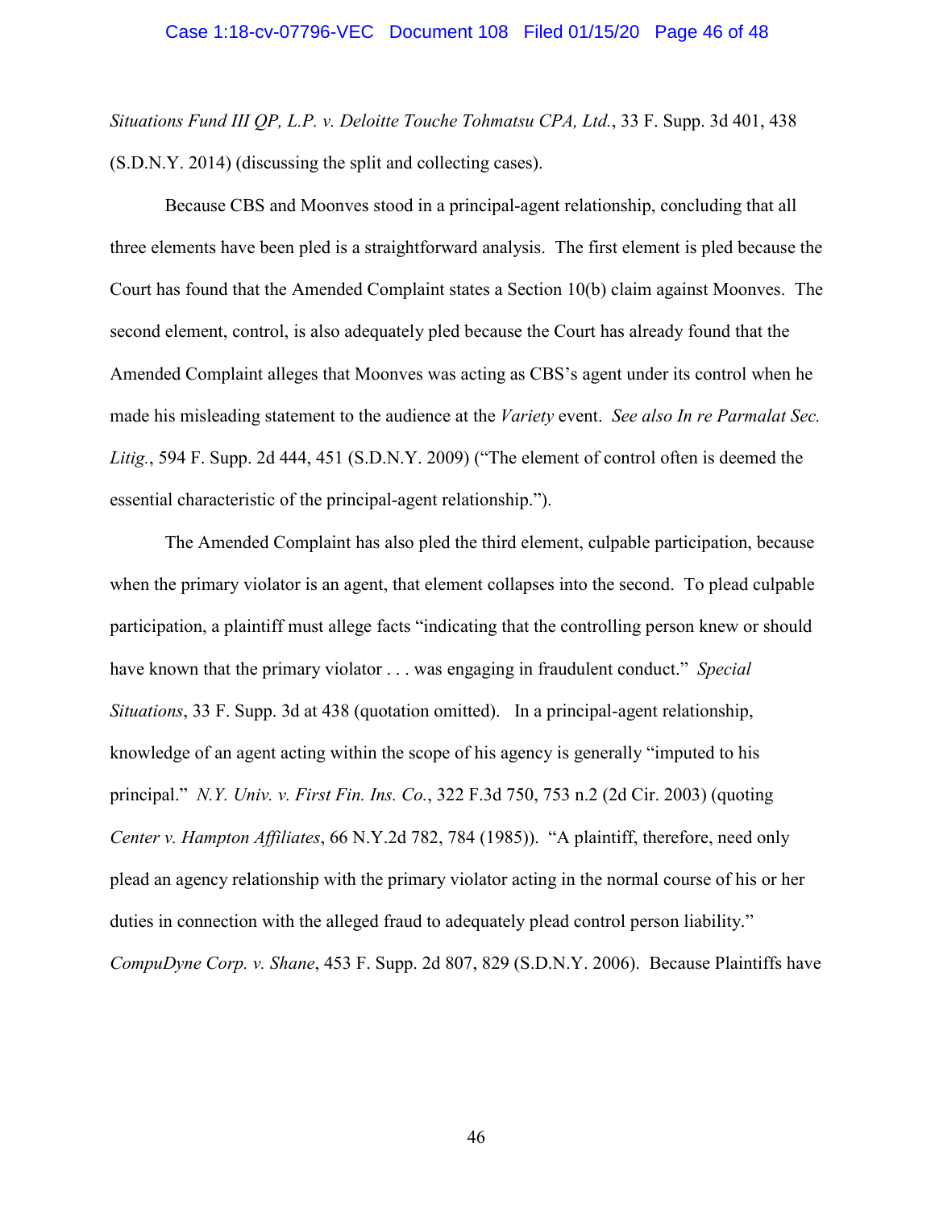*Situations Fund III QP, L.P. v. Deloitte Touche Tohmatsu CPA, Ltd.*, 33 F. Supp. 3d 401, 438 (S.D.N.Y. 2014) (discussing the split and collecting cases).

Because CBS and Moonves stood in a principal-agent relationship, concluding that all three elements have been pled is a straightforward analysis. The first element is pled because the Court has found that the Amended Complaint states a Section 10(b) claim against Moonves. The second element, control, is also adequately pled because the Court has already found that the Amended Complaint alleges that Moonves was acting as CBS's agent under its control when he made his misleading statement to the audience at the *Variety* event. *See also In re Parmalat Sec. Litig.*, 594 F. Supp. 2d 444, 451 (S.D.N.Y. 2009) ("The element of control often is deemed the essential characteristic of the principal-agent relationship.").

The Amended Complaint has also pled the third element, culpable participation, because when the primary violator is an agent, that element collapses into the second. To plead culpable participation, a plaintiff must allege facts "indicating that the controlling person knew or should have known that the primary violator . . . was engaging in fraudulent conduct." *Special Situations*, 33 F. Supp. 3d at 438 (quotation omitted). In a principal-agent relationship, knowledge of an agent acting within the scope of his agency is generally "imputed to his principal." *N.Y. Univ. v. First Fin. Ins. Co.*, 322 F.3d 750, 753 n.2 (2d Cir. 2003) (quoting *Center v. Hampton Affiliates*, 66 N.Y.2d 782, 784 (1985)). "A plaintiff, therefore, need only plead an agency relationship with the primary violator acting in the normal course of his or her duties in connection with the alleged fraud to adequately plead control person liability." *CompuDyne Corp. v. Shane*, 453 F. Supp. 2d 807, 829 (S.D.N.Y. 2006). Because Plaintiffs have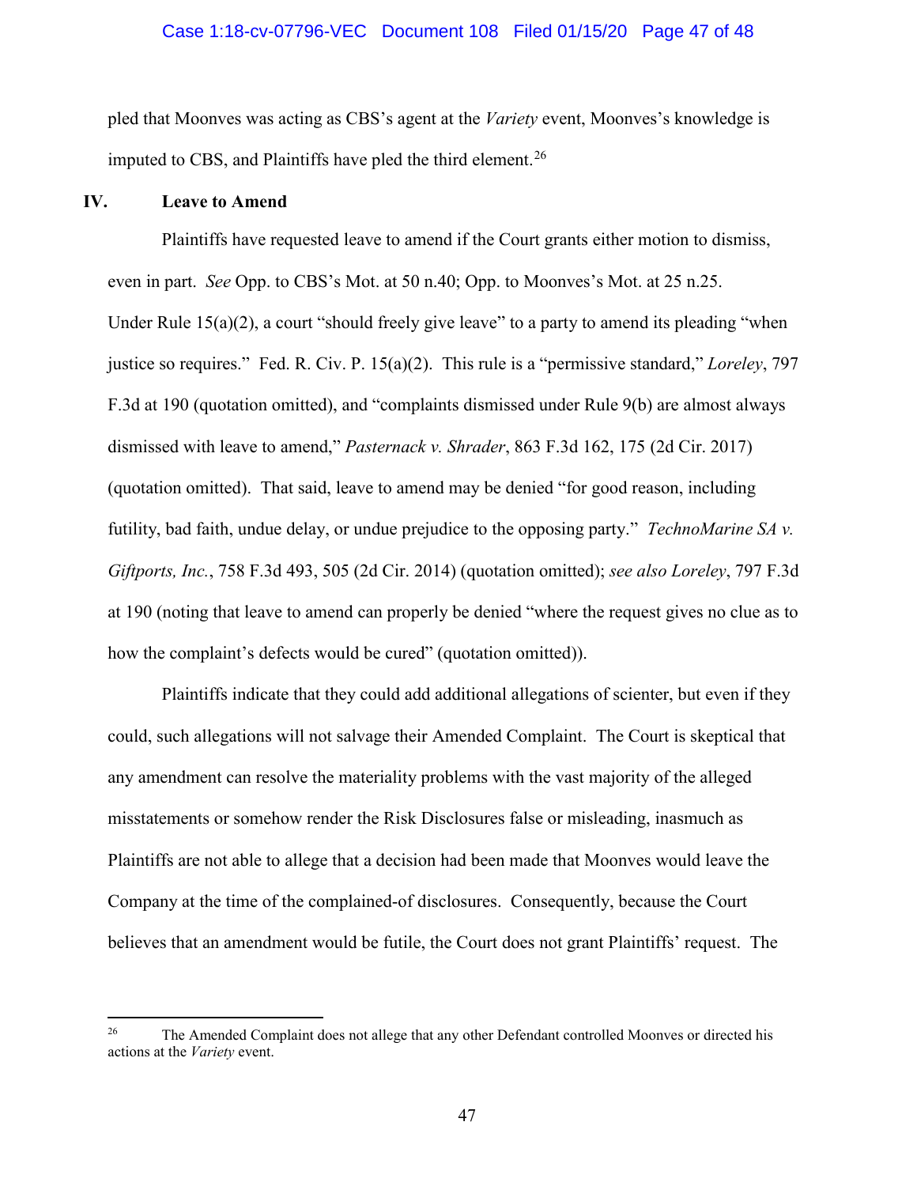pled that Moonves was acting as CBS's agent at the *Variety* event, Moonves's knowledge is imputed to CBS, and Plaintiffs have pled the third element.[26]

## IV. Leave to Amend

Plaintiffs have requested leave to amend if the Court grants either motion to dismiss, even in part. *See* Opp. to CBS's Mot. at 50 n.40; Opp. to Moonves's Mot. at 25 n.25. Under Rule 15(a)(2), a court "should freely give leave" to a party to amend its pleading "when justice so requires." Fed. R. Civ. P. 15(a)(2). This rule is a "permissive standard," *Loreley*, 797 F.3d at 190 (quotation omitted), and "complaints dismissed under Rule 9(b) are almost always dismissed with leave to amend," *Pasternack v. Shrader*, 863 F.3d 162, 175 (2d Cir. 2017) (quotation omitted). That said, leave to amend may be denied "for good reason, including futility, bad faith, undue delay, or undue prejudice to the opposing party." *TechnoMarine SA v. Giftports, Inc.*, 758 F.3d 493, 505 (2d Cir. 2014) (quotation omitted); *see also Loreley*, 797 F.3d at 190 (noting that leave to amend can properly be denied "where the request gives no clue as to how the complaint's defects would be cured" (quotation omitted)).

Plaintiffs indicate that they could add additional allegations of scienter, but even if they could, such allegations will not salvage their Amended Complaint. The Court is skeptical that any amendment can resolve the materiality problems with the vast majority of the alleged misstatements or somehow render the Risk Disclosures false or misleading, inasmuch as Plaintiffs are not able to allege that a decision had been made that Moonves would leave the Company at the time of the complained-of disclosures. Consequently, because the Court believes that an amendment would be futile, the Court does not grant Plaintiffs' request. The

---

[26] The Amended Complaint does not allege that any other Defendant controlled Moonves or directed his actions at the *Variety* event.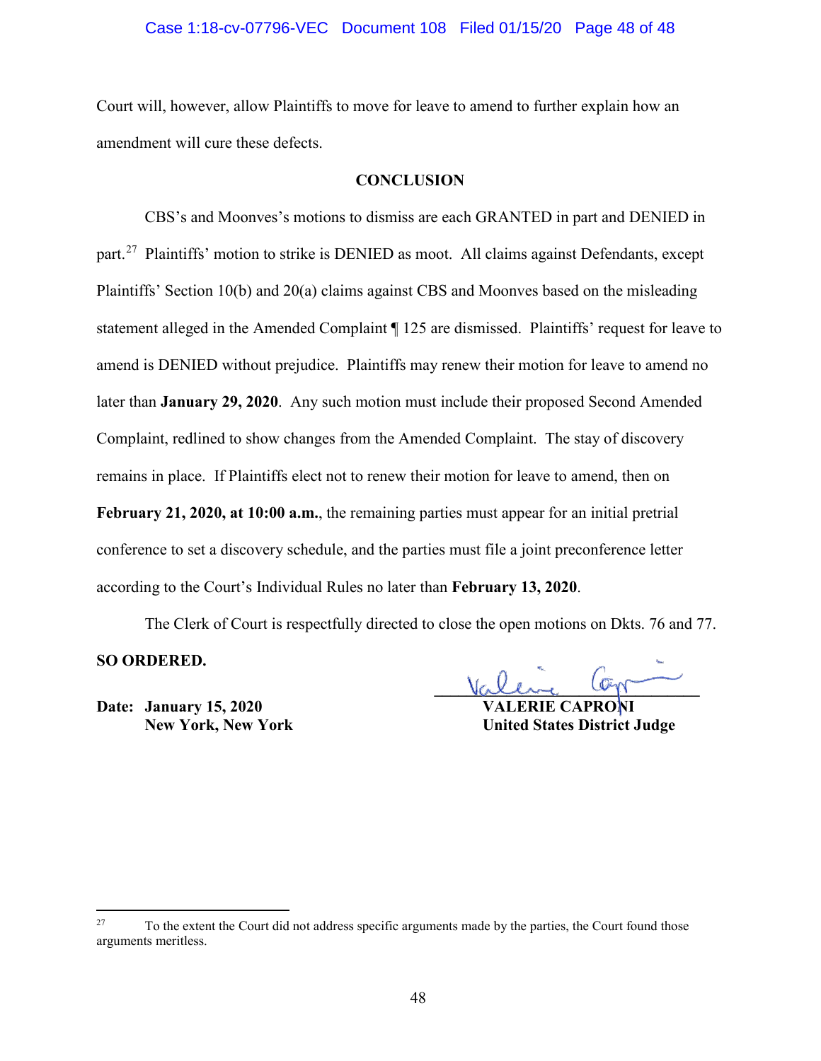Court will, however, allow Plaintiffs to move for leave to amend to further explain how an amendment will cure these defects.

## CONCLUSION

CBS's and Moonves's motions to dismiss are each GRANTED in part and DENIED in part.[27] Plaintiffs' motion to strike is DENIED as moot. All claims against Defendants, except Plaintiffs' Section 10(b) and 20(a) claims against CBS and Moonves based on the misleading statement alleged in the Amended Complaint ¶ 125 are dismissed. Plaintiffs' request for leave to amend is DENIED without prejudice. Plaintiffs may renew their motion for leave to amend no later than **January 29, 2020**. Any such motion must include their proposed Second Amended Complaint, redlined to show changes from the Amended Complaint. The stay of discovery remains in place. If Plaintiffs elect not to renew their motion for leave to amend, then on **February 21, 2020, at 10:00 a.m.**, the remaining parties must appear for an initial pretrial conference to set a discovery schedule, and the parties must file a joint preconference letter according to the Court's Individual Rules no later than **February 13, 2020**.

The Clerk of Court is respectfully directed to close the open motions on Dkts. 76 and 77.

**SO ORDERED.**

**Date: January 15, 2020**
**New York, New York**

**VALERIE CAPRONI**
**United States District Judge**

[27] To the extent the Court did not address specific arguments made by the parties, the Court found those arguments meritless.